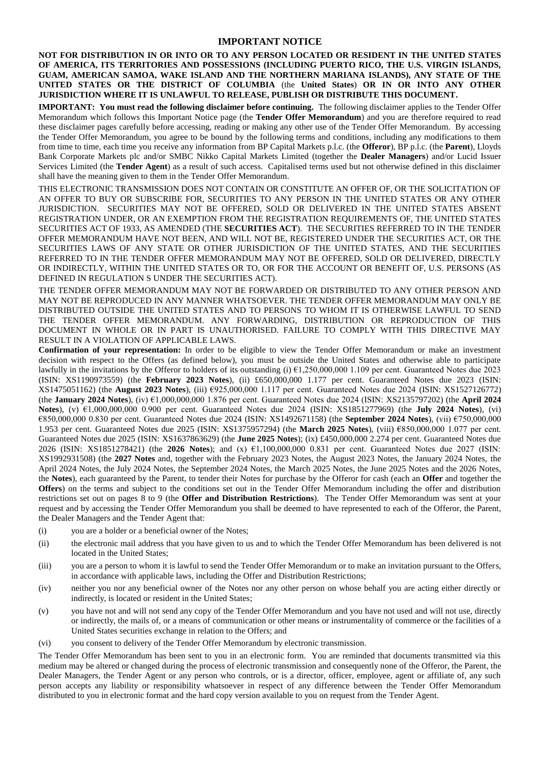# IMPORTANT NOTICE

**NOT FOR DISTRIBUTION IN OR INTO OR TO ANY PERSON LOCATED OR RESIDENT IN THE UNITED STATES OF AMERICA, ITS TERRITORIES AND POSSESSIONS (INCLUDING PUERTO RICO, THE U.S. VIRGIN ISLANDS, GUAM, AMERICAN SAMOA, WAKE ISLAND AND THE NORTHERN MARIANA ISLANDS), ANY STATE OF THE UNITED STATES OR THE DISTRICT OF COLUMBIA** (the **United States**) **OR IN OR INTO ANY OTHER JURISDICTION WHERE IT IS UNLAWFUL TO RELEASE, PUBLISH OR DISTRIBUTE THIS DOCUMENT.**

**IMPORTANT: You must read the following disclaimer before continuing.** The following disclaimer applies to the Tender Offer Memorandum which follows this Important Notice page (the **Tender Offer Memorandum**) and you are therefore required to read these disclaimer pages carefully before accessing, reading or making any other use of the Tender Offer Memorandum. By accessing the Tender Offer Memorandum, you agree to be bound by the following terms and conditions, including any modifications to them from time to time, each time you receive any information from BP Capital Markets p.l.c. (the **Offeror**), BP p.l.c. (the **Parent**), Lloyds Bank Corporate Markets plc and/or SMBC Nikko Capital Markets Limited (together the **Dealer Managers**) and/or Lucid Issuer Services Limited (the **Tender Agent**) as a result of such access. Capitalised terms used but not otherwise defined in this disclaimer shall have the meaning given to them in the Tender Offer Memorandum.

THIS ELECTRONIC TRANSMISSION DOES NOT CONTAIN OR CONSTITUTE AN OFFER OF, OR THE SOLICITATION OF AN OFFER TO BUY OR SUBSCRIBE FOR, SECURITIES TO ANY PERSON IN THE UNITED STATES OR ANY OTHER JURISDICTION. SECURITIES MAY NOT BE OFFERED, SOLD OR DELIVERED IN THE UNITED STATES ABSENT REGISTRATION UNDER, OR AN EXEMPTION FROM THE REGISTRATION REQUIREMENTS OF, THE UNITED STATES SECURITIES ACT OF 1933, AS AMENDED (THE **SECURITIES ACT**). THE SECURITIES REFERRED TO IN THE TENDER OFFER MEMORANDUM HAVE NOT BEEN, AND WILL NOT BE, REGISTERED UNDER THE SECURITIES ACT, OR THE SECURITIES LAWS OF ANY STATE OR OTHER JURISDICTION OF THE UNITED STATES, AND THE SECURITIES REFERRED TO IN THE TENDER OFFER MEMORANDUM MAY NOT BE OFFERED, SOLD OR DELIVERED, DIRECTLY OR INDIRECTLY, WITHIN THE UNITED STATES OR TO, OR FOR THE ACCOUNT OR BENEFIT OF, U.S. PERSONS (AS DEFINED IN REGULATION S UNDER THE SECURITIES ACT).

THE TENDER OFFER MEMORANDUM MAY NOT BE FORWARDED OR DISTRIBUTED TO ANY OTHER PERSON AND MAY NOT BE REPRODUCED IN ANY MANNER WHATSOEVER. THE TENDER OFFER MEMORANDUM MAY ONLY BE DISTRIBUTED OUTSIDE THE UNITED STATES AND TO PERSONS TO WHOM IT IS OTHERWISE LAWFUL TO SEND THE TENDER OFFER MEMORANDUM. ANY FORWARDING, DISTRIBUTION OR REPRODUCTION OF THIS DOCUMENT IN WHOLE OR IN PART IS UNAUTHORISED. FAILURE TO COMPLY WITH THIS DIRECTIVE MAY RESULT IN A VIOLATION OF APPLICABLE LAWS.

**Confirmation of your representation:** In order to be eligible to view the Tender Offer Memorandum or make an investment decision with respect to the Offers (as defined below), you must be outside the United States and otherwise able to participate lawfully in the invitations by the Offeror to holders of its outstanding (i) €1,250,000,000 1.109 per cent. Guaranteed Notes due 2023 (ISIN: XS1190973559) (the **February 2023 Notes**), (ii) £650,000,000 1.177 per cent. Guaranteed Notes due 2023 (ISIN: XS1475051162) (the **August 2023 Notes**), (iii) €925,000,000 1.117 per cent. Guaranteed Notes due 2024 (ISIN: XS1527126772) (the **January 2024 Notes**), (iv) €1,000,000,000 1.876 per cent. Guaranteed Notes due 2024 (ISIN: XS2135797202) (the **April 2024 Notes**), (v) €1,000,000,000 0.900 per cent. Guaranteed Notes due 2024 (ISIN: XS1851277969) (the **July 2024 Notes**), (vi) €850,000,000 0.830 per cent. Guaranteed Notes due 2024 (ISIN: XS1492671158) (the **September 2024 Notes**), (vii) €750,000,000 1.953 per cent. Guaranteed Notes due 2025 (ISIN: XS1375957294) (the **March 2025 Notes**), (viii) €850,000,000 1.077 per cent. Guaranteed Notes due 2025 (ISIN: XS1637863629) (the **June 2025 Notes**); (ix) £450,000,000 2.274 per cent. Guaranteed Notes due 2026 (ISIN: XS1851278421) (the **2026 Notes**); and (x) €1,100,000,000 0.831 per cent. Guaranteed Notes due 2027 (ISIN: XS1992931508) (the **2027 Notes** and, together with the February 2023 Notes, the August 2023 Notes, the January 2024 Notes, the April 2024 Notes, the July 2024 Notes, the September 2024 Notes, the March 2025 Notes, the June 2025 Notes and the 2026 Notes, the **Notes**), each guaranteed by the Parent, to tender their Notes for purchase by the Offeror for cash (each an **Offer** and together the **Offers**) on the terms and subject to the conditions set out in the Tender Offer Memorandum including the offer and distribution restrictions set out on pages 8 to 9 (the **Offer and Distribution Restrictions**). The Tender Offer Memorandum was sent at your request and by accessing the Tender Offer Memorandum you shall be deemed to have represented to each of the Offeror, the Parent, the Dealer Managers and the Tender Agent that:

(i) you are a holder or a beneficial owner of the Notes;

(ii) the electronic mail address that you have given to us and to which the Tender Offer Memorandum has been delivered is not located in the United States;

(iii) you are a person to whom it is lawful to send the Tender Offer Memorandum or to make an invitation pursuant to the Offers, in accordance with applicable laws, including the Offer and Distribution Restrictions;

(iv) neither you nor any beneficial owner of the Notes nor any other person on whose behalf you are acting either directly or indirectly, is located or resident in the United States;

(v) you have not and will not send any copy of the Tender Offer Memorandum and you have not used and will not use, directly or indirectly, the mails of, or a means of communication or other means or instrumentality of commerce or the facilities of a United States securities exchange in relation to the Offers; and

(vi) you consent to delivery of the Tender Offer Memorandum by electronic transmission.

The Tender Offer Memorandum has been sent to you in an electronic form. You are reminded that documents transmitted via this medium may be altered or changed during the process of electronic transmission and consequently none of the Offeror, the Parent, the Dealer Managers, the Tender Agent or any person who controls, or is a director, officer, employee, agent or affiliate of, any such person accepts any liability or responsibility whatsoever in respect of any difference between the Tender Offer Memorandum distributed to you in electronic format and the hard copy version available to you on request from the Tender Agent.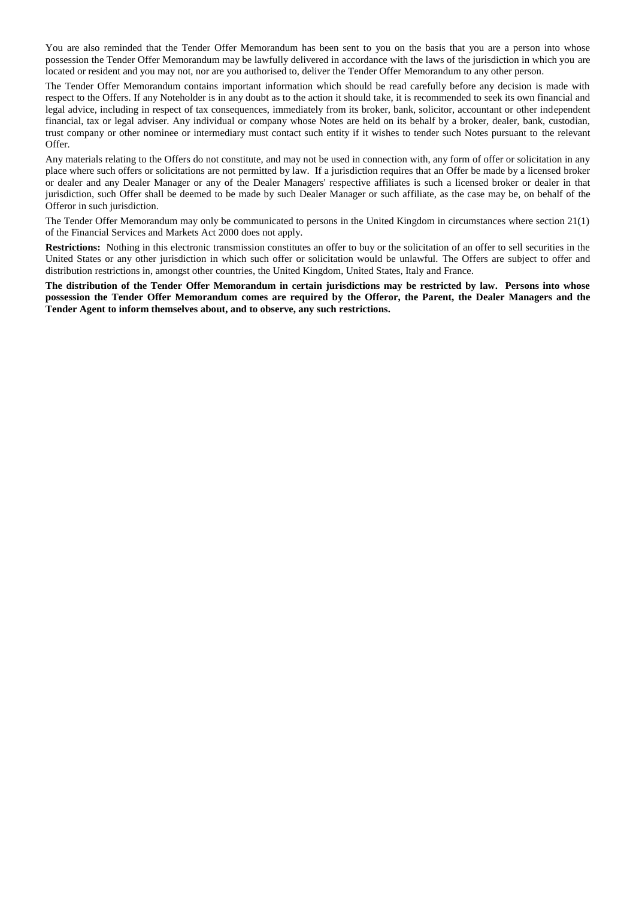You are also reminded that the Tender Offer Memorandum has been sent to you on the basis that you are a person into whose possession the Tender Offer Memorandum may be lawfully delivered in accordance with the laws of the jurisdiction in which you are located or resident and you may not, nor are you authorised to, deliver the Tender Offer Memorandum to any other person.

The Tender Offer Memorandum contains important information which should be read carefully before any decision is made with respect to the Offers. If any Noteholder is in any doubt as to the action it should take, it is recommended to seek its own financial and legal advice, including in respect of tax consequences, immediately from its broker, bank, solicitor, accountant or other independent financial, tax or legal adviser. Any individual or company whose Notes are held on its behalf by a broker, dealer, bank, custodian, trust company or other nominee or intermediary must contact such entity if it wishes to tender such Notes pursuant to the relevant Offer.

Any materials relating to the Offers do not constitute, and may not be used in connection with, any form of offer or solicitation in any place where such offers or solicitations are not permitted by law. If a jurisdiction requires that an Offer be made by a licensed broker or dealer and any Dealer Manager or any of the Dealer Managers' respective affiliates is such a licensed broker or dealer in that jurisdiction, such Offer shall be deemed to be made by such Dealer Manager or such affiliate, as the case may be, on behalf of the Offeror in such jurisdiction.

The Tender Offer Memorandum may only be communicated to persons in the United Kingdom in circumstances where section 21(1) of the Financial Services and Markets Act 2000 does not apply.

**Restrictions:** Nothing in this electronic transmission constitutes an offer to buy or the solicitation of an offer to sell securities in the United States or any other jurisdiction in which such offer or solicitation would be unlawful. The Offers are subject to offer and distribution restrictions in, amongst other countries, the United Kingdom, United States, Italy and France.

**The distribution of the Tender Offer Memorandum in certain jurisdictions may be restricted by law. Persons into whose possession the Tender Offer Memorandum comes are required by the Offeror, the Parent, the Dealer Managers and the Tender Agent to inform themselves about, and to observe, any such restrictions.**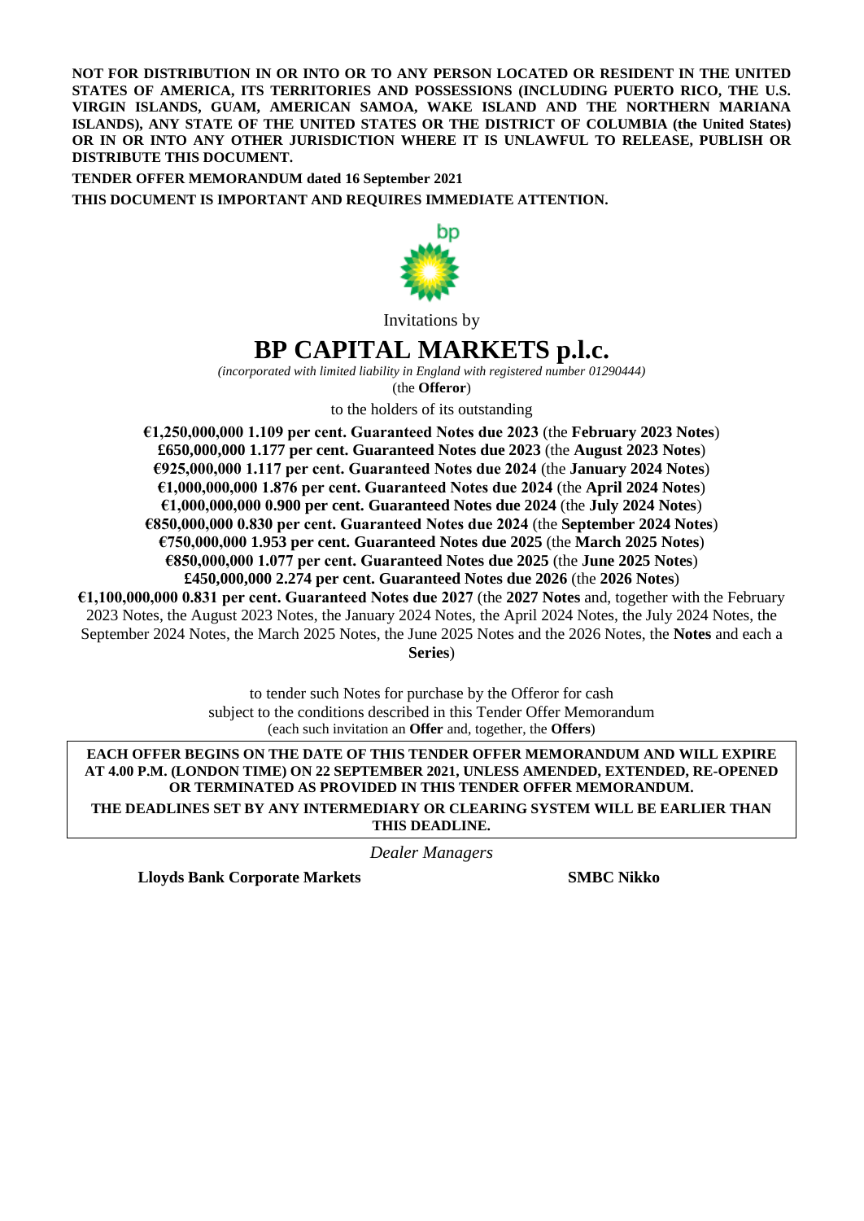**NOT FOR DISTRIBUTION IN OR INTO OR TO ANY PERSON LOCATED OR RESIDENT IN THE UNITED STATES OF AMERICA, ITS TERRITORIES AND POSSESSIONS (INCLUDING PUERTO RICO, THE U.S. VIRGIN ISLANDS, GUAM, AMERICAN SAMOA, WAKE ISLAND AND THE NORTHERN MARIANA ISLANDS), ANY STATE OF THE UNITED STATES OR THE DISTRICT OF COLUMBIA (the United States) OR IN OR INTO ANY OTHER JURISDICTION WHERE IT IS UNLAWFUL TO RELEASE, PUBLISH OR DISTRIBUTE THIS DOCUMENT.**

**TENDER OFFER MEMORANDUM dated 16 September 2021**

**THIS DOCUMENT IS IMPORTANT AND REQUIRES IMMEDIATE ATTENTION.**

Invitations by

# BP CAPITAL MARKETS p.l.c.

*(incorporated with limited liability in England with registered number 01290444)*

(the **Offeror**)

to the holders of its outstanding

**€1,250,000,000 1.109 per cent. Guaranteed Notes due 2023** (the **February 2023 Notes**)
**£650,000,000 1.177 per cent. Guaranteed Notes due 2023** (the **August 2023 Notes**)
**€925,000,000 1.117 per cent. Guaranteed Notes due 2024** (the **January 2024 Notes**)
**€1,000,000,000 1.876 per cent. Guaranteed Notes due 2024** (the **April 2024 Notes**)
**€1,000,000,000 0.900 per cent. Guaranteed Notes due 2024** (the **July 2024 Notes**)
**€850,000,000 0.830 per cent. Guaranteed Notes due 2024** (the **September 2024 Notes**)
**€750,000,000 1.953 per cent. Guaranteed Notes due 2025** (the **March 2025 Notes**)
**€850,000,000 1.077 per cent. Guaranteed Notes due 2025** (the **June 2025 Notes**)
**£450,000,000 2.274 per cent. Guaranteed Notes due 2026** (the **2026 Notes**)
**€1,100,000,000 0.831 per cent. Guaranteed Notes due 2027** (the **2027 Notes** and, together with the February 2023 Notes, the August 2023 Notes, the January 2024 Notes, the April 2024 Notes, the July 2024 Notes, the September 2024 Notes, the March 2025 Notes, the June 2025 Notes and the 2026 Notes, the **Notes** and each a **Series**)

to tender such Notes for purchase by the Offeror for cash
subject to the conditions described in this Tender Offer Memorandum
(each such invitation an **Offer** and, together, the **Offers**)

**EACH OFFER BEGINS ON THE DATE OF THIS TENDER OFFER MEMORANDUM AND WILL EXPIRE AT 4.00 P.M. (LONDON TIME) ON 22 SEPTEMBER 2021, UNLESS AMENDED, EXTENDED, RE-OPENED OR TERMINATED AS PROVIDED IN THIS TENDER OFFER MEMORANDUM.**

**THE DEADLINES SET BY ANY INTERMEDIARY OR CLEARING SYSTEM WILL BE EARLIER THAN THIS DEADLINE.**

*Dealer Managers*

**Lloyds Bank Corporate Markets** **SMBC Nikko**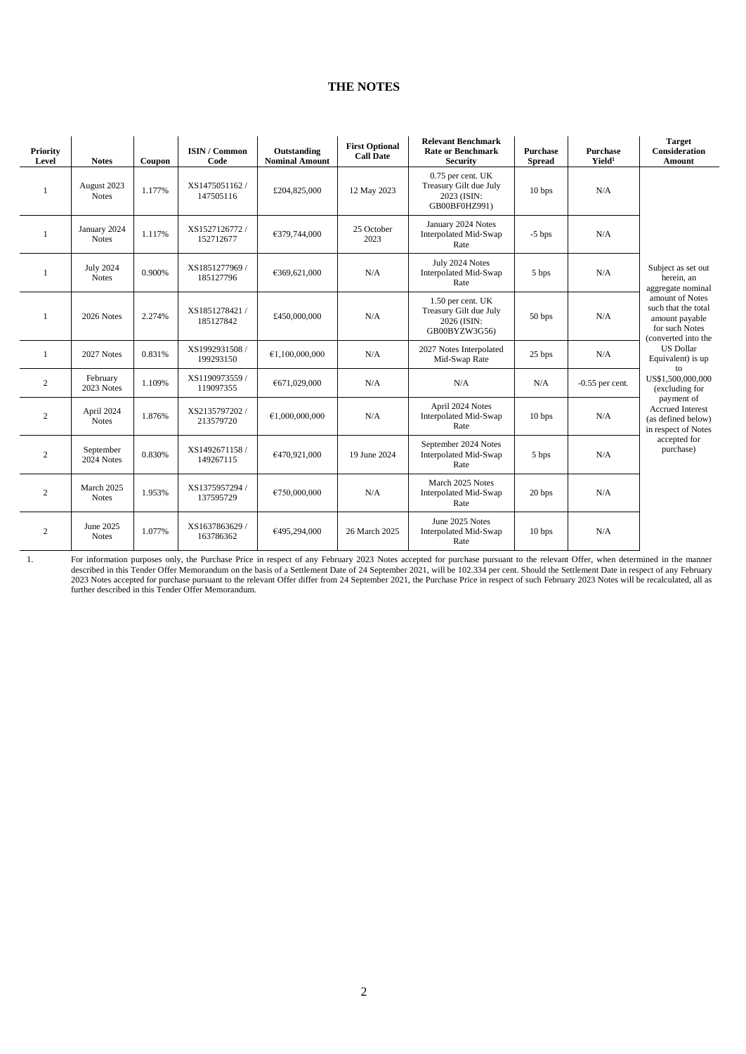## THE NOTES

| Priority Level | Notes | Coupon | ISIN / Common Code | Outstanding Nominal Amount | First Optional Call Date | Relevant Benchmark Rate or Benchmark Security | Purchase Spread | Purchase Yield[1] | Target Consideration Amount |
|---|---|---|---|---|---|---|---|---|---|
| 1 | August 2023 Notes | 1.177% | XS1475051162 / 147505116 | £204,825,000 | 12 May 2023 | 0.75 per cent. UK Treasury Gilt due July 2023 (ISIN: GB00BF0HZ991) | 10 bps | N/A | Subject as set out herein, an aggregate nominal amount of Notes such that the total amount payable for such Notes (converted into the US Dollar Equivalent) is up to US$1,500,000,000 (excluding for payment of Accrued Interest (as defined below) in respect of Notes accepted for purchase) |
| 1 | January 2024 Notes | 1.117% | XS1527126772 / 152712677 | €379,744,000 | 25 October 2023 | January 2024 Notes Interpolated Mid-Swap Rate | -5 bps | N/A | |
| 1 | July 2024 Notes | 0.900% | XS1851277969 / 185127796 | €369,621,000 | N/A | July 2024 Notes Interpolated Mid-Swap Rate | 5 bps | N/A | |
| 1 | 2026 Notes | 2.274% | XS1851278421 / 185127842 | £450,000,000 | N/A | 1.50 per cent. UK Treasury Gilt due July 2026 (ISIN: GB00BYZW3G56) | 50 bps | N/A | |
| 1 | 2027 Notes | 0.831% | XS1992931508 / 199293150 | €1,100,000,000 | N/A | 2027 Notes Interpolated Mid-Swap Rate | 25 bps | N/A | |
| 2 | February 2023 Notes | 1.109% | XS1190973559 / 119097355 | €671,029,000 | N/A | N/A | N/A | -0.55 per cent. | |
| 2 | April 2024 Notes | 1.876% | XS2135797202 / 213579720 | €1,000,000,000 | N/A | April 2024 Notes Interpolated Mid-Swap Rate | 10 bps | N/A | |
| 2 | September 2024 Notes | 0.830% | XS1492671158 / 149267115 | €470,921,000 | 19 June 2024 | September 2024 Notes Interpolated Mid-Swap Rate | 5 bps | N/A | |
| 2 | March 2025 Notes | 1.953% | XS1375957294 / 137595729 | €750,000,000 | N/A | March 2025 Notes Interpolated Mid-Swap Rate | 20 bps | N/A | |
| 2 | June 2025 Notes | 1.077% | XS1637863629 / 163786362 | €495,294,000 | 26 March 2025 | June 2025 Notes Interpolated Mid-Swap Rate | 10 bps | N/A | |

1. For information purposes only, the Purchase Price in respect of any February 2023 Notes accepted for purchase pursuant to the relevant Offer, when determined in the manner described in this Tender Offer Memorandum on the basis of a Settlement Date of 24 September 2021, will be 102.334 per cent. Should the Settlement Date in respect of any February 2023 Notes accepted for purchase pursuant to the relevant Offer differ from 24 September 2021, the Purchase Price in respect of such February 2023 Notes will be recalculated, all as further described in this Tender Offer Memorandum.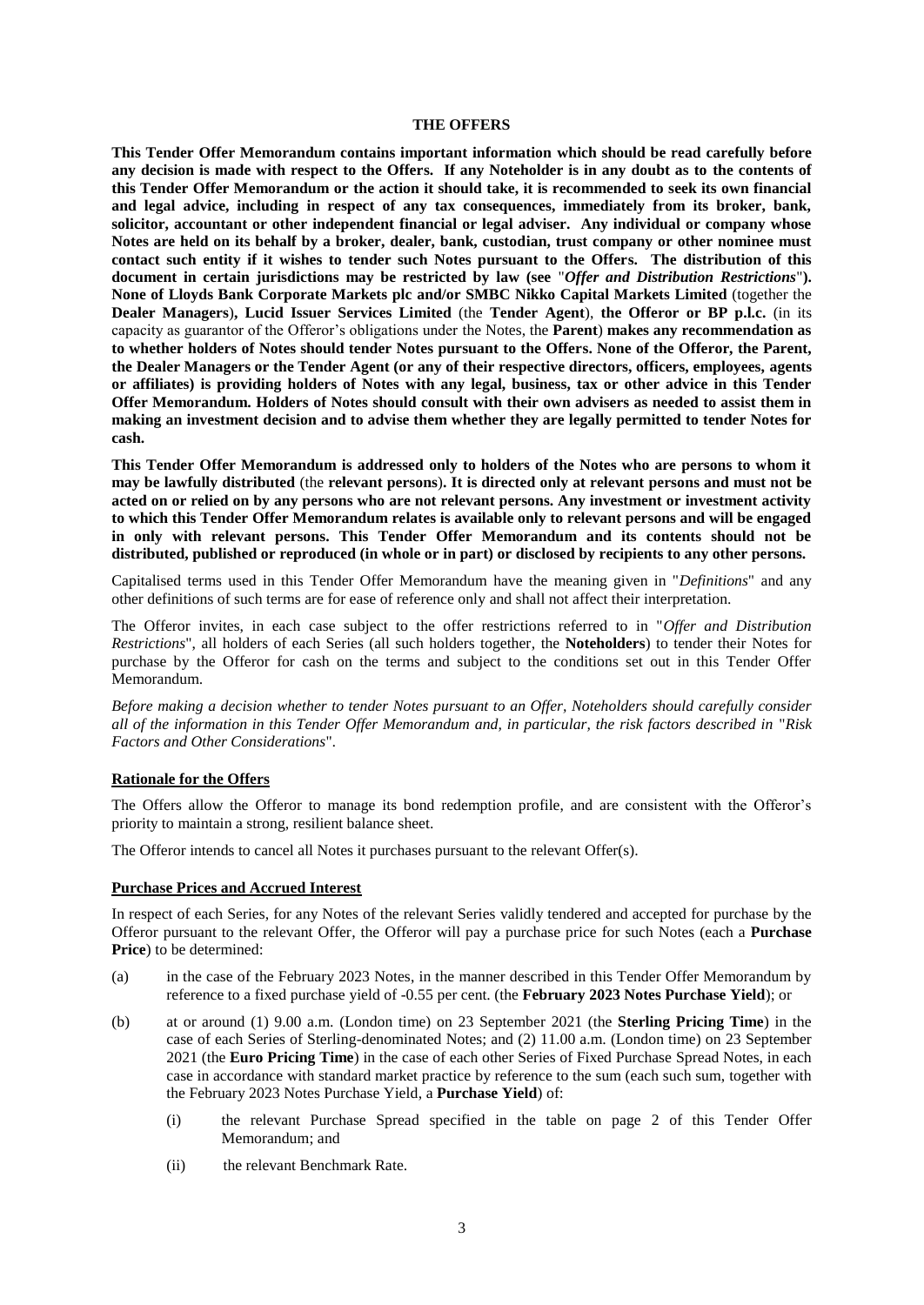# THE OFFERS

**This Tender Offer Memorandum contains important information which should be read carefully before any decision is made with respect to the Offers. If any Noteholder is in any doubt as to the contents of this Tender Offer Memorandum or the action it should take, it is recommended to seek its own financial and legal advice, including in respect of any tax consequences, immediately from its broker, bank, solicitor, accountant or other independent financial or legal adviser. Any individual or company whose Notes are held on its behalf by a broker, dealer, bank, custodian, trust company or other nominee must contact such entity if it wishes to tender such Notes pursuant to the Offers. The distribution of this document in certain jurisdictions may be restricted by law (see "*Offer and Distribution Restrictions*"). None of Lloyds Bank Corporate Markets plc and/or SMBC Nikko Capital Markets Limited** (together the **Dealer Managers**), **Lucid Issuer Services Limited** (the **Tender Agent**), **the Offeror or BP p.l.c.** (in its capacity as guarantor of the Offeror's obligations under the Notes, the **Parent**) **makes any recommendation as to whether holders of Notes should tender Notes pursuant to the Offers. None of the Offeror, the Parent, the Dealer Managers or the Tender Agent (or any of their respective directors, officers, employees, agents or affiliates) is providing holders of Notes with any legal, business, tax or other advice in this Tender Offer Memorandum. Holders of Notes should consult with their own advisers as needed to assist them in making an investment decision and to advise them whether they are legally permitted to tender Notes for cash.**

**This Tender Offer Memorandum is addressed only to holders of the Notes who are persons to whom it may be lawfully distributed** (the **relevant persons**). **It is directed only at relevant persons and must not be acted on or relied on by any persons who are not relevant persons. Any investment or investment activity to which this Tender Offer Memorandum relates is available only to relevant persons and will be engaged in only with relevant persons. This Tender Offer Memorandum and its contents should not be distributed, published or reproduced (in whole or in part) or disclosed by recipients to any other persons.**

Capitalised terms used in this Tender Offer Memorandum have the meaning given in "*Definitions*" and any other definitions of such terms are for ease of reference only and shall not affect their interpretation.

The Offeror invites, in each case subject to the offer restrictions referred to in "*Offer and Distribution Restrictions*", all holders of each Series (all such holders together, the **Noteholders**) to tender their Notes for purchase by the Offeror for cash on the terms and subject to the conditions set out in this Tender Offer Memorandum.

*Before making a decision whether to tender Notes pursuant to an Offer, Noteholders should carefully consider all of the information in this Tender Offer Memorandum and, in particular, the risk factors described in "Risk Factors and Other Considerations".*

## Rationale for the Offers

The Offers allow the Offeror to manage its bond redemption profile, and are consistent with the Offeror's priority to maintain a strong, resilient balance sheet.

The Offeror intends to cancel all Notes it purchases pursuant to the relevant Offer(s).

## Purchase Prices and Accrued Interest

In respect of each Series, for any Notes of the relevant Series validly tendered and accepted for purchase by the Offeror pursuant to the relevant Offer, the Offeror will pay a purchase price for such Notes (each a **Purchase Price**) to be determined:

(a) in the case of the February 2023 Notes, in the manner described in this Tender Offer Memorandum by reference to a fixed purchase yield of -0.55 per cent. (the **February 2023 Notes Purchase Yield**); or

(b) at or around (1) 9.00 a.m. (London time) on 23 September 2021 (the **Sterling Pricing Time**) in the case of each Series of Sterling-denominated Notes; and (2) 11.00 a.m. (London time) on 23 September 2021 (the **Euro Pricing Time**) in the case of each other Series of Fixed Purchase Spread Notes, in each case in accordance with standard market practice by reference to the sum (each such sum, together with the February 2023 Notes Purchase Yield, a **Purchase Yield**) of:

   (i) the relevant Purchase Spread specified in the table on page 2 of this Tender Offer Memorandum; and

   (ii) the relevant Benchmark Rate.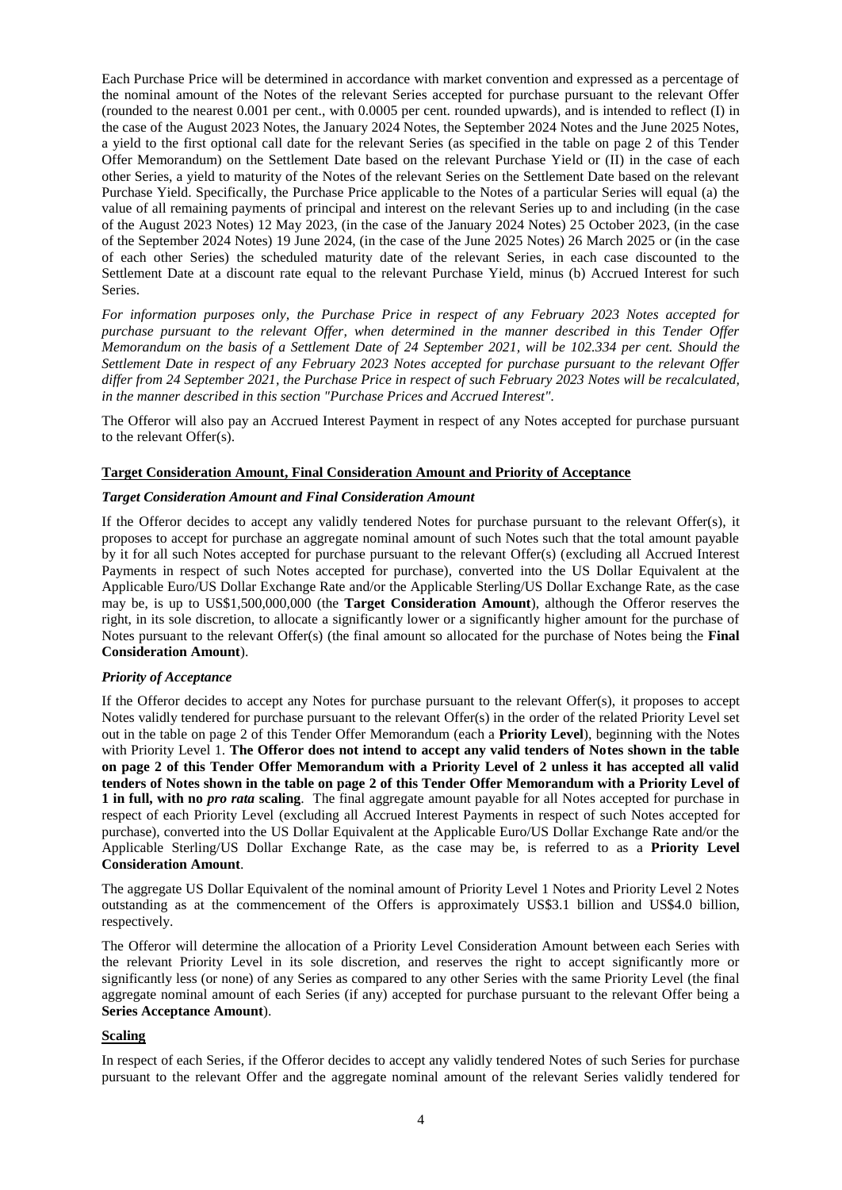Each Purchase Price will be determined in accordance with market convention and expressed as a percentage of the nominal amount of the Notes of the relevant Series accepted for purchase pursuant to the relevant Offer (rounded to the nearest 0.001 per cent., with 0.0005 per cent. rounded upwards), and is intended to reflect (I) in the case of the August 2023 Notes, the January 2024 Notes, the September 2024 Notes and the June 2025 Notes, a yield to the first optional call date for the relevant Series (as specified in the table on page 2 of this Tender Offer Memorandum) on the Settlement Date based on the relevant Purchase Yield or (II) in the case of each other Series, a yield to maturity of the Notes of the relevant Series on the Settlement Date based on the relevant Purchase Yield. Specifically, the Purchase Price applicable to the Notes of a particular Series will equal (a) the value of all remaining payments of principal and interest on the relevant Series up to and including (in the case of the August 2023 Notes) 12 May 2023, (in the case of the January 2024 Notes) 25 October 2023, (in the case of the September 2024 Notes) 19 June 2024, (in the case of the June 2025 Notes) 26 March 2025 or (in the case of each other Series) the scheduled maturity date of the relevant Series, in each case discounted to the Settlement Date at a discount rate equal to the relevant Purchase Yield, minus (b) Accrued Interest for such Series.

*For information purposes only, the Purchase Price in respect of any February 2023 Notes accepted for purchase pursuant to the relevant Offer, when determined in the manner described in this Tender Offer Memorandum on the basis of a Settlement Date of 24 September 2021, will be 102.334 per cent. Should the Settlement Date in respect of any February 2023 Notes accepted for purchase pursuant to the relevant Offer differ from 24 September 2021, the Purchase Price in respect of such February 2023 Notes will be recalculated, in the manner described in this section "Purchase Prices and Accrued Interest".*

The Offeror will also pay an Accrued Interest Payment in respect of any Notes accepted for purchase pursuant to the relevant Offer(s).

## Target Consideration Amount, Final Consideration Amount and Priority of Acceptance

### *Target Consideration Amount and Final Consideration Amount*

If the Offeror decides to accept any validly tendered Notes for purchase pursuant to the relevant Offer(s), it proposes to accept for purchase an aggregate nominal amount of such Notes such that the total amount payable by it for all such Notes accepted for purchase pursuant to the relevant Offer(s) (excluding all Accrued Interest Payments in respect of such Notes accepted for purchase), converted into the US Dollar Equivalent at the Applicable Euro/US Dollar Exchange Rate and/or the Applicable Sterling/US Dollar Exchange Rate, as the case may be, is up to US$1,500,000,000 (the **Target Consideration Amount**), although the Offeror reserves the right, in its sole discretion, to allocate a significantly lower or a significantly higher amount for the purchase of Notes pursuant to the relevant Offer(s) (the final amount so allocated for the purchase of Notes being the **Final Consideration Amount**).

### *Priority of Acceptance*

If the Offeror decides to accept any Notes for purchase pursuant to the relevant Offer(s), it proposes to accept Notes validly tendered for purchase pursuant to the relevant Offer(s) in the order of the related Priority Level set out in the table on page 2 of this Tender Offer Memorandum (each a **Priority Level**), beginning with the Notes with Priority Level 1. **The Offeror does not intend to accept any valid tenders of Notes shown in the table on page 2 of this Tender Offer Memorandum with a Priority Level of 2 unless it has accepted all valid tenders of Notes shown in the table on page 2 of this Tender Offer Memorandum with a Priority Level of 1 in full, with no *pro rata* scaling**. The final aggregate amount payable for all Notes accepted for purchase in respect of each Priority Level (excluding all Accrued Interest Payments in respect of such Notes accepted for purchase), converted into the US Dollar Equivalent at the Applicable Euro/US Dollar Exchange Rate and/or the Applicable Sterling/US Dollar Exchange Rate, as the case may be, is referred to as a **Priority Level Consideration Amount**.

The aggregate US Dollar Equivalent of the nominal amount of Priority Level 1 Notes and Priority Level 2 Notes outstanding as at the commencement of the Offers is approximately US$3.1 billion and US$4.0 billion, respectively.

The Offeror will determine the allocation of a Priority Level Consideration Amount between each Series with the relevant Priority Level in its sole discretion, and reserves the right to accept significantly more or significantly less (or none) of any Series as compared to any other Series with the same Priority Level (the final aggregate nominal amount of each Series (if any) accepted for purchase pursuant to the relevant Offer being a **Series Acceptance Amount**).

## Scaling

In respect of each Series, if the Offeror decides to accept any validly tendered Notes of such Series for purchase pursuant to the relevant Offer and the aggregate nominal amount of the relevant Series validly tendered for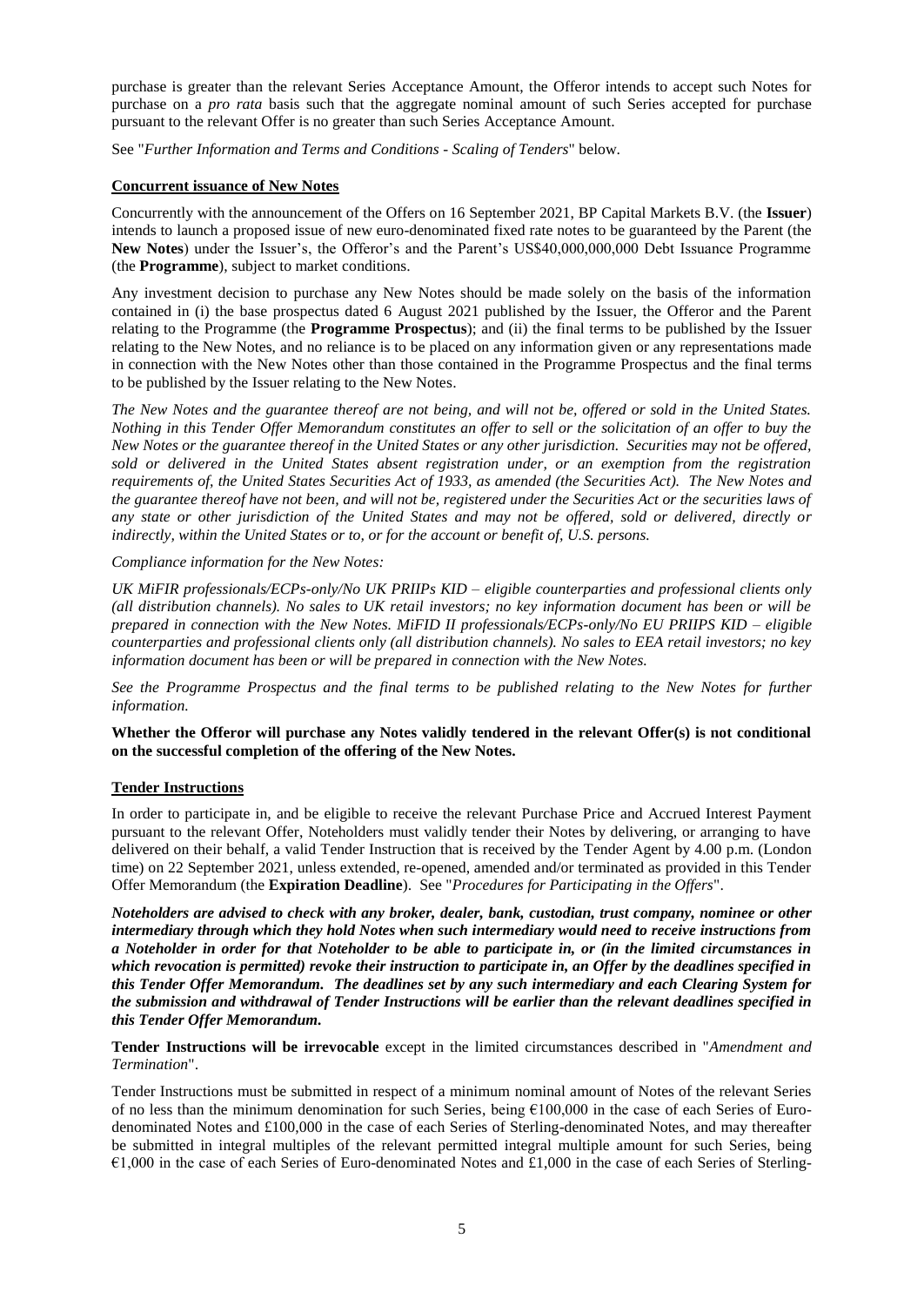purchase is greater than the relevant Series Acceptance Amount, the Offeror intends to accept such Notes for purchase on a *pro rata* basis such that the aggregate nominal amount of such Series accepted for purchase pursuant to the relevant Offer is no greater than such Series Acceptance Amount.

See "*Further Information and Terms and Conditions - Scaling of Tenders*" below.

**Concurrent issuance of New Notes**

Concurrently with the announcement of the Offers on 16 September 2021, BP Capital Markets B.V. (the **Issuer**) intends to launch a proposed issue of new euro-denominated fixed rate notes to be guaranteed by the Parent (the **New Notes**) under the Issuer's, the Offeror's and the Parent's US$40,000,000,000 Debt Issuance Programme (the **Programme**), subject to market conditions.

Any investment decision to purchase any New Notes should be made solely on the basis of the information contained in (i) the base prospectus dated 6 August 2021 published by the Issuer, the Offeror and the Parent relating to the Programme (the **Programme Prospectus**); and (ii) the final terms to be published by the Issuer relating to the New Notes, and no reliance is to be placed on any information given or any representations made in connection with the New Notes other than those contained in the Programme Prospectus and the final terms to be published by the Issuer relating to the New Notes.

*The New Notes and the guarantee thereof are not being, and will not be, offered or sold in the United States. Nothing in this Tender Offer Memorandum constitutes an offer to sell or the solicitation of an offer to buy the New Notes or the guarantee thereof in the United States or any other jurisdiction. Securities may not be offered, sold or delivered in the United States absent registration under, or an exemption from the registration requirements of, the United States Securities Act of 1933, as amended (the Securities Act). The New Notes and the guarantee thereof have not been, and will not be, registered under the Securities Act or the securities laws of any state or other jurisdiction of the United States and may not be offered, sold or delivered, directly or indirectly, within the United States or to, or for the account or benefit of, U.S. persons.*

*Compliance information for the New Notes:*

*UK MiFIR professionals/ECPs-only/No UK PRIIPs KID – eligible counterparties and professional clients only (all distribution channels). No sales to UK retail investors; no key information document has been or will be prepared in connection with the New Notes. MiFID II professionals/ECPs-only/No EU PRIIPS KID – eligible counterparties and professional clients only (all distribution channels). No sales to EEA retail investors; no key information document has been or will be prepared in connection with the New Notes.*

*See the Programme Prospectus and the final terms to be published relating to the New Notes for further information.*

**Whether the Offeror will purchase any Notes validly tendered in the relevant Offer(s) is not conditional on the successful completion of the offering of the New Notes.**

**Tender Instructions**

In order to participate in, and be eligible to receive the relevant Purchase Price and Accrued Interest Payment pursuant to the relevant Offer, Noteholders must validly tender their Notes by delivering, or arranging to have delivered on their behalf, a valid Tender Instruction that is received by the Tender Agent by 4.00 p.m. (London time) on 22 September 2021, unless extended, re-opened, amended and/or terminated as provided in this Tender Offer Memorandum (the **Expiration Deadline**). See "*Procedures for Participating in the Offers*".

***Noteholders are advised to check with any broker, dealer, bank, custodian, trust company, nominee or other intermediary through which they hold Notes when such intermediary would need to receive instructions from a Noteholder in order for that Noteholder to be able to participate in, or (in the limited circumstances in which revocation is permitted) revoke their instruction to participate in, an Offer by the deadlines specified in this Tender Offer Memorandum. The deadlines set by any such intermediary and each Clearing System for the submission and withdrawal of Tender Instructions will be earlier than the relevant deadlines specified in this Tender Offer Memorandum.***

**Tender Instructions will be irrevocable** except in the limited circumstances described in "*Amendment and Termination*".

Tender Instructions must be submitted in respect of a minimum nominal amount of Notes of the relevant Series of no less than the minimum denomination for such Series, being €100,000 in the case of each Series of Euro-denominated Notes and £100,000 in the case of each Series of Sterling-denominated Notes, and may thereafter be submitted in integral multiples of the relevant permitted integral multiple amount for such Series, being €1,000 in the case of each Series of Euro-denominated Notes and £1,000 in the case of each Series of Sterling-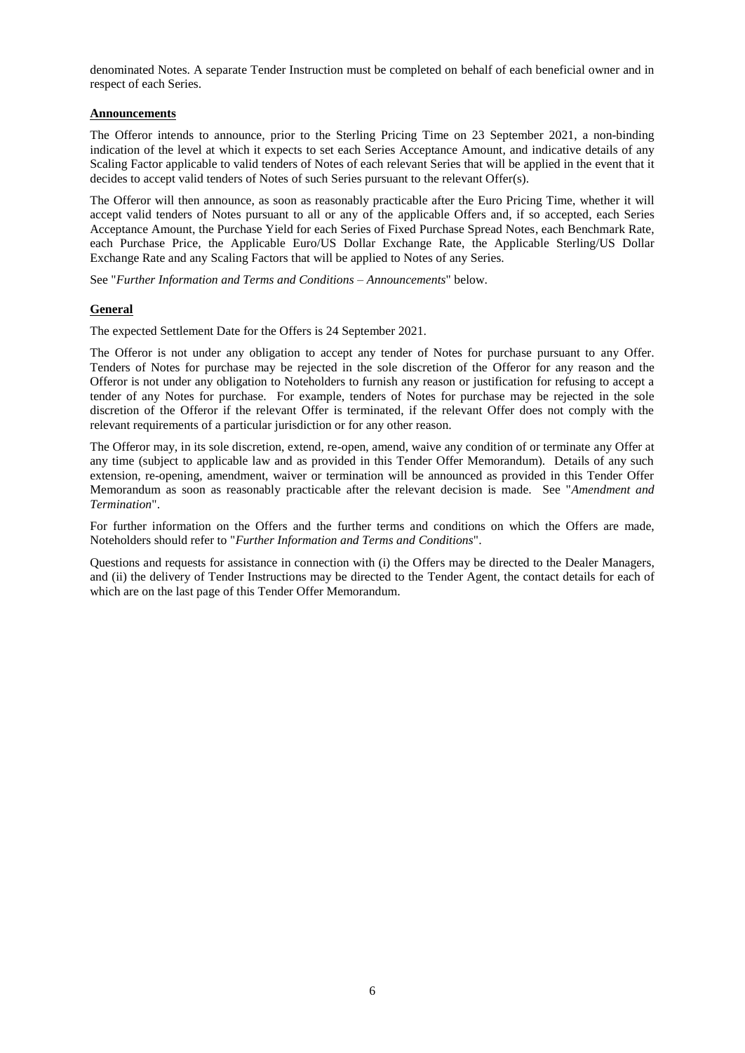denominated Notes. A separate Tender Instruction must be completed on behalf of each beneficial owner and in respect of each Series.

**Announcements**

The Offeror intends to announce, prior to the Sterling Pricing Time on 23 September 2021, a non-binding indication of the level at which it expects to set each Series Acceptance Amount, and indicative details of any Scaling Factor applicable to valid tenders of Notes of each relevant Series that will be applied in the event that it decides to accept valid tenders of Notes of such Series pursuant to the relevant Offer(s).

The Offeror will then announce, as soon as reasonably practicable after the Euro Pricing Time, whether it will accept valid tenders of Notes pursuant to all or any of the applicable Offers and, if so accepted, each Series Acceptance Amount, the Purchase Yield for each Series of Fixed Purchase Spread Notes, each Benchmark Rate, each Purchase Price, the Applicable Euro/US Dollar Exchange Rate, the Applicable Sterling/US Dollar Exchange Rate and any Scaling Factors that will be applied to Notes of any Series.

See "*Further Information and Terms and Conditions – Announcements*" below.

**General**

The expected Settlement Date for the Offers is 24 September 2021.

The Offeror is not under any obligation to accept any tender of Notes for purchase pursuant to any Offer. Tenders of Notes for purchase may be rejected in the sole discretion of the Offeror for any reason and the Offeror is not under any obligation to Noteholders to furnish any reason or justification for refusing to accept a tender of any Notes for purchase. For example, tenders of Notes for purchase may be rejected in the sole discretion of the Offeror if the relevant Offer is terminated, if the relevant Offer does not comply with the relevant requirements of a particular jurisdiction or for any other reason.

The Offeror may, in its sole discretion, extend, re-open, amend, waive any condition of or terminate any Offer at any time (subject to applicable law and as provided in this Tender Offer Memorandum). Details of any such extension, re-opening, amendment, waiver or termination will be announced as provided in this Tender Offer Memorandum as soon as reasonably practicable after the relevant decision is made. See "*Amendment and Termination*".

For further information on the Offers and the further terms and conditions on which the Offers are made, Noteholders should refer to "*Further Information and Terms and Conditions*".

Questions and requests for assistance in connection with (i) the Offers may be directed to the Dealer Managers, and (ii) the delivery of Tender Instructions may be directed to the Tender Agent, the contact details for each of which are on the last page of this Tender Offer Memorandum.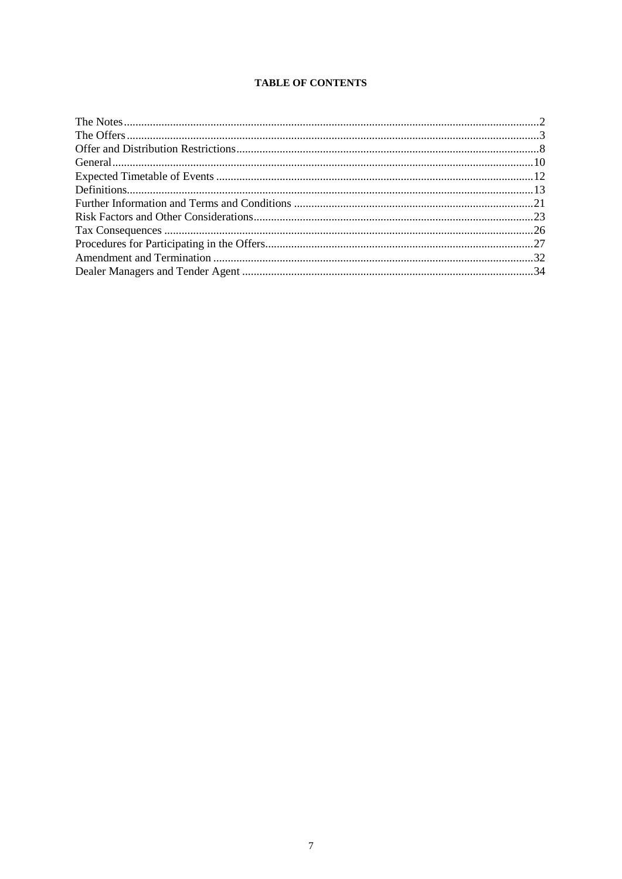**TABLE OF CONTENTS**

| | |
|---|---|
| The Notes | 2 |
| The Offers | 3 |
| Offer and Distribution Restrictions | 8 |
| General | 10 |
| Expected Timetable of Events | 12 |
| Definitions | 13 |
| Further Information and Terms and Conditions | 21 |
| Risk Factors and Other Considerations | 23 |
| Tax Consequences | 26 |
| Procedures for Participating in the Offers | 27 |
| Amendment and Termination | 32 |
| Dealer Managers and Tender Agent | 34 |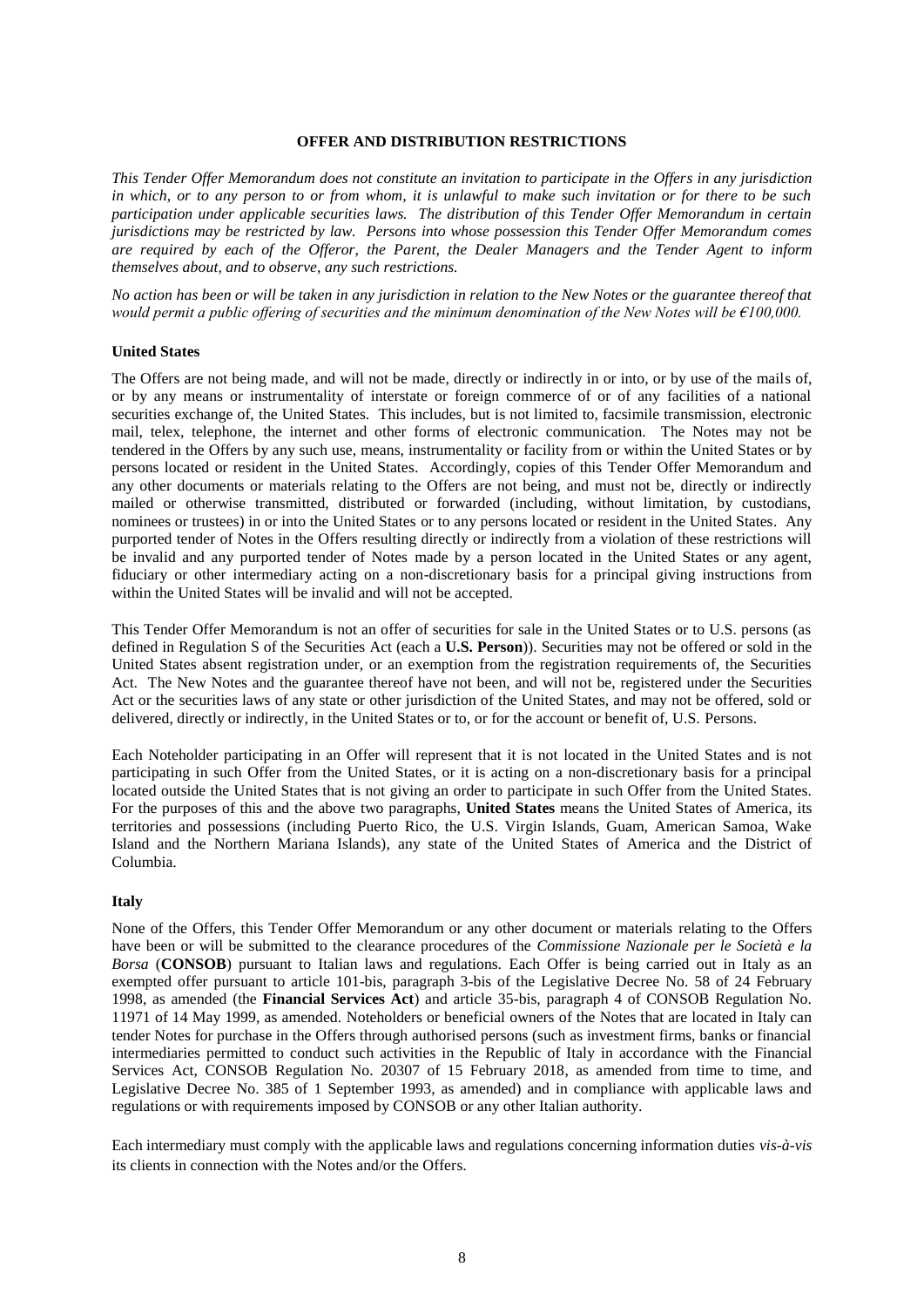## OFFER AND DISTRIBUTION RESTRICTIONS

*This Tender Offer Memorandum does not constitute an invitation to participate in the Offers in any jurisdiction in which, or to any person to or from whom, it is unlawful to make such invitation or for there to be such participation under applicable securities laws. The distribution of this Tender Offer Memorandum in certain jurisdictions may be restricted by law. Persons into whose possession this Tender Offer Memorandum comes are required by each of the Offeror, the Parent, the Dealer Managers and the Tender Agent to inform themselves about, and to observe, any such restrictions.*

*No action has been or will be taken in any jurisdiction in relation to the New Notes or the guarantee thereof that would permit a public offering of securities and the minimum denomination of the New Notes will be €100,000.*

### United States

The Offers are not being made, and will not be made, directly or indirectly in or into, or by use of the mails of, or by any means or instrumentality of interstate or foreign commerce of or of any facilities of a national securities exchange of, the United States. This includes, but is not limited to, facsimile transmission, electronic mail, telex, telephone, the internet and other forms of electronic communication. The Notes may not be tendered in the Offers by any such use, means, instrumentality or facility from or within the United States or by persons located or resident in the United States. Accordingly, copies of this Tender Offer Memorandum and any other documents or materials relating to the Offers are not being, and must not be, directly or indirectly mailed or otherwise transmitted, distributed or forwarded (including, without limitation, by custodians, nominees or trustees) in or into the United States or to any persons located or resident in the United States. Any purported tender of Notes in the Offers resulting directly or indirectly from a violation of these restrictions will be invalid and any purported tender of Notes made by a person located in the United States or any agent, fiduciary or other intermediary acting on a non-discretionary basis for a principal giving instructions from within the United States will be invalid and will not be accepted.

This Tender Offer Memorandum is not an offer of securities for sale in the United States or to U.S. persons (as defined in Regulation S of the Securities Act (each a **U.S. Person**)). Securities may not be offered or sold in the United States absent registration under, or an exemption from the registration requirements of, the Securities Act. The New Notes and the guarantee thereof have not been, and will not be, registered under the Securities Act or the securities laws of any state or other jurisdiction of the United States, and may not be offered, sold or delivered, directly or indirectly, in the United States or to, or for the account or benefit of, U.S. Persons.

Each Noteholder participating in an Offer will represent that it is not located in the United States and is not participating in such Offer from the United States, or it is acting on a non-discretionary basis for a principal located outside the United States that is not giving an order to participate in such Offer from the United States. For the purposes of this and the above two paragraphs, **United States** means the United States of America, its territories and possessions (including Puerto Rico, the U.S. Virgin Islands, Guam, American Samoa, Wake Island and the Northern Mariana Islands), any state of the United States of America and the District of Columbia.

### Italy

None of the Offers, this Tender Offer Memorandum or any other document or materials relating to the Offers have been or will be submitted to the clearance procedures of the *Commissione Nazionale per le Società e la Borsa* (**CONSOB**) pursuant to Italian laws and regulations. Each Offer is being carried out in Italy as an exempted offer pursuant to article 101-bis, paragraph 3-bis of the Legislative Decree No. 58 of 24 February 1998, as amended (the **Financial Services Act**) and article 35-bis, paragraph 4 of CONSOB Regulation No. 11971 of 14 May 1999, as amended. Noteholders or beneficial owners of the Notes that are located in Italy can tender Notes for purchase in the Offers through authorised persons (such as investment firms, banks or financial intermediaries permitted to conduct such activities in the Republic of Italy in accordance with the Financial Services Act, CONSOB Regulation No. 20307 of 15 February 2018, as amended from time to time, and Legislative Decree No. 385 of 1 September 1993, as amended) and in compliance with applicable laws and regulations or with requirements imposed by CONSOB or any other Italian authority.

Each intermediary must comply with the applicable laws and regulations concerning information duties *vis-à-vis* its clients in connection with the Notes and/or the Offers.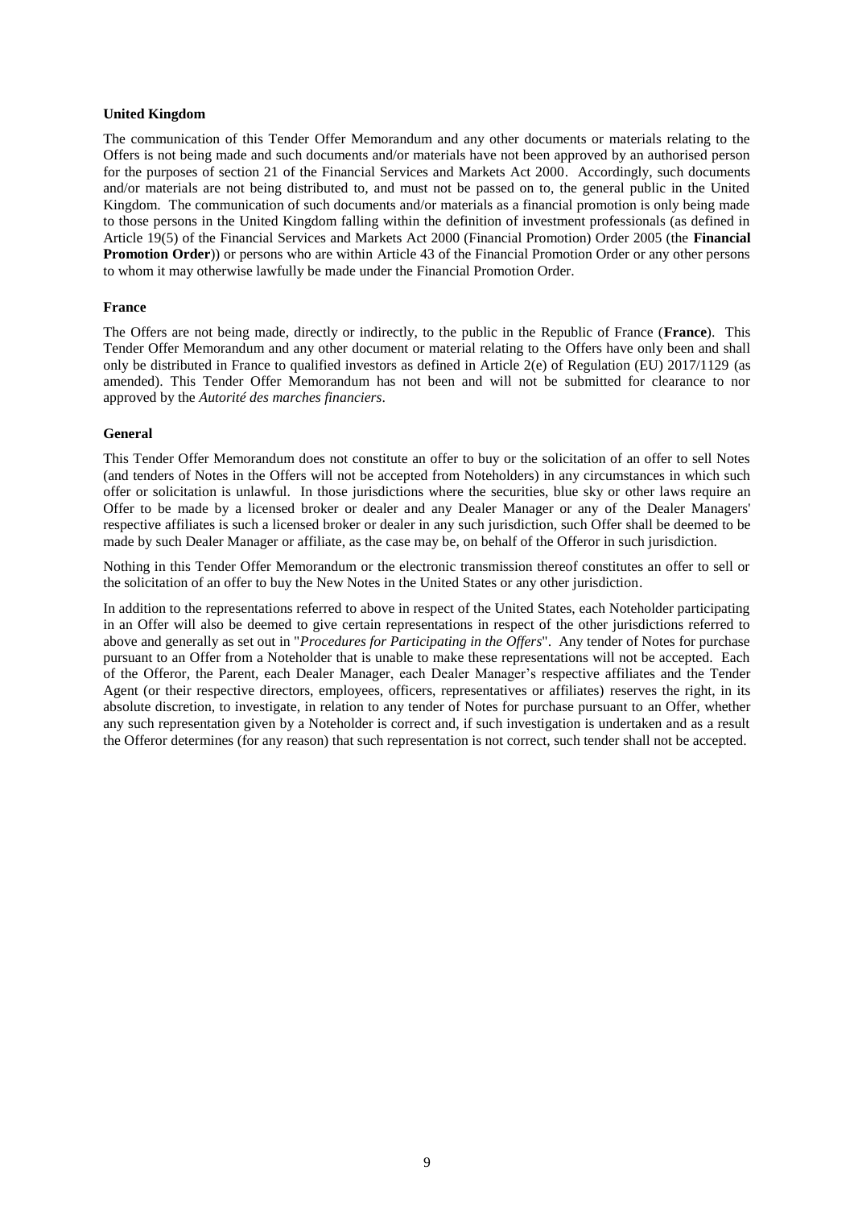**United Kingdom**

The communication of this Tender Offer Memorandum and any other documents or materials relating to the Offers is not being made and such documents and/or materials have not been approved by an authorised person for the purposes of section 21 of the Financial Services and Markets Act 2000. Accordingly, such documents and/or materials are not being distributed to, and must not be passed on to, the general public in the United Kingdom. The communication of such documents and/or materials as a financial promotion is only being made to those persons in the United Kingdom falling within the definition of investment professionals (as defined in Article 19(5) of the Financial Services and Markets Act 2000 (Financial Promotion) Order 2005 (the **Financial Promotion Order**)) or persons who are within Article 43 of the Financial Promotion Order or any other persons to whom it may otherwise lawfully be made under the Financial Promotion Order.

**France**

The Offers are not being made, directly or indirectly, to the public in the Republic of France (**France**). This Tender Offer Memorandum and any other document or material relating to the Offers have only been and shall only be distributed in France to qualified investors as defined in Article 2(e) of Regulation (EU) 2017/1129 (as amended). This Tender Offer Memorandum has not been and will not be submitted for clearance to nor approved by the *Autorité des marches financiers*.

**General**

This Tender Offer Memorandum does not constitute an offer to buy or the solicitation of an offer to sell Notes (and tenders of Notes in the Offers will not be accepted from Noteholders) in any circumstances in which such offer or solicitation is unlawful. In those jurisdictions where the securities, blue sky or other laws require an Offer to be made by a licensed broker or dealer and any Dealer Manager or any of the Dealer Managers' respective affiliates is such a licensed broker or dealer in any such jurisdiction, such Offer shall be deemed to be made by such Dealer Manager or affiliate, as the case may be, on behalf of the Offeror in such jurisdiction.

Nothing in this Tender Offer Memorandum or the electronic transmission thereof constitutes an offer to sell or the solicitation of an offer to buy the New Notes in the United States or any other jurisdiction.

In addition to the representations referred to above in respect of the United States, each Noteholder participating in an Offer will also be deemed to give certain representations in respect of the other jurisdictions referred to above and generally as set out in "*Procedures for Participating in the Offers*". Any tender of Notes for purchase pursuant to an Offer from a Noteholder that is unable to make these representations will not be accepted. Each of the Offeror, the Parent, each Dealer Manager, each Dealer Manager's respective affiliates and the Tender Agent (or their respective directors, employees, officers, representatives or affiliates) reserves the right, in its absolute discretion, to investigate, in relation to any tender of Notes for purchase pursuant to an Offer, whether any such representation given by a Noteholder is correct and, if such investigation is undertaken and as a result the Offeror determines (for any reason) that such representation is not correct, such tender shall not be accepted.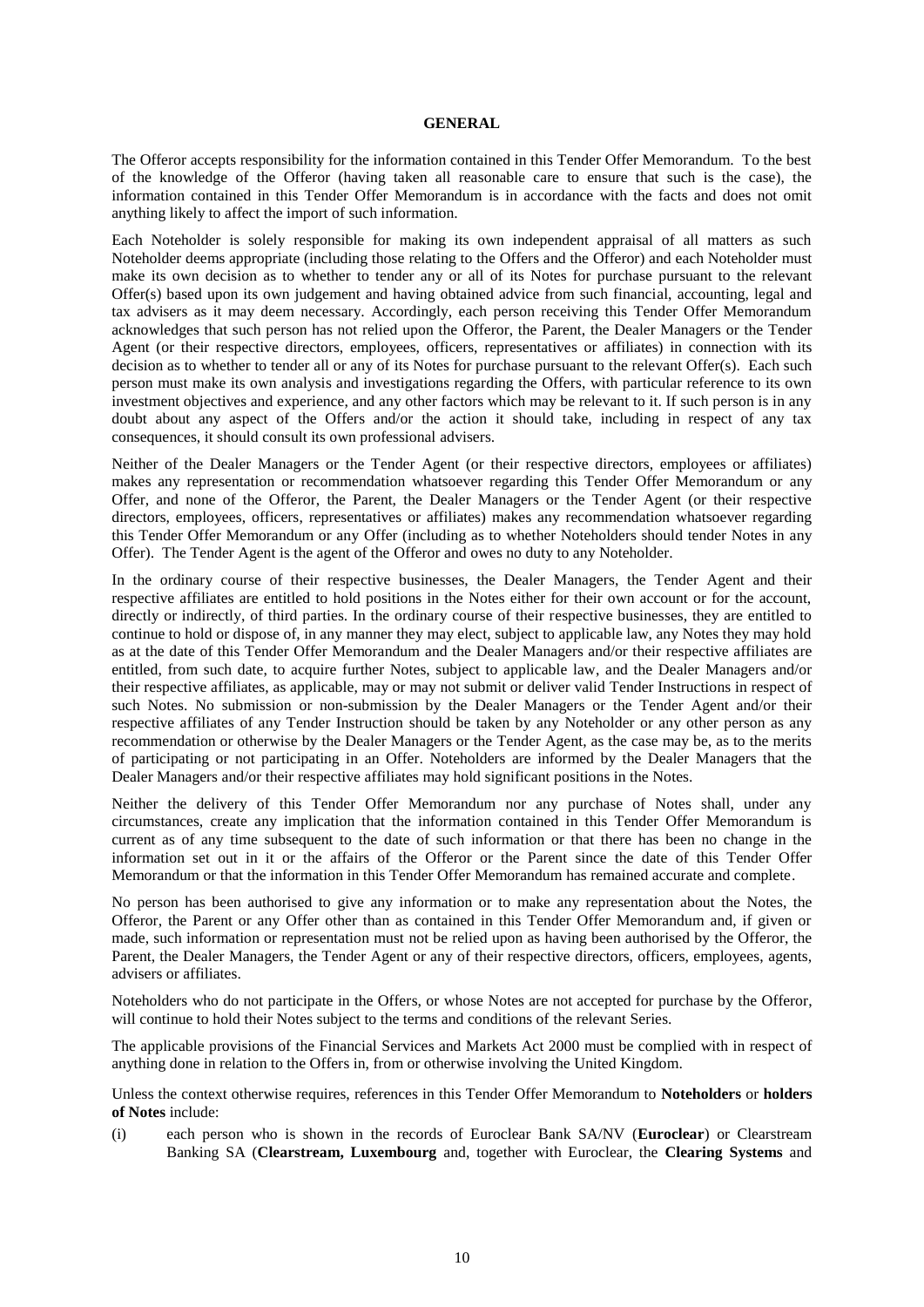## GENERAL

The Offeror accepts responsibility for the information contained in this Tender Offer Memorandum. To the best of the knowledge of the Offeror (having taken all reasonable care to ensure that such is the case), the information contained in this Tender Offer Memorandum is in accordance with the facts and does not omit anything likely to affect the import of such information.

Each Noteholder is solely responsible for making its own independent appraisal of all matters as such Noteholder deems appropriate (including those relating to the Offers and the Offeror) and each Noteholder must make its own decision as to whether to tender any or all of its Notes for purchase pursuant to the relevant Offer(s) based upon its own judgement and having obtained advice from such financial, accounting, legal and tax advisers as it may deem necessary. Accordingly, each person receiving this Tender Offer Memorandum acknowledges that such person has not relied upon the Offeror, the Parent, the Dealer Managers or the Tender Agent (or their respective directors, employees, officers, representatives or affiliates) in connection with its decision as to whether to tender all or any of its Notes for purchase pursuant to the relevant Offer(s). Each such person must make its own analysis and investigations regarding the Offers, with particular reference to its own investment objectives and experience, and any other factors which may be relevant to it. If such person is in any doubt about any aspect of the Offers and/or the action it should take, including in respect of any tax consequences, it should consult its own professional advisers.

Neither of the Dealer Managers or the Tender Agent (or their respective directors, employees or affiliates) makes any representation or recommendation whatsoever regarding this Tender Offer Memorandum or any Offer, and none of the Offeror, the Parent, the Dealer Managers or the Tender Agent (or their respective directors, employees, officers, representatives or affiliates) makes any recommendation whatsoever regarding this Tender Offer Memorandum or any Offer (including as to whether Noteholders should tender Notes in any Offer). The Tender Agent is the agent of the Offeror and owes no duty to any Noteholder.

In the ordinary course of their respective businesses, the Dealer Managers, the Tender Agent and their respective affiliates are entitled to hold positions in the Notes either for their own account or for the account, directly or indirectly, of third parties. In the ordinary course of their respective businesses, they are entitled to continue to hold or dispose of, in any manner they may elect, subject to applicable law, any Notes they may hold as at the date of this Tender Offer Memorandum and the Dealer Managers and/or their respective affiliates are entitled, from such date, to acquire further Notes, subject to applicable law, and the Dealer Managers and/or their respective affiliates, as applicable, may or may not submit or deliver valid Tender Instructions in respect of such Notes. No submission or non-submission by the Dealer Managers or the Tender Agent and/or their respective affiliates of any Tender Instruction should be taken by any Noteholder or any other person as any recommendation or otherwise by the Dealer Managers or the Tender Agent, as the case may be, as to the merits of participating or not participating in an Offer. Noteholders are informed by the Dealer Managers that the Dealer Managers and/or their respective affiliates may hold significant positions in the Notes.

Neither the delivery of this Tender Offer Memorandum nor any purchase of Notes shall, under any circumstances, create any implication that the information contained in this Tender Offer Memorandum is current as of any time subsequent to the date of such information or that there has been no change in the information set out in it or the affairs of the Offeror or the Parent since the date of this Tender Offer Memorandum or that the information in this Tender Offer Memorandum has remained accurate and complete.

No person has been authorised to give any information or to make any representation about the Notes, the Offeror, the Parent or any Offer other than as contained in this Tender Offer Memorandum and, if given or made, such information or representation must not be relied upon as having been authorised by the Offeror, the Parent, the Dealer Managers, the Tender Agent or any of their respective directors, officers, employees, agents, advisers or affiliates.

Noteholders who do not participate in the Offers, or whose Notes are not accepted for purchase by the Offeror, will continue to hold their Notes subject to the terms and conditions of the relevant Series.

The applicable provisions of the Financial Services and Markets Act 2000 must be complied with in respect of anything done in relation to the Offers in, from or otherwise involving the United Kingdom.

Unless the context otherwise requires, references in this Tender Offer Memorandum to **Noteholders** or **holders of Notes** include:

(i) each person who is shown in the records of Euroclear Bank SA/NV (**Euroclear**) or Clearstream Banking SA (**Clearstream, Luxembourg** and, together with Euroclear, the **Clearing Systems** and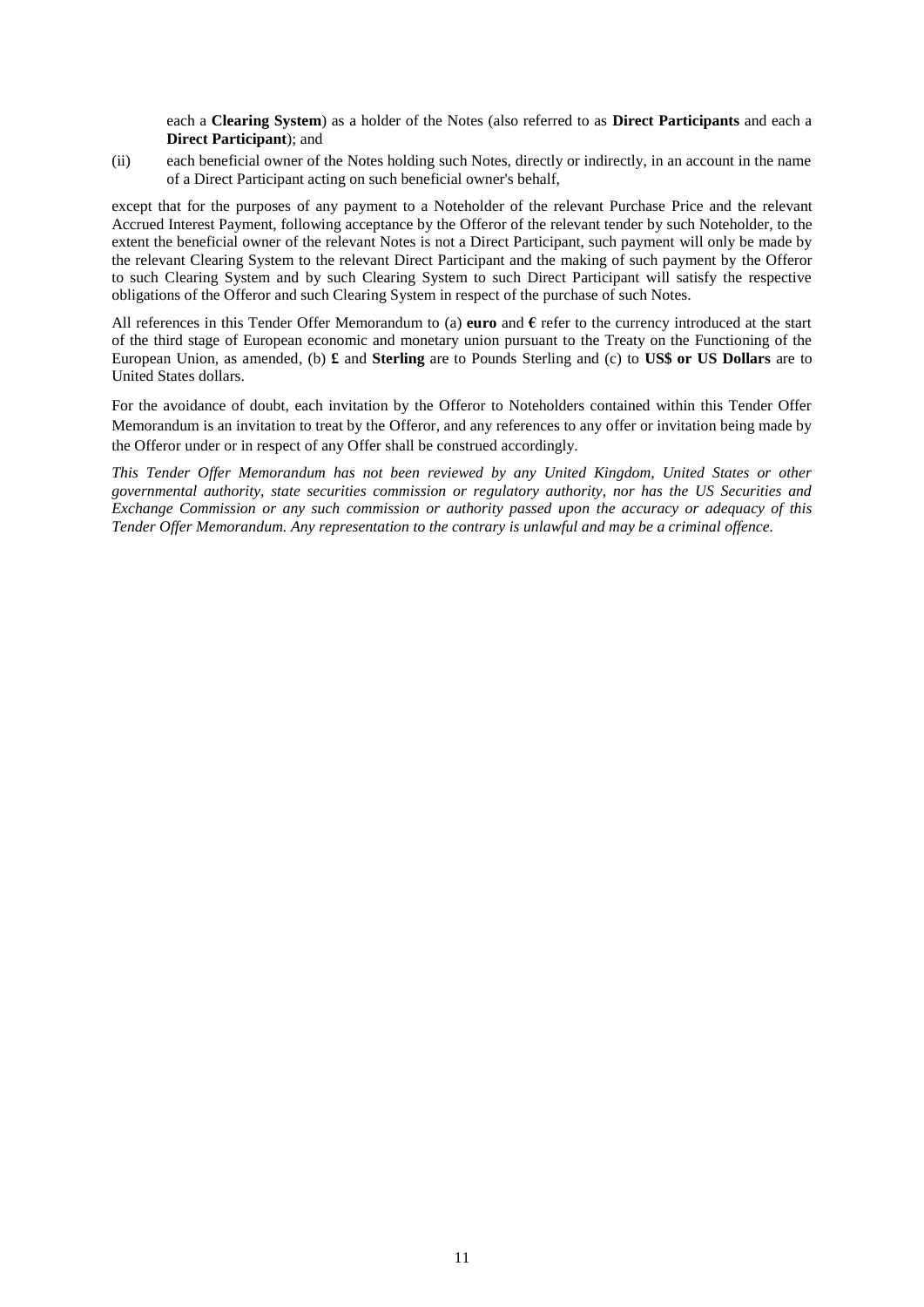each a **Clearing System**) as a holder of the Notes (also referred to as **Direct Participants** and each a **Direct Participant**); and

(ii) each beneficial owner of the Notes holding such Notes, directly or indirectly, in an account in the name of a Direct Participant acting on such beneficial owner's behalf,

except that for the purposes of any payment to a Noteholder of the relevant Purchase Price and the relevant Accrued Interest Payment, following acceptance by the Offeror of the relevant tender by such Noteholder, to the extent the beneficial owner of the relevant Notes is not a Direct Participant, such payment will only be made by the relevant Clearing System to the relevant Direct Participant and the making of such payment by the Offeror to such Clearing System and by such Clearing System to such Direct Participant will satisfy the respective obligations of the Offeror and such Clearing System in respect of the purchase of such Notes.

All references in this Tender Offer Memorandum to (a) **euro** and **€** refer to the currency introduced at the start of the third stage of European economic and monetary union pursuant to the Treaty on the Functioning of the European Union, as amended, (b) **£** and **Sterling** are to Pounds Sterling and (c) to **US$ or US Dollars** are to United States dollars.

For the avoidance of doubt, each invitation by the Offeror to Noteholders contained within this Tender Offer Memorandum is an invitation to treat by the Offeror, and any references to any offer or invitation being made by the Offeror under or in respect of any Offer shall be construed accordingly.

*This Tender Offer Memorandum has not been reviewed by any United Kingdom, United States or other governmental authority, state securities commission or regulatory authority, nor has the US Securities and Exchange Commission or any such commission or authority passed upon the accuracy or adequacy of this Tender Offer Memorandum. Any representation to the contrary is unlawful and may be a criminal offence.*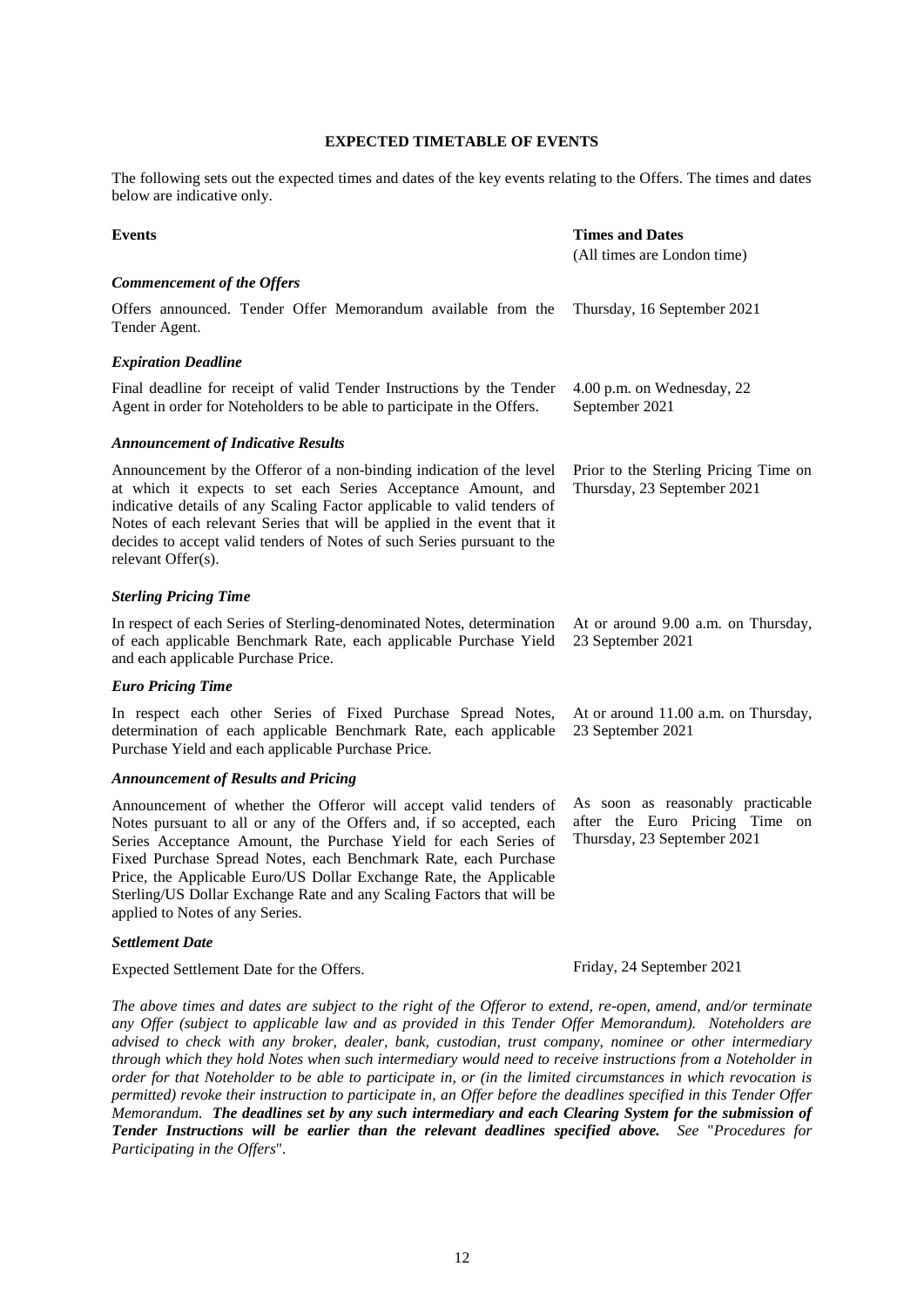## EXPECTED TIMETABLE OF EVENTS

The following sets out the expected times and dates of the key events relating to the Offers. The times and dates below are indicative only.

| Events | Times and Dates<br>(All times are London time) |
|---|---|
| ***Commencement of the Offers*** | |
| Offers announced. Tender Offer Memorandum available from the Tender Agent. | Thursday, 16 September 2021 |
| ***Expiration Deadline*** | |
| Final deadline for receipt of valid Tender Instructions by the Tender Agent in order for Noteholders to be able to participate in the Offers. | 4.00 p.m. on Wednesday, 22 September 2021 |
| ***Announcement of Indicative Results*** | |
| Announcement by the Offeror of a non-binding indication of the level at which it expects to set each Series Acceptance Amount, and indicative details of any Scaling Factor applicable to valid tenders of Notes of each relevant Series that will be applied in the event that it decides to accept valid tenders of Notes of such Series pursuant to the relevant Offer(s). | Prior to the Sterling Pricing Time on Thursday, 23 September 2021 |
| ***Sterling Pricing Time*** | |
| In respect of each Series of Sterling-denominated Notes, determination of each applicable Benchmark Rate, each applicable Purchase Yield and each applicable Purchase Price. | At or around 9.00 a.m. on Thursday, 23 September 2021 |
| ***Euro Pricing Time*** | |
| In respect each other Series of Fixed Purchase Spread Notes, determination of each applicable Benchmark Rate, each applicable Purchase Yield and each applicable Purchase Price. | At or around 11.00 a.m. on Thursday, 23 September 2021 |
| ***Announcement of Results and Pricing*** | |
| Announcement of whether the Offeror will accept valid tenders of Notes pursuant to all or any of the Offers and, if so accepted, each Series Acceptance Amount, the Purchase Yield for each Series of Fixed Purchase Spread Notes, each Benchmark Rate, each Purchase Price, the Applicable Euro/US Dollar Exchange Rate, the Applicable Sterling/US Dollar Exchange Rate and any Scaling Factors that will be applied to Notes of any Series. | As soon as reasonably practicable after the Euro Pricing Time on Thursday, 23 September 2021 |
| ***Settlement Date*** | |
| Expected Settlement Date for the Offers. | Friday, 24 September 2021 |

*The above times and dates are subject to the right of the Offeror to extend, re-open, amend, and/or terminate any Offer (subject to applicable law and as provided in this Tender Offer Memorandum). Noteholders are advised to check with any broker, dealer, bank, custodian, trust company, nominee or other intermediary through which they hold Notes when such intermediary would need to receive instructions from a Noteholder in order for that Noteholder to be able to participate in, or (in the limited circumstances in which revocation is permitted) revoke their instruction to participate in, an Offer before the deadlines specified in this Tender Offer Memorandum.* ***The deadlines set by any such intermediary and each Clearing System for the submission of Tender Instructions will be earlier than the relevant deadlines specified above.*** *See "Procedures for Participating in the Offers".*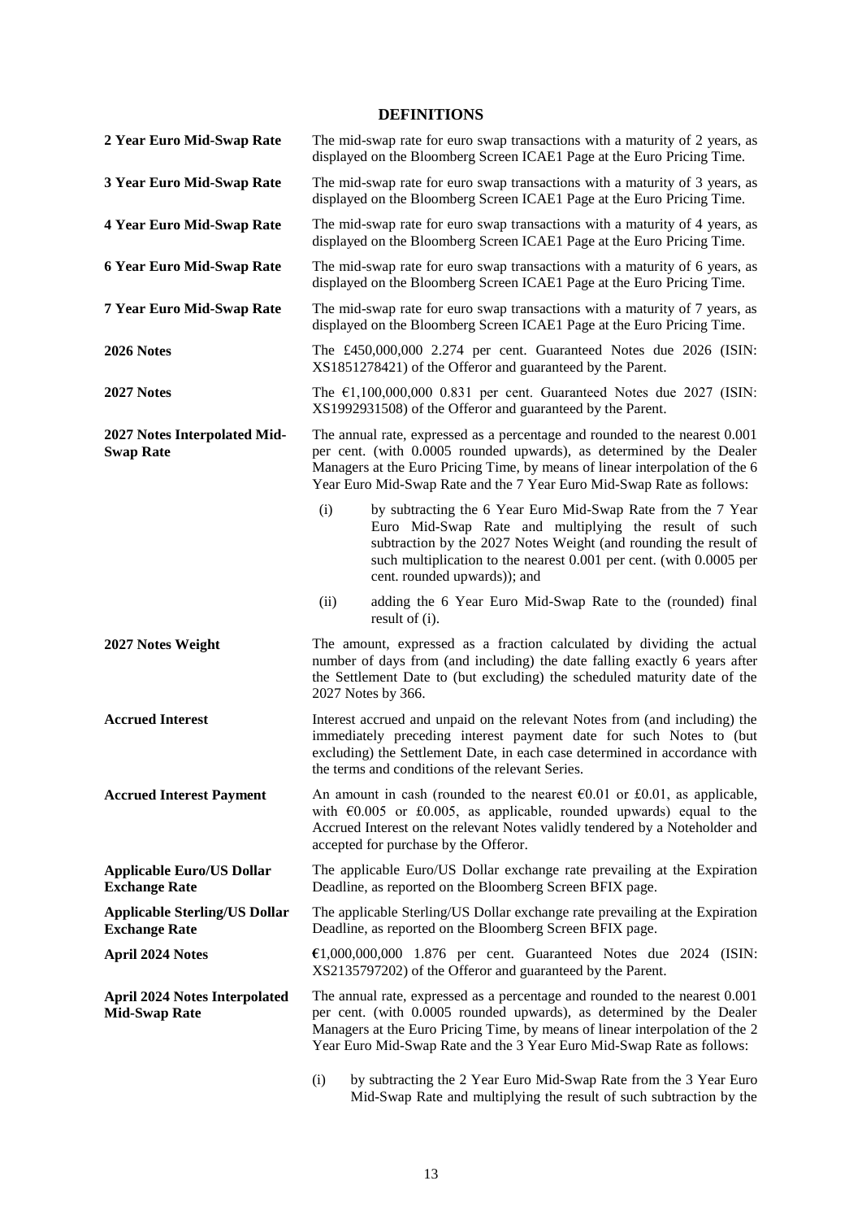## DEFINITIONS

| | |
|---|---|
| **2 Year Euro Mid-Swap Rate** | The mid-swap rate for euro swap transactions with a maturity of 2 years, as displayed on the Bloomberg Screen ICAE1 Page at the Euro Pricing Time. |
| **3 Year Euro Mid-Swap Rate** | The mid-swap rate for euro swap transactions with a maturity of 3 years, as displayed on the Bloomberg Screen ICAE1 Page at the Euro Pricing Time. |
| **4 Year Euro Mid-Swap Rate** | The mid-swap rate for euro swap transactions with a maturity of 4 years, as displayed on the Bloomberg Screen ICAE1 Page at the Euro Pricing Time. |
| **6 Year Euro Mid-Swap Rate** | The mid-swap rate for euro swap transactions with a maturity of 6 years, as displayed on the Bloomberg Screen ICAE1 Page at the Euro Pricing Time. |
| **7 Year Euro Mid-Swap Rate** | The mid-swap rate for euro swap transactions with a maturity of 7 years, as displayed on the Bloomberg Screen ICAE1 Page at the Euro Pricing Time. |
| **2026 Notes** | The £450,000,000 2.274 per cent. Guaranteed Notes due 2026 (ISIN: XS1851278421) of the Offeror and guaranteed by the Parent. |
| **2027 Notes** | The €1,100,000,000 0.831 per cent. Guaranteed Notes due 2027 (ISIN: XS1992931508) of the Offeror and guaranteed by the Parent. |
| **2027 Notes Interpolated Mid-Swap Rate** | The annual rate, expressed as a percentage and rounded to the nearest 0.001 per cent. (with 0.0005 rounded upwards), as determined by the Dealer Managers at the Euro Pricing Time, by means of linear interpolation of the 6 Year Euro Mid-Swap Rate and the 7 Year Euro Mid-Swap Rate as follows:<br><br>(i) by subtracting the 6 Year Euro Mid-Swap Rate from the 7 Year Euro Mid-Swap Rate and multiplying the result of such subtraction by the 2027 Notes Weight (and rounding the result of such multiplication to the nearest 0.001 per cent. (with 0.0005 per cent. rounded upwards)); and<br><br>(ii) adding the 6 Year Euro Mid-Swap Rate to the (rounded) final result of (i). |
| **2027 Notes Weight** | The amount, expressed as a fraction calculated by dividing the actual number of days from (and including) the date falling exactly 6 years after the Settlement Date to (but excluding) the scheduled maturity date of the 2027 Notes by 366. |
| **Accrued Interest** | Interest accrued and unpaid on the relevant Notes from (and including) the immediately preceding interest payment date for such Notes to (but excluding) the Settlement Date, in each case determined in accordance with the terms and conditions of the relevant Series. |
| **Accrued Interest Payment** | An amount in cash (rounded to the nearest €0.01 or £0.01, as applicable, with €0.005 or £0.005, as applicable, rounded upwards) equal to the Accrued Interest on the relevant Notes validly tendered by a Noteholder and accepted for purchase by the Offeror. |
| **Applicable Euro/US Dollar Exchange Rate** | The applicable Euro/US Dollar exchange rate prevailing at the Expiration Deadline, as reported on the Bloomberg Screen BFIX page. |
| **Applicable Sterling/US Dollar Exchange Rate** | The applicable Sterling/US Dollar exchange rate prevailing at the Expiration Deadline, as reported on the Bloomberg Screen BFIX page. |
| **April 2024 Notes** | €1,000,000,000 1.876 per cent. Guaranteed Notes due 2024 (ISIN: XS2135797202) of the Offeror and guaranteed by the Parent. |
| **April 2024 Notes Interpolated Mid-Swap Rate** | The annual rate, expressed as a percentage and rounded to the nearest 0.001 per cent. (with 0.0005 rounded upwards), as determined by the Dealer Managers at the Euro Pricing Time, by means of linear interpolation of the 2 Year Euro Mid-Swap Rate and the 3 Year Euro Mid-Swap Rate as follows:<br><br>(i) by subtracting the 2 Year Euro Mid-Swap Rate from the 3 Year Euro Mid-Swap Rate and multiplying the result of such subtraction by the |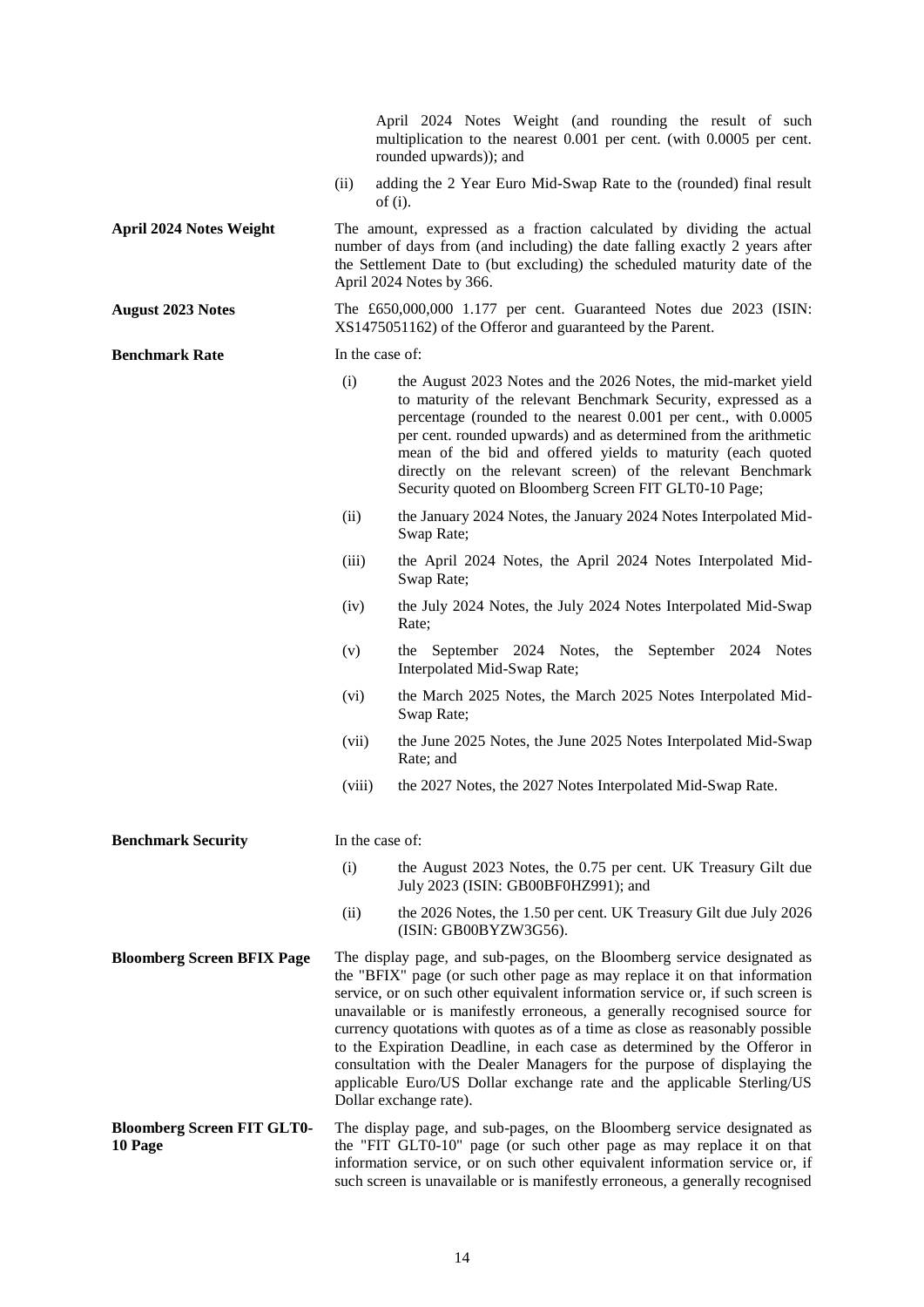April 2024 Notes Weight (and rounding the result of such multiplication to the nearest 0.001 per cent. (with 0.0005 per cent. rounded upwards)); and

(ii) adding the 2 Year Euro Mid-Swap Rate to the (rounded) final result of (i).

**April 2024 Notes Weight**

The amount, expressed as a fraction calculated by dividing the actual number of days from (and including) the date falling exactly 2 years after the Settlement Date to (but excluding) the scheduled maturity date of the April 2024 Notes by 366.

**August 2023 Notes**

The £650,000,000 1.177 per cent. Guaranteed Notes due 2023 (ISIN: XS1475051162) of the Offeror and guaranteed by the Parent.

**Benchmark Rate**

In the case of:

(i) the August 2023 Notes and the 2026 Notes, the mid-market yield to maturity of the relevant Benchmark Security, expressed as a percentage (rounded to the nearest 0.001 per cent., with 0.0005 per cent. rounded upwards) and as determined from the arithmetic mean of the bid and offered yields to maturity (each quoted directly on the relevant screen) of the relevant Benchmark Security quoted on Bloomberg Screen FIT GLT0-10 Page;

(ii) the January 2024 Notes, the January 2024 Notes Interpolated Mid-Swap Rate;

(iii) the April 2024 Notes, the April 2024 Notes Interpolated Mid-Swap Rate;

(iv) the July 2024 Notes, the July 2024 Notes Interpolated Mid-Swap Rate;

(v) the September 2024 Notes, the September 2024 Notes Interpolated Mid-Swap Rate;

(vi) the March 2025 Notes, the March 2025 Notes Interpolated Mid-Swap Rate;

(vii) the June 2025 Notes, the June 2025 Notes Interpolated Mid-Swap Rate; and

(viii) the 2027 Notes, the 2027 Notes Interpolated Mid-Swap Rate.

**Benchmark Security**

In the case of:

(i) the August 2023 Notes, the 0.75 per cent. UK Treasury Gilt due July 2023 (ISIN: GB00BF0HZ991); and

(ii) the 2026 Notes, the 1.50 per cent. UK Treasury Gilt due July 2026 (ISIN: GB00BYZW3G56).

**Bloomberg Screen BFIX Page**

The display page, and sub-pages, on the Bloomberg service designated as the "BFIX" page (or such other page as may replace it on that information service, or on such other equivalent information service or, if such screen is unavailable or is manifestly erroneous, a generally recognised source for currency quotations with quotes as of a time as close as reasonably possible to the Expiration Deadline, in each case as determined by the Offeror in consultation with the Dealer Managers for the purpose of displaying the applicable Euro/US Dollar exchange rate and the applicable Sterling/US Dollar exchange rate).

**Bloomberg Screen FIT GLT0-10 Page**

The display page, and sub-pages, on the Bloomberg service designated as the "FIT GLT0-10" page (or such other page as may replace it on that information service, or on such other equivalent information service or, if such screen is unavailable or is manifestly erroneous, a generally recognised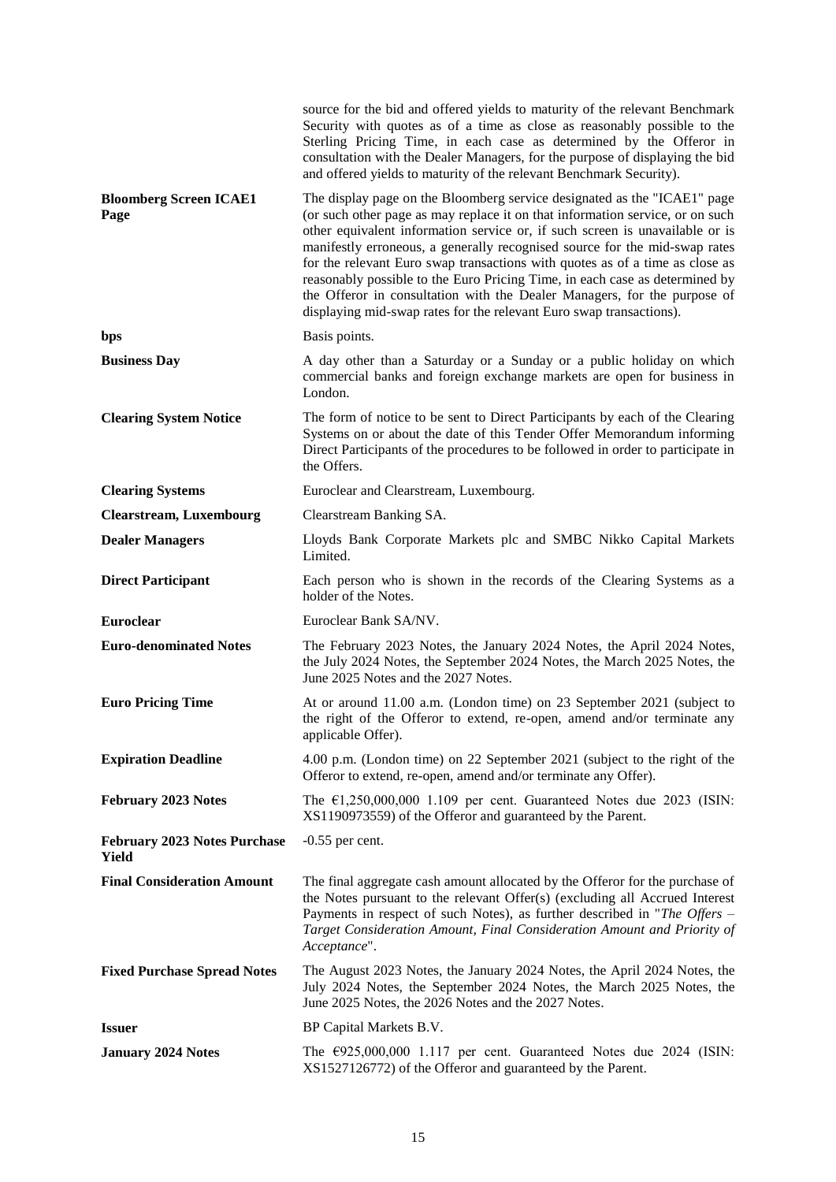| | |
|---|---|
| | source for the bid and offered yields to maturity of the relevant Benchmark Security with quotes as of a time as close as reasonably possible to the Sterling Pricing Time, in each case as determined by the Offeror in consultation with the Dealer Managers, for the purpose of displaying the bid and offered yields to maturity of the relevant Benchmark Security). |
| **Bloomberg Screen ICAE1 Page** | The display page on the Bloomberg service designated as the "ICAE1" page (or such other page as may replace it on that information service, or on such other equivalent information service or, if such screen is unavailable or is manifestly erroneous, a generally recognised source for the mid-swap rates for the relevant Euro swap transactions with quotes as of a time as close as reasonably possible to the Euro Pricing Time, in each case as determined by the Offeror in consultation with the Dealer Managers, for the purpose of displaying mid-swap rates for the relevant Euro swap transactions). |
| **bps** | Basis points. |
| **Business Day** | A day other than a Saturday or a Sunday or a public holiday on which commercial banks and foreign exchange markets are open for business in London. |
| **Clearing System Notice** | The form of notice to be sent to Direct Participants by each of the Clearing Systems on or about the date of this Tender Offer Memorandum informing Direct Participants of the procedures to be followed in order to participate in the Offers. |
| **Clearing Systems** | Euroclear and Clearstream, Luxembourg. |
| **Clearstream, Luxembourg** | Clearstream Banking SA. |
| **Dealer Managers** | Lloyds Bank Corporate Markets plc and SMBC Nikko Capital Markets Limited. |
| **Direct Participant** | Each person who is shown in the records of the Clearing Systems as a holder of the Notes. |
| **Euroclear** | Euroclear Bank SA/NV. |
| **Euro-denominated Notes** | The February 2023 Notes, the January 2024 Notes, the April 2024 Notes, the July 2024 Notes, the September 2024 Notes, the March 2025 Notes, the June 2025 Notes and the 2027 Notes. |
| **Euro Pricing Time** | At or around 11.00 a.m. (London time) on 23 September 2021 (subject to the right of the Offeror to extend, re-open, amend and/or terminate any applicable Offer). |
| **Expiration Deadline** | 4.00 p.m. (London time) on 22 September 2021 (subject to the right of the Offeror to extend, re-open, amend and/or terminate any Offer). |
| **February 2023 Notes** | The €1,250,000,000 1.109 per cent. Guaranteed Notes due 2023 (ISIN: XS1190973559) of the Offeror and guaranteed by the Parent. |
| **February 2023 Notes Purchase Yield** | -0.55 per cent. |
| **Final Consideration Amount** | The final aggregate cash amount allocated by the Offeror for the purchase of the Notes pursuant to the relevant Offer(s) (excluding all Accrued Interest Payments in respect of such Notes), as further described in "*The Offers – Target Consideration Amount, Final Consideration Amount and Priority of Acceptance*". |
| **Fixed Purchase Spread Notes** | The August 2023 Notes, the January 2024 Notes, the April 2024 Notes, the July 2024 Notes, the September 2024 Notes, the March 2025 Notes, the June 2025 Notes, the 2026 Notes and the 2027 Notes. |
| **Issuer** | BP Capital Markets B.V. |
| **January 2024 Notes** | The €925,000,000 1.117 per cent. Guaranteed Notes due 2024 (ISIN: XS1527126772) of the Offeror and guaranteed by the Parent. |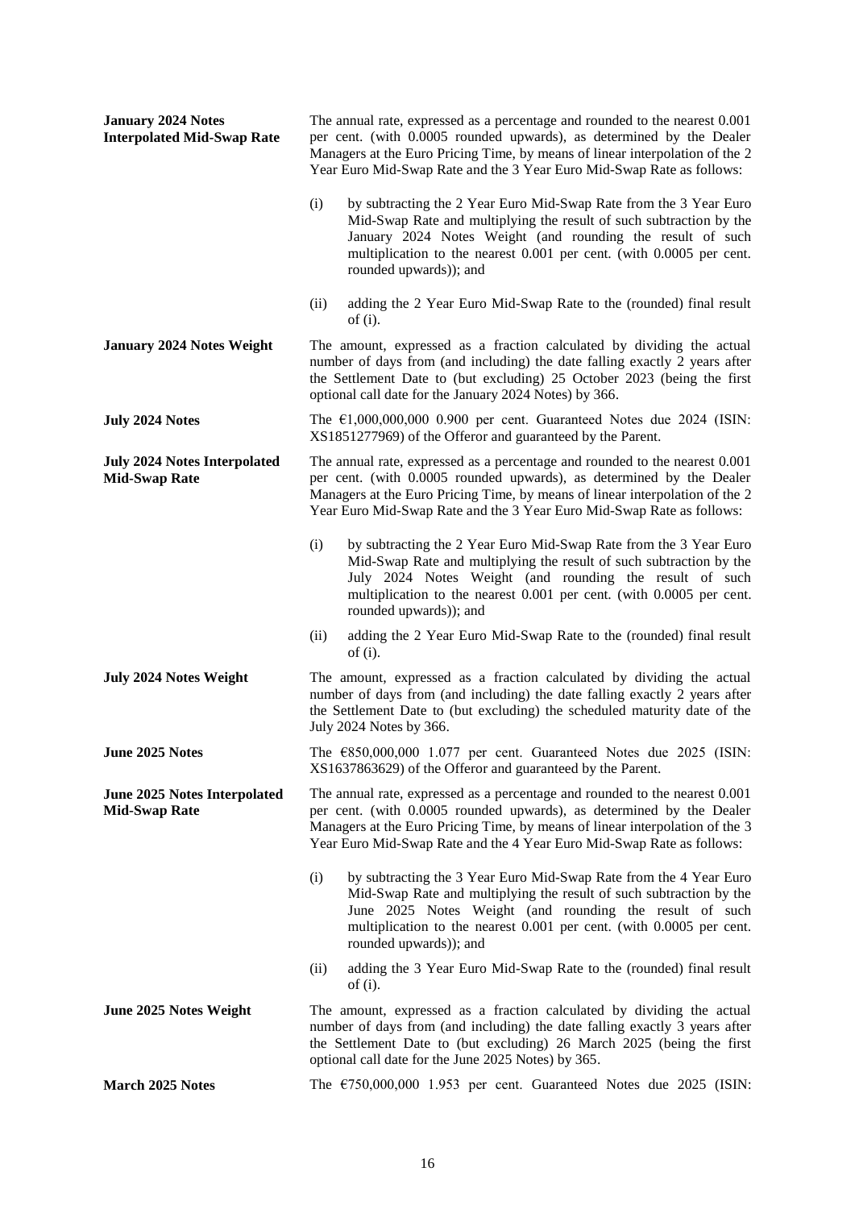**January 2024 Notes Interpolated Mid-Swap Rate**

The annual rate, expressed as a percentage and rounded to the nearest 0.001 per cent. (with 0.0005 rounded upwards), as determined by the Dealer Managers at the Euro Pricing Time, by means of linear interpolation of the 2 Year Euro Mid-Swap Rate and the 3 Year Euro Mid-Swap Rate as follows:

(i) by subtracting the 2 Year Euro Mid-Swap Rate from the 3 Year Euro Mid-Swap Rate and multiplying the result of such subtraction by the January 2024 Notes Weight (and rounding the result of such multiplication to the nearest 0.001 per cent. (with 0.0005 per cent. rounded upwards)); and

(ii) adding the 2 Year Euro Mid-Swap Rate to the (rounded) final result of (i).

**January 2024 Notes Weight**

The amount, expressed as a fraction calculated by dividing the actual number of days from (and including) the date falling exactly 2 years after the Settlement Date to (but excluding) 25 October 2023 (being the first optional call date for the January 2024 Notes) by 366.

**July 2024 Notes**

The €1,000,000,000 0.900 per cent. Guaranteed Notes due 2024 (ISIN: XS1851277969) of the Offeror and guaranteed by the Parent.

**July 2024 Notes Interpolated Mid-Swap Rate**

The annual rate, expressed as a percentage and rounded to the nearest 0.001 per cent. (with 0.0005 rounded upwards), as determined by the Dealer Managers at the Euro Pricing Time, by means of linear interpolation of the 2 Year Euro Mid-Swap Rate and the 3 Year Euro Mid-Swap Rate as follows:

(i) by subtracting the 2 Year Euro Mid-Swap Rate from the 3 Year Euro Mid-Swap Rate and multiplying the result of such subtraction by the July 2024 Notes Weight (and rounding the result of such multiplication to the nearest 0.001 per cent. (with 0.0005 per cent. rounded upwards)); and

(ii) adding the 2 Year Euro Mid-Swap Rate to the (rounded) final result of (i).

**July 2024 Notes Weight**

The amount, expressed as a fraction calculated by dividing the actual number of days from (and including) the date falling exactly 2 years after the Settlement Date to (but excluding) the scheduled maturity date of the July 2024 Notes by 366.

**June 2025 Notes**

The €850,000,000 1.077 per cent. Guaranteed Notes due 2025 (ISIN: XS1637863629) of the Offeror and guaranteed by the Parent.

**June 2025 Notes Interpolated Mid-Swap Rate**

The annual rate, expressed as a percentage and rounded to the nearest 0.001 per cent. (with 0.0005 rounded upwards), as determined by the Dealer Managers at the Euro Pricing Time, by means of linear interpolation of the 3 Year Euro Mid-Swap Rate and the 4 Year Euro Mid-Swap Rate as follows:

(i) by subtracting the 3 Year Euro Mid-Swap Rate from the 4 Year Euro Mid-Swap Rate and multiplying the result of such subtraction by the June 2025 Notes Weight (and rounding the result of such multiplication to the nearest 0.001 per cent. (with 0.0005 per cent. rounded upwards)); and

(ii) adding the 3 Year Euro Mid-Swap Rate to the (rounded) final result of (i).

**June 2025 Notes Weight**

The amount, expressed as a fraction calculated by dividing the actual number of days from (and including) the date falling exactly 3 years after the Settlement Date to (but excluding) 26 March 2025 (being the first optional call date for the June 2025 Notes) by 365.

**March 2025 Notes**

The €750,000,000 1.953 per cent. Guaranteed Notes due 2025 (ISIN: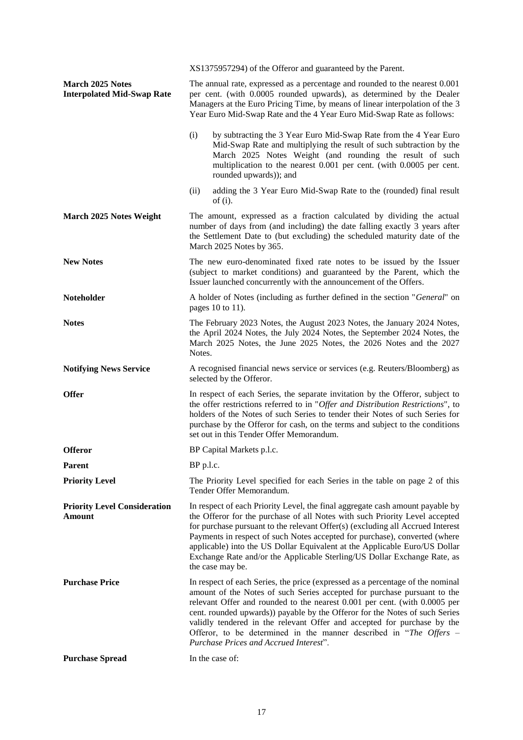XS1375957294) of the Offeror and guaranteed by the Parent.

**March 2025 Notes Interpolated Mid-Swap Rate**

The annual rate, expressed as a percentage and rounded to the nearest 0.001 per cent. (with 0.0005 rounded upwards), as determined by the Dealer Managers at the Euro Pricing Time, by means of linear interpolation of the 3 Year Euro Mid-Swap Rate and the 4 Year Euro Mid-Swap Rate as follows:

(i) by subtracting the 3 Year Euro Mid-Swap Rate from the 4 Year Euro Mid-Swap Rate and multiplying the result of such subtraction by the March 2025 Notes Weight (and rounding the result of such multiplication to the nearest 0.001 per cent. (with 0.0005 per cent. rounded upwards)); and

(ii) adding the 3 Year Euro Mid-Swap Rate to the (rounded) final result of (i).

**March 2025 Notes Weight**

The amount, expressed as a fraction calculated by dividing the actual number of days from (and including) the date falling exactly 3 years after the Settlement Date to (but excluding) the scheduled maturity date of the March 2025 Notes by 365.

**New Notes**

The new euro-denominated fixed rate notes to be issued by the Issuer (subject to market conditions) and guaranteed by the Parent, which the Issuer launched concurrently with the announcement of the Offers.

**Noteholder**

A holder of Notes (including as further defined in the section "*General*" on pages 10 to 11).

**Notes**

The February 2023 Notes, the August 2023 Notes, the January 2024 Notes, the April 2024 Notes, the July 2024 Notes, the September 2024 Notes, the March 2025 Notes, the June 2025 Notes, the 2026 Notes and the 2027 Notes.

**Notifying News Service**

A recognised financial news service or services (e.g. Reuters/Bloomberg) as selected by the Offeror.

**Offer**

In respect of each Series, the separate invitation by the Offeror, subject to the offer restrictions referred to in "*Offer and Distribution Restrictions*", to holders of the Notes of such Series to tender their Notes of such Series for purchase by the Offeror for cash, on the terms and subject to the conditions set out in this Tender Offer Memorandum.

**Offeror**

BP Capital Markets p.l.c.

**Parent**

BP p.l.c.

**Priority Level**

The Priority Level specified for each Series in the table on page 2 of this Tender Offer Memorandum.

**Priority Level Consideration Amount**

In respect of each Priority Level, the final aggregate cash amount payable by the Offeror for the purchase of all Notes with such Priority Level accepted for purchase pursuant to the relevant Offer(s) (excluding all Accrued Interest Payments in respect of such Notes accepted for purchase), converted (where applicable) into the US Dollar Equivalent at the Applicable Euro/US Dollar Exchange Rate and/or the Applicable Sterling/US Dollar Exchange Rate, as the case may be.

**Purchase Price**

In respect of each Series, the price (expressed as a percentage of the nominal amount of the Notes of such Series accepted for purchase pursuant to the relevant Offer and rounded to the nearest 0.001 per cent. (with 0.0005 per cent. rounded upwards)) payable by the Offeror for the Notes of such Series validly tendered in the relevant Offer and accepted for purchase by the Offeror, to be determined in the manner described in "*The Offers – Purchase Prices and Accrued Interest*".

**Purchase Spread**

In the case of: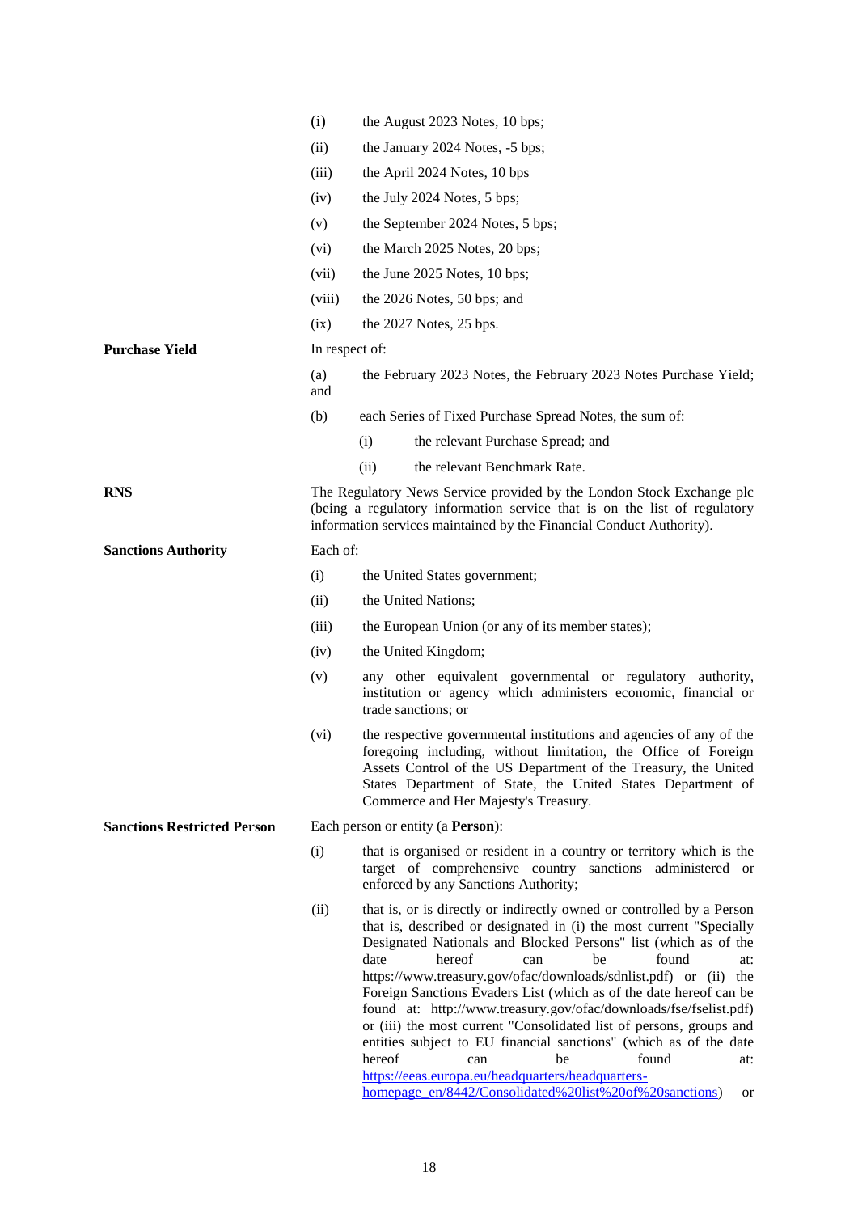(i) the August 2023 Notes, 10 bps;

(ii) the January 2024 Notes, -5 bps;

(iii) the April 2024 Notes, 10 bps

(iv) the July 2024 Notes, 5 bps;

(v) the September 2024 Notes, 5 bps;

(vi) the March 2025 Notes, 20 bps;

(vii) the June 2025 Notes, 10 bps;

(viii) the 2026 Notes, 50 bps; and

(ix) the 2027 Notes, 25 bps.

**Purchase Yield**

In respect of:

(a) the February 2023 Notes, the February 2023 Notes Purchase Yield; and

(b) each Series of Fixed Purchase Spread Notes, the sum of:

  (i) the relevant Purchase Spread; and

  (ii) the relevant Benchmark Rate.

**RNS**

The Regulatory News Service provided by the London Stock Exchange plc (being a regulatory information service that is on the list of regulatory information services maintained by the Financial Conduct Authority).

**Sanctions Authority**

Each of:

(i) the United States government;

(ii) the United Nations;

(iii) the European Union (or any of its member states);

(iv) the United Kingdom;

(v) any other equivalent governmental or regulatory authority, institution or agency which administers economic, financial or trade sanctions; or

(vi) the respective governmental institutions and agencies of any of the foregoing including, without limitation, the Office of Foreign Assets Control of the US Department of the Treasury, the United States Department of State, the United States Department of Commerce and Her Majesty's Treasury.

**Sanctions Restricted Person**

Each person or entity (a **Person**):

(i) that is organised or resident in a country or territory which is the target of comprehensive country sanctions administered or enforced by any Sanctions Authority;

(ii) that is, or is directly or indirectly owned or controlled by a Person that is, described or designated in (i) the most current "Specially Designated Nationals and Blocked Persons" list (which as of the date hereof can be found at: https://www.treasury.gov/ofac/downloads/sdnlist.pdf) or (ii) the Foreign Sanctions Evaders List (which as of the date hereof can be found at: http://www.treasury.gov/ofac/downloads/fse/fselist.pdf) or (iii) the most current "Consolidated list of persons, groups and entities subject to EU financial sanctions" (which as of the date hereof can be found at: [https://eeas.europa.eu/headquarters/headquarters-homepage_en/8442/Consolidated%20list%20of%20sanctions](https://eeas.europa.eu/headquarters/headquarters-homepage_en/8442/Consolidated%20list%20of%20sanctions)) or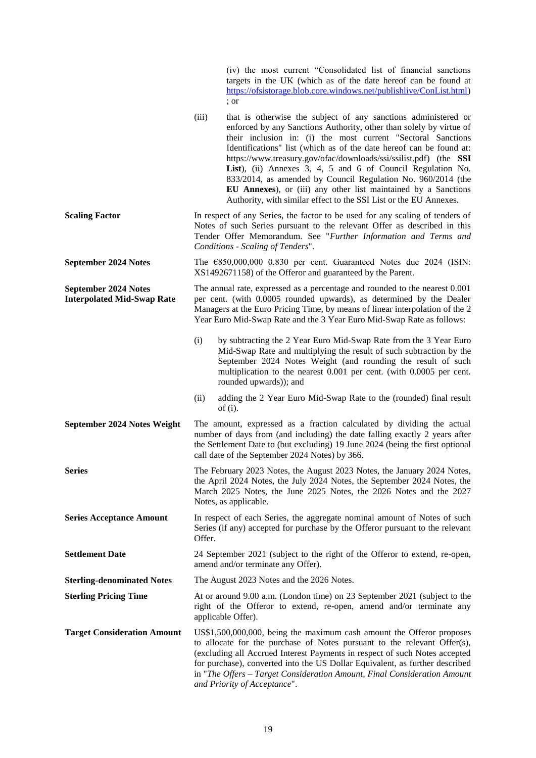(iv) the most current "Consolidated list of financial sanctions targets in the UK (which as of the date hereof can be found at https://ofsistorage.blob.core.windows.net/publishlive/ConList.html) ; or

(iii) that is otherwise the subject of any sanctions administered or enforced by any Sanctions Authority, other than solely by virtue of their inclusion in: (i) the most current "Sectoral Sanctions Identifications" list (which as of the date hereof can be found at: https://www.treasury.gov/ofac/downloads/ssi/ssilist.pdf) (the **SSI List**), (ii) Annexes 3, 4, 5 and 6 of Council Regulation No. 833/2014, as amended by Council Regulation No. 960/2014 (the **EU Annexes**), or (iii) any other list maintained by a Sanctions Authority, with similar effect to the SSI List or the EU Annexes.

**Scaling Factor**

In respect of any Series, the factor to be used for any scaling of tenders of Notes of such Series pursuant to the relevant Offer as described in this Tender Offer Memorandum. See "*Further Information and Terms and Conditions - Scaling of Tenders*".

**September 2024 Notes**

The €850,000,000 0.830 per cent. Guaranteed Notes due 2024 (ISIN: XS1492671158) of the Offeror and guaranteed by the Parent.

**September 2024 Notes Interpolated Mid-Swap Rate**

The annual rate, expressed as a percentage and rounded to the nearest 0.001 per cent. (with 0.0005 rounded upwards), as determined by the Dealer Managers at the Euro Pricing Time, by means of linear interpolation of the 2 Year Euro Mid-Swap Rate and the 3 Year Euro Mid-Swap Rate as follows:

(i) by subtracting the 2 Year Euro Mid-Swap Rate from the 3 Year Euro Mid-Swap Rate and multiplying the result of such subtraction by the September 2024 Notes Weight (and rounding the result of such multiplication to the nearest 0.001 per cent. (with 0.0005 per cent. rounded upwards)); and

(ii) adding the 2 Year Euro Mid-Swap Rate to the (rounded) final result of (i).

**September 2024 Notes Weight**

The amount, expressed as a fraction calculated by dividing the actual number of days from (and including) the date falling exactly 2 years after the Settlement Date to (but excluding) 19 June 2024 (being the first optional call date of the September 2024 Notes) by 366.

**Series**

The February 2023 Notes, the August 2023 Notes, the January 2024 Notes, the April 2024 Notes, the July 2024 Notes, the September 2024 Notes, the March 2025 Notes, the June 2025 Notes, the 2026 Notes and the 2027 Notes, as applicable.

**Series Acceptance Amount**

In respect of each Series, the aggregate nominal amount of Notes of such Series (if any) accepted for purchase by the Offeror pursuant to the relevant Offer.

**Settlement Date**

24 September 2021 (subject to the right of the Offeror to extend, re-open, amend and/or terminate any Offer).

**Sterling-denominated Notes**

The August 2023 Notes and the 2026 Notes.

**Sterling Pricing Time**

At or around 9.00 a.m. (London time) on 23 September 2021 (subject to the right of the Offeror to extend, re-open, amend and/or terminate any applicable Offer).

**Target Consideration Amount**

US$1,500,000,000, being the maximum cash amount the Offeror proposes to allocate for the purchase of Notes pursuant to the relevant Offer(s), (excluding all Accrued Interest Payments in respect of such Notes accepted for purchase), converted into the US Dollar Equivalent, as further described in "*The Offers – Target Consideration Amount, Final Consideration Amount and Priority of Acceptance*".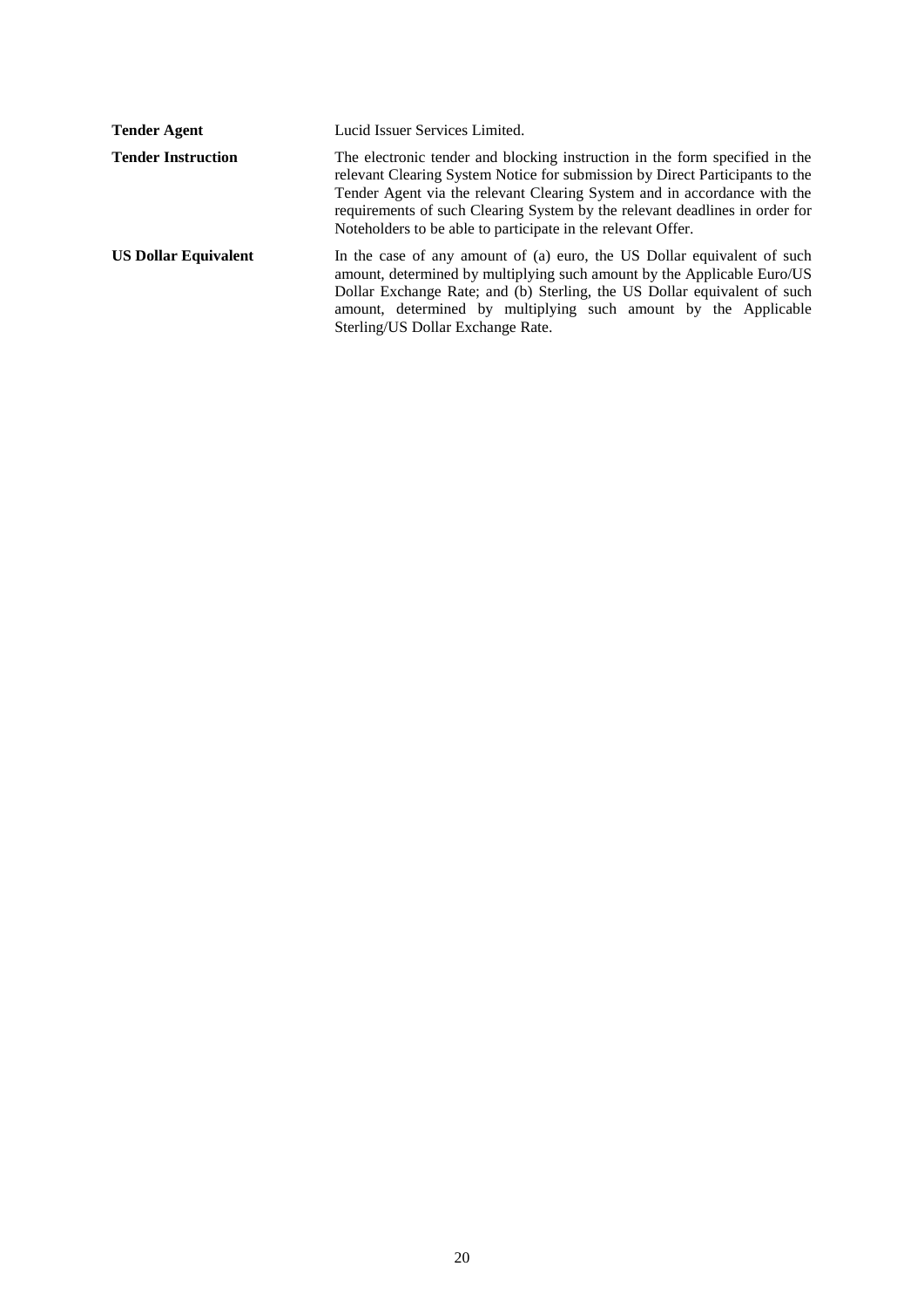| | |
|---|---|
| **Tender Agent** | Lucid Issuer Services Limited. |
| **Tender Instruction** | The electronic tender and blocking instruction in the form specified in the relevant Clearing System Notice for submission by Direct Participants to the Tender Agent via the relevant Clearing System and in accordance with the requirements of such Clearing System by the relevant deadlines in order for Noteholders to be able to participate in the relevant Offer. |
| **US Dollar Equivalent** | In the case of any amount of (a) euro, the US Dollar equivalent of such amount, determined by multiplying such amount by the Applicable Euro/US Dollar Exchange Rate; and (b) Sterling, the US Dollar equivalent of such amount, determined by multiplying such amount by the Applicable Sterling/US Dollar Exchange Rate. |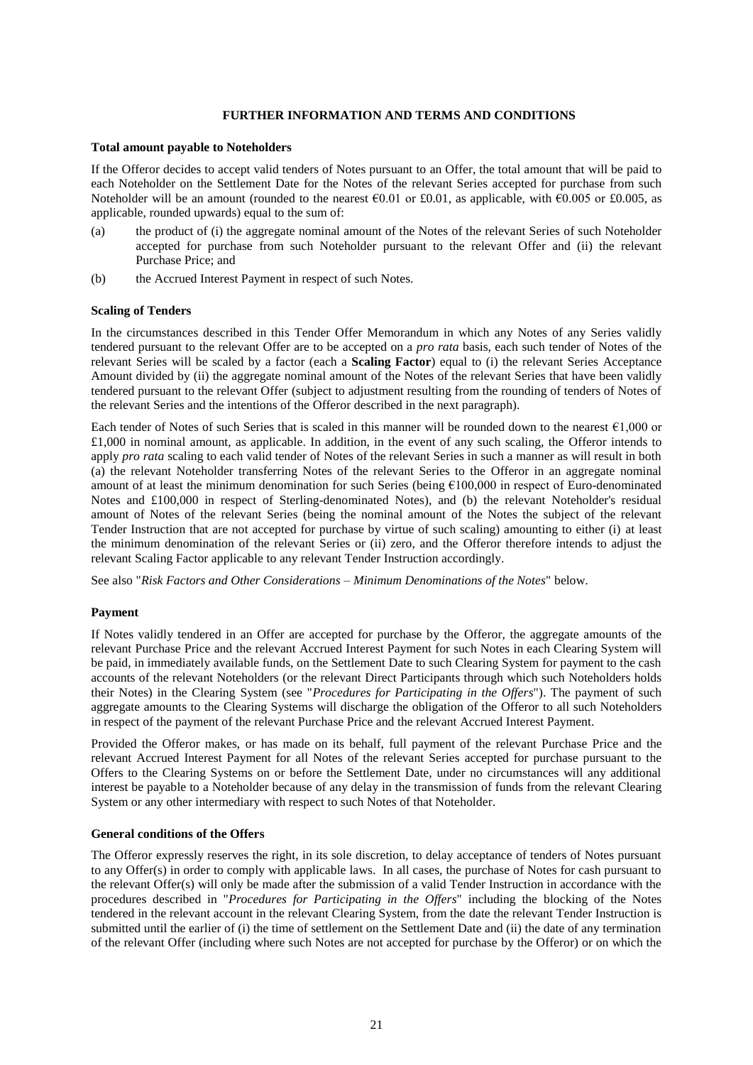## FURTHER INFORMATION AND TERMS AND CONDITIONS

**Total amount payable to Noteholders**

If the Offeror decides to accept valid tenders of Notes pursuant to an Offer, the total amount that will be paid to each Noteholder on the Settlement Date for the Notes of the relevant Series accepted for purchase from such Noteholder will be an amount (rounded to the nearest €0.01 or £0.01, as applicable, with €0.005 or £0.005, as applicable, rounded upwards) equal to the sum of:

(a) the product of (i) the aggregate nominal amount of the Notes of the relevant Series of such Noteholder accepted for purchase from such Noteholder pursuant to the relevant Offer and (ii) the relevant Purchase Price; and

(b) the Accrued Interest Payment in respect of such Notes.

**Scaling of Tenders**

In the circumstances described in this Tender Offer Memorandum in which any Notes of any Series validly tendered pursuant to the relevant Offer are to be accepted on a *pro rata* basis, each such tender of Notes of the relevant Series will be scaled by a factor (each a **Scaling Factor**) equal to (i) the relevant Series Acceptance Amount divided by (ii) the aggregate nominal amount of the Notes of the relevant Series that have been validly tendered pursuant to the relevant Offer (subject to adjustment resulting from the rounding of tenders of Notes of the relevant Series and the intentions of the Offeror described in the next paragraph).

Each tender of Notes of such Series that is scaled in this manner will be rounded down to the nearest €1,000 or £1,000 in nominal amount, as applicable. In addition, in the event of any such scaling, the Offeror intends to apply *pro rata* scaling to each valid tender of Notes of the relevant Series in such a manner as will result in both (a) the relevant Noteholder transferring Notes of the relevant Series to the Offeror in an aggregate nominal amount of at least the minimum denomination for such Series (being €100,000 in respect of Euro-denominated Notes and £100,000 in respect of Sterling-denominated Notes), and (b) the relevant Noteholder's residual amount of Notes of the relevant Series (being the nominal amount of the Notes the subject of the relevant Tender Instruction that are not accepted for purchase by virtue of such scaling) amounting to either (i) at least the minimum denomination of the relevant Series or (ii) zero, and the Offeror therefore intends to adjust the relevant Scaling Factor applicable to any relevant Tender Instruction accordingly.

See also "*Risk Factors and Other Considerations – Minimum Denominations of the Notes*" below.

**Payment**

If Notes validly tendered in an Offer are accepted for purchase by the Offeror, the aggregate amounts of the relevant Purchase Price and the relevant Accrued Interest Payment for such Notes in each Clearing System will be paid, in immediately available funds, on the Settlement Date to such Clearing System for payment to the cash accounts of the relevant Noteholders (or the relevant Direct Participants through which such Noteholders holds their Notes) in the Clearing System (see "*Procedures for Participating in the Offers*"). The payment of such aggregate amounts to the Clearing Systems will discharge the obligation of the Offeror to all such Noteholders in respect of the payment of the relevant Purchase Price and the relevant Accrued Interest Payment.

Provided the Offeror makes, or has made on its behalf, full payment of the relevant Purchase Price and the relevant Accrued Interest Payment for all Notes of the relevant Series accepted for purchase pursuant to the Offers to the Clearing Systems on or before the Settlement Date, under no circumstances will any additional interest be payable to a Noteholder because of any delay in the transmission of funds from the relevant Clearing System or any other intermediary with respect to such Notes of that Noteholder.

**General conditions of the Offers**

The Offeror expressly reserves the right, in its sole discretion, to delay acceptance of tenders of Notes pursuant to any Offer(s) in order to comply with applicable laws. In all cases, the purchase of Notes for cash pursuant to the relevant Offer(s) will only be made after the submission of a valid Tender Instruction in accordance with the procedures described in "*Procedures for Participating in the Offers*" including the blocking of the Notes tendered in the relevant account in the relevant Clearing System, from the date the relevant Tender Instruction is submitted until the earlier of (i) the time of settlement on the Settlement Date and (ii) the date of any termination of the relevant Offer (including where such Notes are not accepted for purchase by the Offeror) or on which the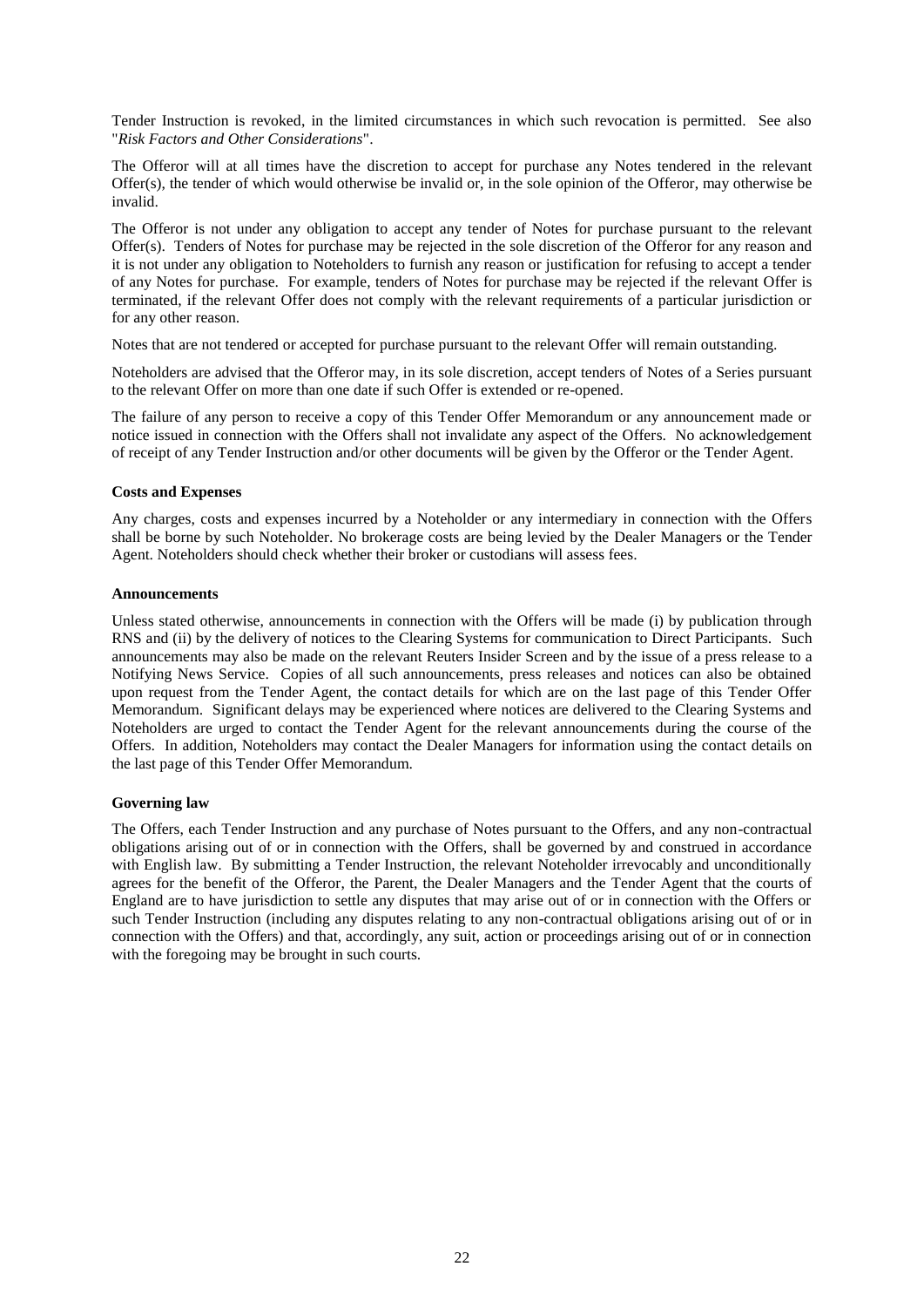Tender Instruction is revoked, in the limited circumstances in which such revocation is permitted. See also "*Risk Factors and Other Considerations*".

The Offeror will at all times have the discretion to accept for purchase any Notes tendered in the relevant Offer(s), the tender of which would otherwise be invalid or, in the sole opinion of the Offeror, may otherwise be invalid.

The Offeror is not under any obligation to accept any tender of Notes for purchase pursuant to the relevant Offer(s). Tenders of Notes for purchase may be rejected in the sole discretion of the Offeror for any reason and it is not under any obligation to Noteholders to furnish any reason or justification for refusing to accept a tender of any Notes for purchase. For example, tenders of Notes for purchase may be rejected if the relevant Offer is terminated, if the relevant Offer does not comply with the relevant requirements of a particular jurisdiction or for any other reason.

Notes that are not tendered or accepted for purchase pursuant to the relevant Offer will remain outstanding.

Noteholders are advised that the Offeror may, in its sole discretion, accept tenders of Notes of a Series pursuant to the relevant Offer on more than one date if such Offer is extended or re-opened.

The failure of any person to receive a copy of this Tender Offer Memorandum or any announcement made or notice issued in connection with the Offers shall not invalidate any aspect of the Offers. No acknowledgement of receipt of any Tender Instruction and/or other documents will be given by the Offeror or the Tender Agent.

**Costs and Expenses**

Any charges, costs and expenses incurred by a Noteholder or any intermediary in connection with the Offers shall be borne by such Noteholder. No brokerage costs are being levied by the Dealer Managers or the Tender Agent. Noteholders should check whether their broker or custodians will assess fees.

**Announcements**

Unless stated otherwise, announcements in connection with the Offers will be made (i) by publication through RNS and (ii) by the delivery of notices to the Clearing Systems for communication to Direct Participants. Such announcements may also be made on the relevant Reuters Insider Screen and by the issue of a press release to a Notifying News Service. Copies of all such announcements, press releases and notices can also be obtained upon request from the Tender Agent, the contact details for which are on the last page of this Tender Offer Memorandum. Significant delays may be experienced where notices are delivered to the Clearing Systems and Noteholders are urged to contact the Tender Agent for the relevant announcements during the course of the Offers. In addition, Noteholders may contact the Dealer Managers for information using the contact details on the last page of this Tender Offer Memorandum.

**Governing law**

The Offers, each Tender Instruction and any purchase of Notes pursuant to the Offers, and any non-contractual obligations arising out of or in connection with the Offers, shall be governed by and construed in accordance with English law. By submitting a Tender Instruction, the relevant Noteholder irrevocably and unconditionally agrees for the benefit of the Offeror, the Parent, the Dealer Managers and the Tender Agent that the courts of England are to have jurisdiction to settle any disputes that may arise out of or in connection with the Offers or such Tender Instruction (including any disputes relating to any non-contractual obligations arising out of or in connection with the Offers) and that, accordingly, any suit, action or proceedings arising out of or in connection with the foregoing may be brought in such courts.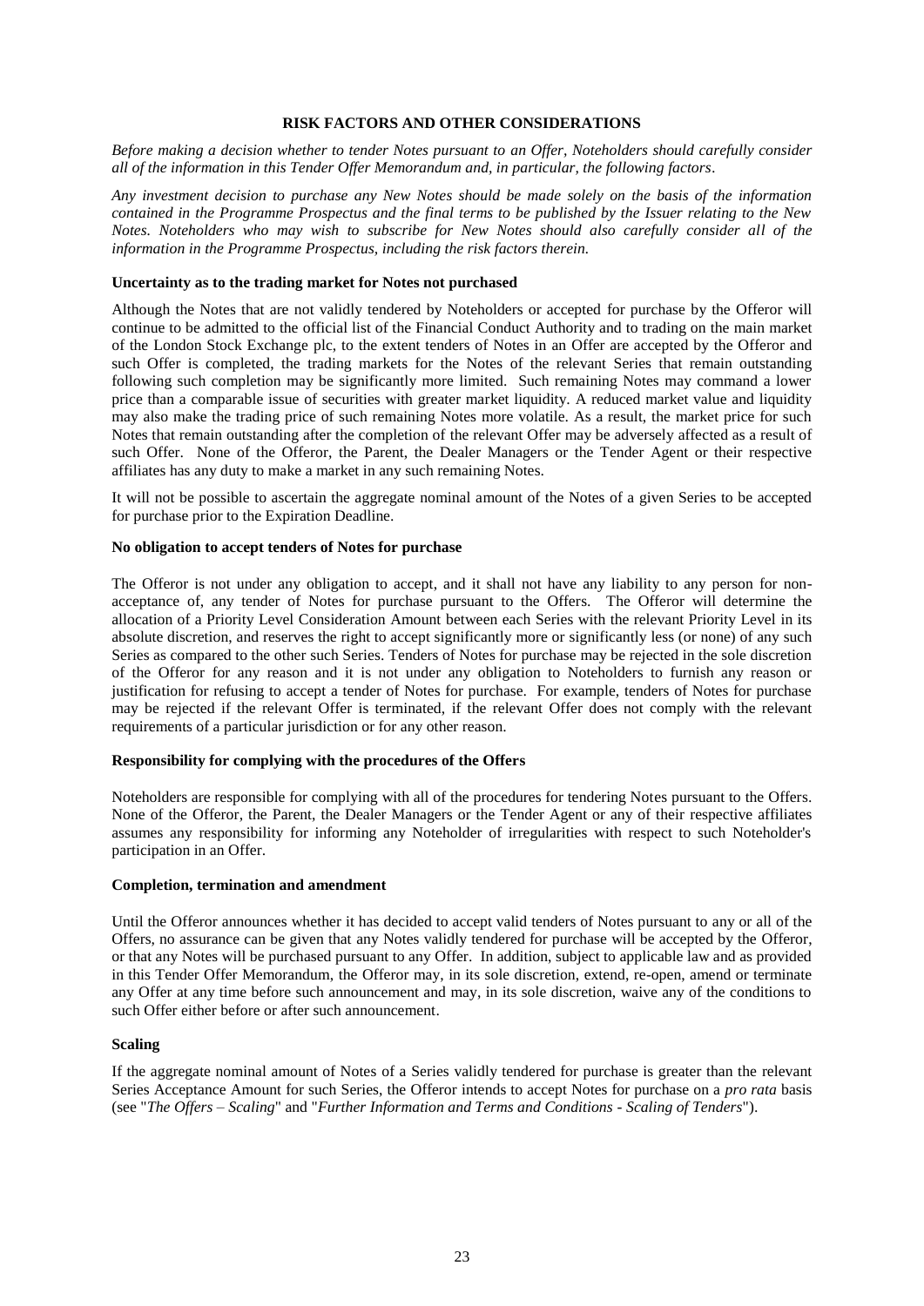## RISK FACTORS AND OTHER CONSIDERATIONS

*Before making a decision whether to tender Notes pursuant to an Offer, Noteholders should carefully consider all of the information in this Tender Offer Memorandum and, in particular, the following factors.*

*Any investment decision to purchase any New Notes should be made solely on the basis of the information contained in the Programme Prospectus and the final terms to be published by the Issuer relating to the New Notes. Noteholders who may wish to subscribe for New Notes should also carefully consider all of the information in the Programme Prospectus, including the risk factors therein.*

### Uncertainty as to the trading market for Notes not purchased

Although the Notes that are not validly tendered by Noteholders or accepted for purchase by the Offeror will continue to be admitted to the official list of the Financial Conduct Authority and to trading on the main market of the London Stock Exchange plc, to the extent tenders of Notes in an Offer are accepted by the Offeror and such Offer is completed, the trading markets for the Notes of the relevant Series that remain outstanding following such completion may be significantly more limited. Such remaining Notes may command a lower price than a comparable issue of securities with greater market liquidity. A reduced market value and liquidity may also make the trading price of such remaining Notes more volatile. As a result, the market price for such Notes that remain outstanding after the completion of the relevant Offer may be adversely affected as a result of such Offer. None of the Offeror, the Parent, the Dealer Managers or the Tender Agent or their respective affiliates has any duty to make a market in any such remaining Notes.

It will not be possible to ascertain the aggregate nominal amount of the Notes of a given Series to be accepted for purchase prior to the Expiration Deadline.

### No obligation to accept tenders of Notes for purchase

The Offeror is not under any obligation to accept, and it shall not have any liability to any person for non-acceptance of, any tender of Notes for purchase pursuant to the Offers. The Offeror will determine the allocation of a Priority Level Consideration Amount between each Series with the relevant Priority Level in its absolute discretion, and reserves the right to accept significantly more or significantly less (or none) of any such Series as compared to the other such Series. Tenders of Notes for purchase may be rejected in the sole discretion of the Offeror for any reason and it is not under any obligation to Noteholders to furnish any reason or justification for refusing to accept a tender of Notes for purchase. For example, tenders of Notes for purchase may be rejected if the relevant Offer is terminated, if the relevant Offer does not comply with the relevant requirements of a particular jurisdiction or for any other reason.

### Responsibility for complying with the procedures of the Offers

Noteholders are responsible for complying with all of the procedures for tendering Notes pursuant to the Offers. None of the Offeror, the Parent, the Dealer Managers or the Tender Agent or any of their respective affiliates assumes any responsibility for informing any Noteholder of irregularities with respect to such Noteholder's participation in an Offer.

### Completion, termination and amendment

Until the Offeror announces whether it has decided to accept valid tenders of Notes pursuant to any or all of the Offers, no assurance can be given that any Notes validly tendered for purchase will be accepted by the Offeror, or that any Notes will be purchased pursuant to any Offer. In addition, subject to applicable law and as provided in this Tender Offer Memorandum, the Offeror may, in its sole discretion, extend, re-open, amend or terminate any Offer at any time before such announcement and may, in its sole discretion, waive any of the conditions to such Offer either before or after such announcement.

### Scaling

If the aggregate nominal amount of Notes of a Series validly tendered for purchase is greater than the relevant Series Acceptance Amount for such Series, the Offeror intends to accept Notes for purchase on a *pro rata* basis (see "*The Offers – Scaling*" and "*Further Information and Terms and Conditions - Scaling of Tenders*").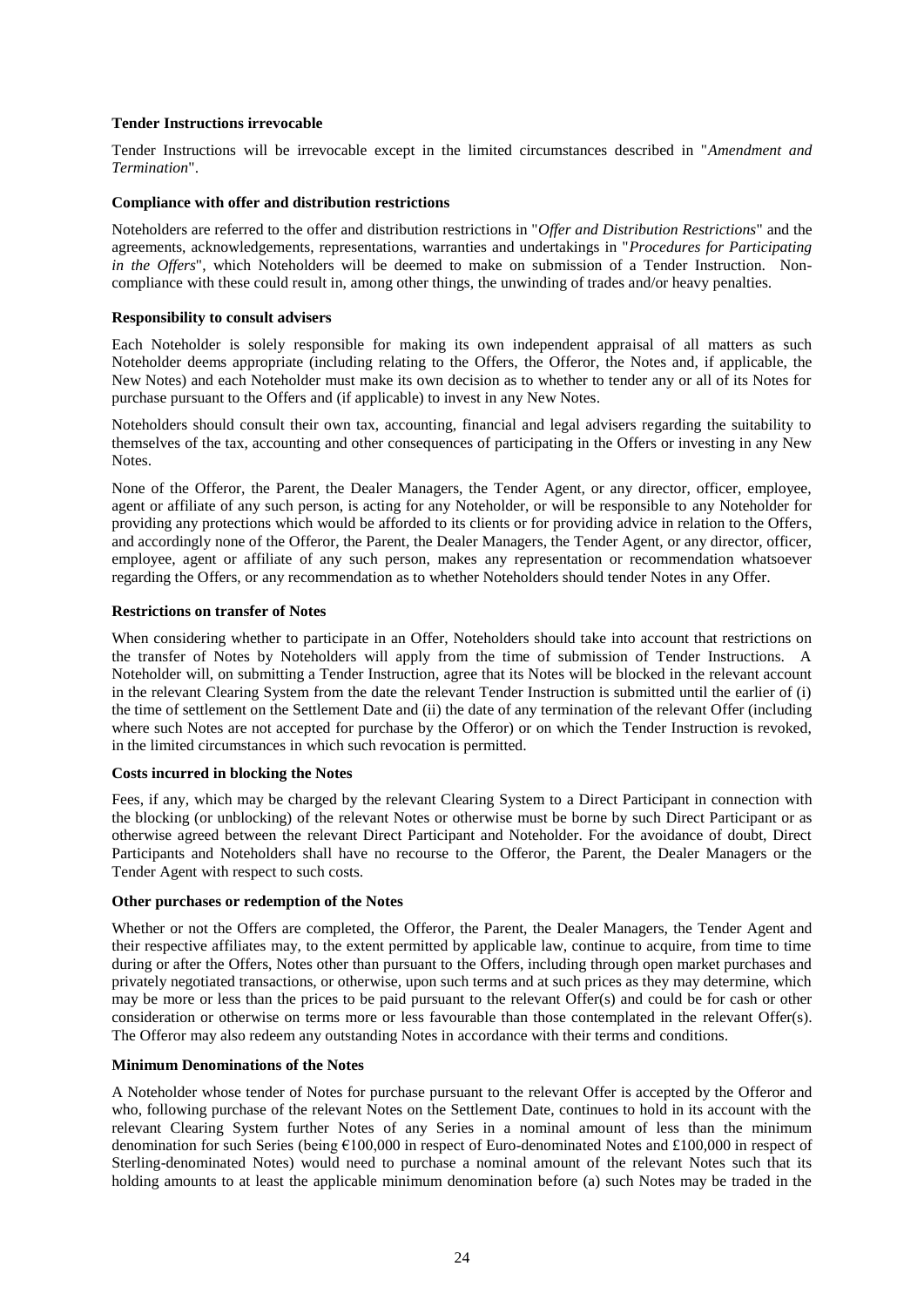**Tender Instructions irrevocable**

Tender Instructions will be irrevocable except in the limited circumstances described in "*Amendment and Termination*".

**Compliance with offer and distribution restrictions**

Noteholders are referred to the offer and distribution restrictions in "*Offer and Distribution Restrictions*" and the agreements, acknowledgements, representations, warranties and undertakings in "*Procedures for Participating in the Offers*", which Noteholders will be deemed to make on submission of a Tender Instruction. Non-compliance with these could result in, among other things, the unwinding of trades and/or heavy penalties.

**Responsibility to consult advisers**

Each Noteholder is solely responsible for making its own independent appraisal of all matters as such Noteholder deems appropriate (including relating to the Offers, the Offeror, the Notes and, if applicable, the New Notes) and each Noteholder must make its own decision as to whether to tender any or all of its Notes for purchase pursuant to the Offers and (if applicable) to invest in any New Notes.

Noteholders should consult their own tax, accounting, financial and legal advisers regarding the suitability to themselves of the tax, accounting and other consequences of participating in the Offers or investing in any New Notes.

None of the Offeror, the Parent, the Dealer Managers, the Tender Agent, or any director, officer, employee, agent or affiliate of any such person, is acting for any Noteholder, or will be responsible to any Noteholder for providing any protections which would be afforded to its clients or for providing advice in relation to the Offers, and accordingly none of the Offeror, the Parent, the Dealer Managers, the Tender Agent, or any director, officer, employee, agent or affiliate of any such person, makes any representation or recommendation whatsoever regarding the Offers, or any recommendation as to whether Noteholders should tender Notes in any Offer.

**Restrictions on transfer of Notes**

When considering whether to participate in an Offer, Noteholders should take into account that restrictions on the transfer of Notes by Noteholders will apply from the time of submission of Tender Instructions. A Noteholder will, on submitting a Tender Instruction, agree that its Notes will be blocked in the relevant account in the relevant Clearing System from the date the relevant Tender Instruction is submitted until the earlier of (i) the time of settlement on the Settlement Date and (ii) the date of any termination of the relevant Offer (including where such Notes are not accepted for purchase by the Offeror) or on which the Tender Instruction is revoked, in the limited circumstances in which such revocation is permitted.

**Costs incurred in blocking the Notes**

Fees, if any, which may be charged by the relevant Clearing System to a Direct Participant in connection with the blocking (or unblocking) of the relevant Notes or otherwise must be borne by such Direct Participant or as otherwise agreed between the relevant Direct Participant and Noteholder. For the avoidance of doubt, Direct Participants and Noteholders shall have no recourse to the Offeror, the Parent, the Dealer Managers or the Tender Agent with respect to such costs.

**Other purchases or redemption of the Notes**

Whether or not the Offers are completed, the Offeror, the Parent, the Dealer Managers, the Tender Agent and their respective affiliates may, to the extent permitted by applicable law, continue to acquire, from time to time during or after the Offers, Notes other than pursuant to the Offers, including through open market purchases and privately negotiated transactions, or otherwise, upon such terms and at such prices as they may determine, which may be more or less than the prices to be paid pursuant to the relevant Offer(s) and could be for cash or other consideration or otherwise on terms more or less favourable than those contemplated in the relevant Offer(s). The Offeror may also redeem any outstanding Notes in accordance with their terms and conditions.

**Minimum Denominations of the Notes**

A Noteholder whose tender of Notes for purchase pursuant to the relevant Offer is accepted by the Offeror and who, following purchase of the relevant Notes on the Settlement Date, continues to hold in its account with the relevant Clearing System further Notes of any Series in a nominal amount of less than the minimum denomination for such Series (being €100,000 in respect of Euro-denominated Notes and £100,000 in respect of Sterling-denominated Notes) would need to purchase a nominal amount of the relevant Notes such that its holding amounts to at least the applicable minimum denomination before (a) such Notes may be traded in the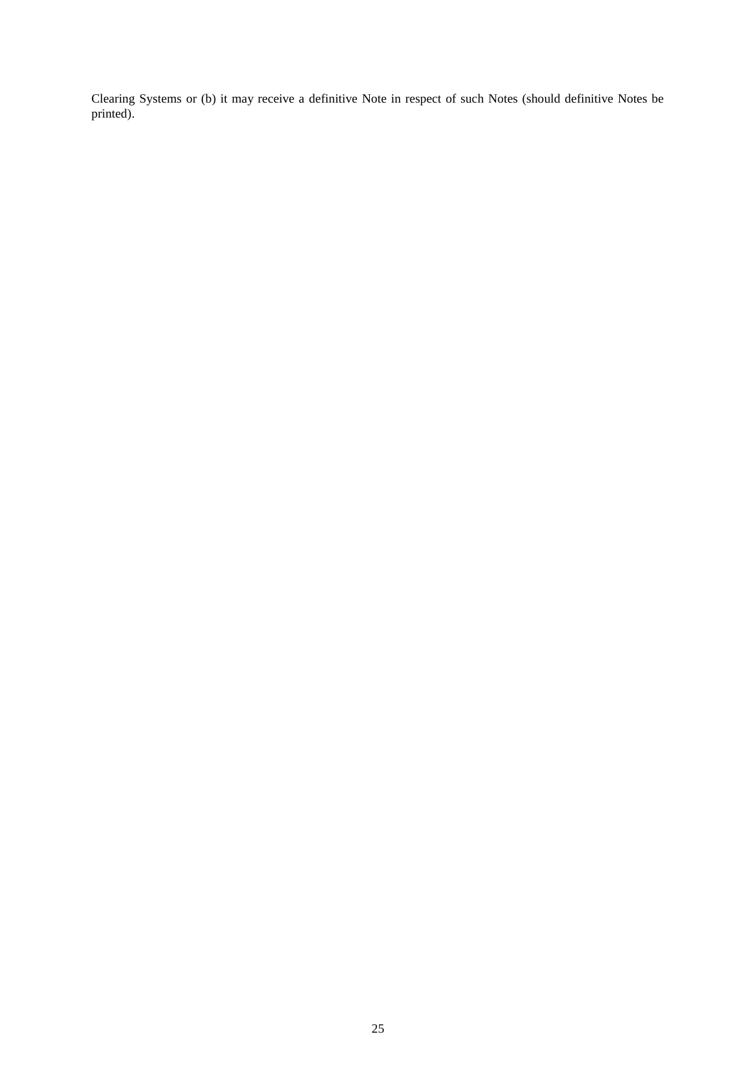Clearing Systems or (b) it may receive a definitive Note in respect of such Notes (should definitive Notes be printed).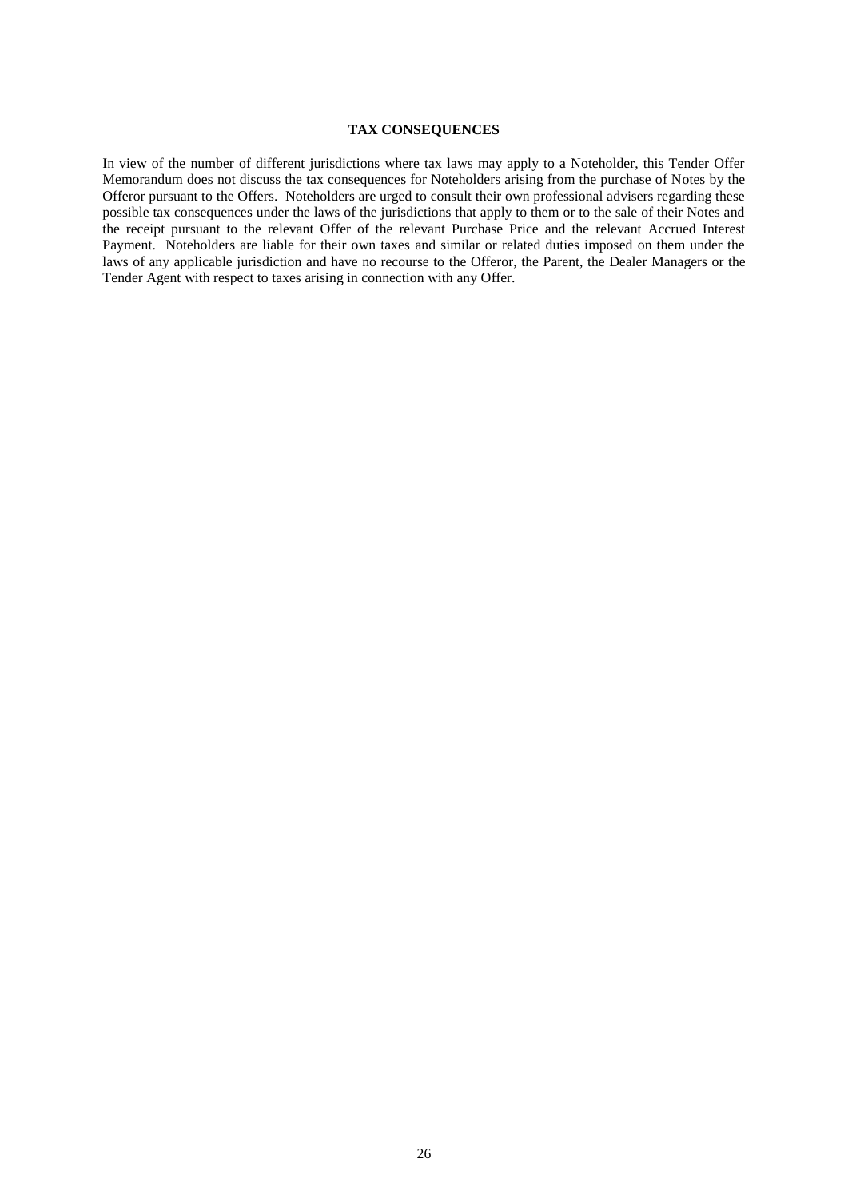## TAX CONSEQUENCES

In view of the number of different jurisdictions where tax laws may apply to a Noteholder, this Tender Offer Memorandum does not discuss the tax consequences for Noteholders arising from the purchase of Notes by the Offeror pursuant to the Offers. Noteholders are urged to consult their own professional advisers regarding these possible tax consequences under the laws of the jurisdictions that apply to them or to the sale of their Notes and the receipt pursuant to the relevant Offer of the relevant Purchase Price and the relevant Accrued Interest Payment. Noteholders are liable for their own taxes and similar or related duties imposed on them under the laws of any applicable jurisdiction and have no recourse to the Offeror, the Parent, the Dealer Managers or the Tender Agent with respect to taxes arising in connection with any Offer.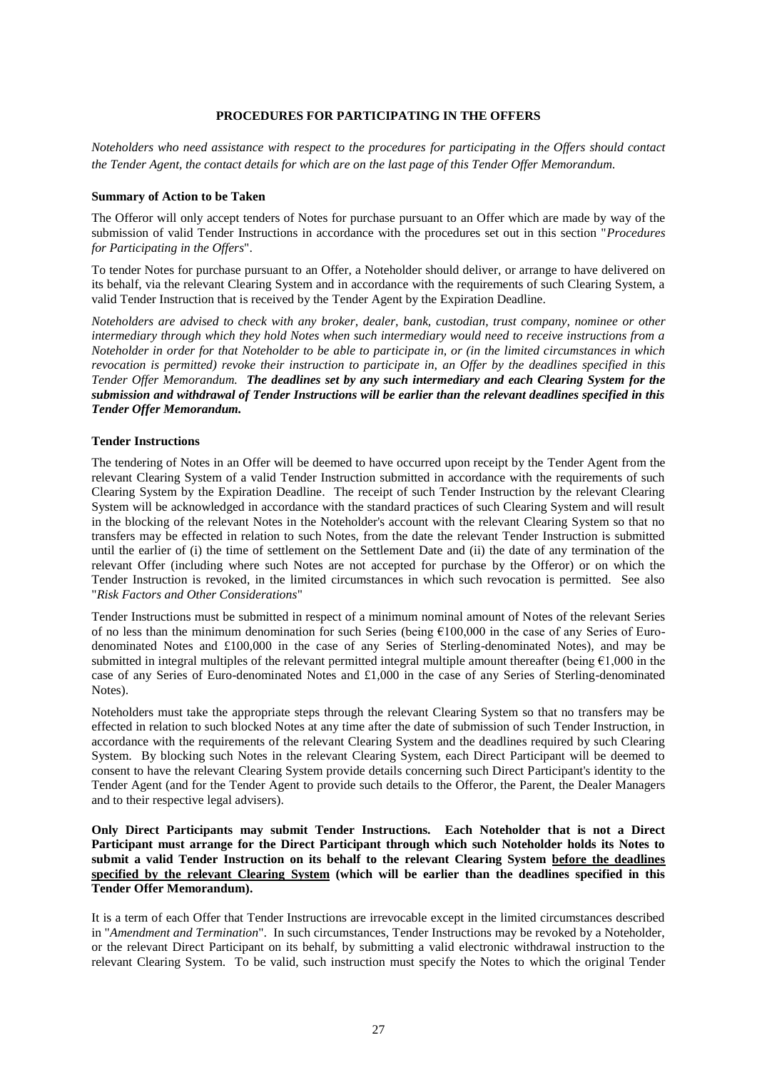## PROCEDURES FOR PARTICIPATING IN THE OFFERS

*Noteholders who need assistance with respect to the procedures for participating in the Offers should contact the Tender Agent, the contact details for which are on the last page of this Tender Offer Memorandum.*

### Summary of Action to be Taken

The Offeror will only accept tenders of Notes for purchase pursuant to an Offer which are made by way of the submission of valid Tender Instructions in accordance with the procedures set out in this section "*Procedures for Participating in the Offers*".

To tender Notes for purchase pursuant to an Offer, a Noteholder should deliver, or arrange to have delivered on its behalf, via the relevant Clearing System and in accordance with the requirements of such Clearing System, a valid Tender Instruction that is received by the Tender Agent by the Expiration Deadline.

*Noteholders are advised to check with any broker, dealer, bank, custodian, trust company, nominee or other intermediary through which they hold Notes when such intermediary would need to receive instructions from a Noteholder in order for that Noteholder to be able to participate in, or (in the limited circumstances in which revocation is permitted) revoke their instruction to participate in, an Offer by the deadlines specified in this Tender Offer Memorandum.* ***The deadlines set by any such intermediary and each Clearing System for the submission and withdrawal of Tender Instructions will be earlier than the relevant deadlines specified in this Tender Offer Memorandum.***

### Tender Instructions

The tendering of Notes in an Offer will be deemed to have occurred upon receipt by the Tender Agent from the relevant Clearing System of a valid Tender Instruction submitted in accordance with the requirements of such Clearing System by the Expiration Deadline. The receipt of such Tender Instruction by the relevant Clearing System will be acknowledged in accordance with the standard practices of such Clearing System and will result in the blocking of the relevant Notes in the Noteholder's account with the relevant Clearing System so that no transfers may be effected in relation to such Notes, from the date the relevant Tender Instruction is submitted until the earlier of (i) the time of settlement on the Settlement Date and (ii) the date of any termination of the relevant Offer (including where such Notes are not accepted for purchase by the Offeror) or on which the Tender Instruction is revoked, in the limited circumstances in which such revocation is permitted. See also "*Risk Factors and Other Considerations*"

Tender Instructions must be submitted in respect of a minimum nominal amount of Notes of the relevant Series of no less than the minimum denomination for such Series (being €100,000 in the case of any Series of Euro-denominated Notes and £100,000 in the case of any Series of Sterling-denominated Notes), and may be submitted in integral multiples of the relevant permitted integral multiple amount thereafter (being €1,000 in the case of any Series of Euro-denominated Notes and £1,000 in the case of any Series of Sterling-denominated Notes).

Noteholders must take the appropriate steps through the relevant Clearing System so that no transfers may be effected in relation to such blocked Notes at any time after the date of submission of such Tender Instruction, in accordance with the requirements of the relevant Clearing System and the deadlines required by such Clearing System. By blocking such Notes in the relevant Clearing System, each Direct Participant will be deemed to consent to have the relevant Clearing System provide details concerning such Direct Participant's identity to the Tender Agent (and for the Tender Agent to provide such details to the Offeror, the Parent, the Dealer Managers and to their respective legal advisers).

**Only Direct Participants may submit Tender Instructions. Each Noteholder that is not a Direct Participant must arrange for the Direct Participant through which such Noteholder holds its Notes to submit a valid Tender Instruction on its behalf to the relevant Clearing System before the deadlines specified by the relevant Clearing System (which will be earlier than the deadlines specified in this Tender Offer Memorandum).**

It is a term of each Offer that Tender Instructions are irrevocable except in the limited circumstances described in "*Amendment and Termination*". In such circumstances, Tender Instructions may be revoked by a Noteholder, or the relevant Direct Participant on its behalf, by submitting a valid electronic withdrawal instruction to the relevant Clearing System. To be valid, such instruction must specify the Notes to which the original Tender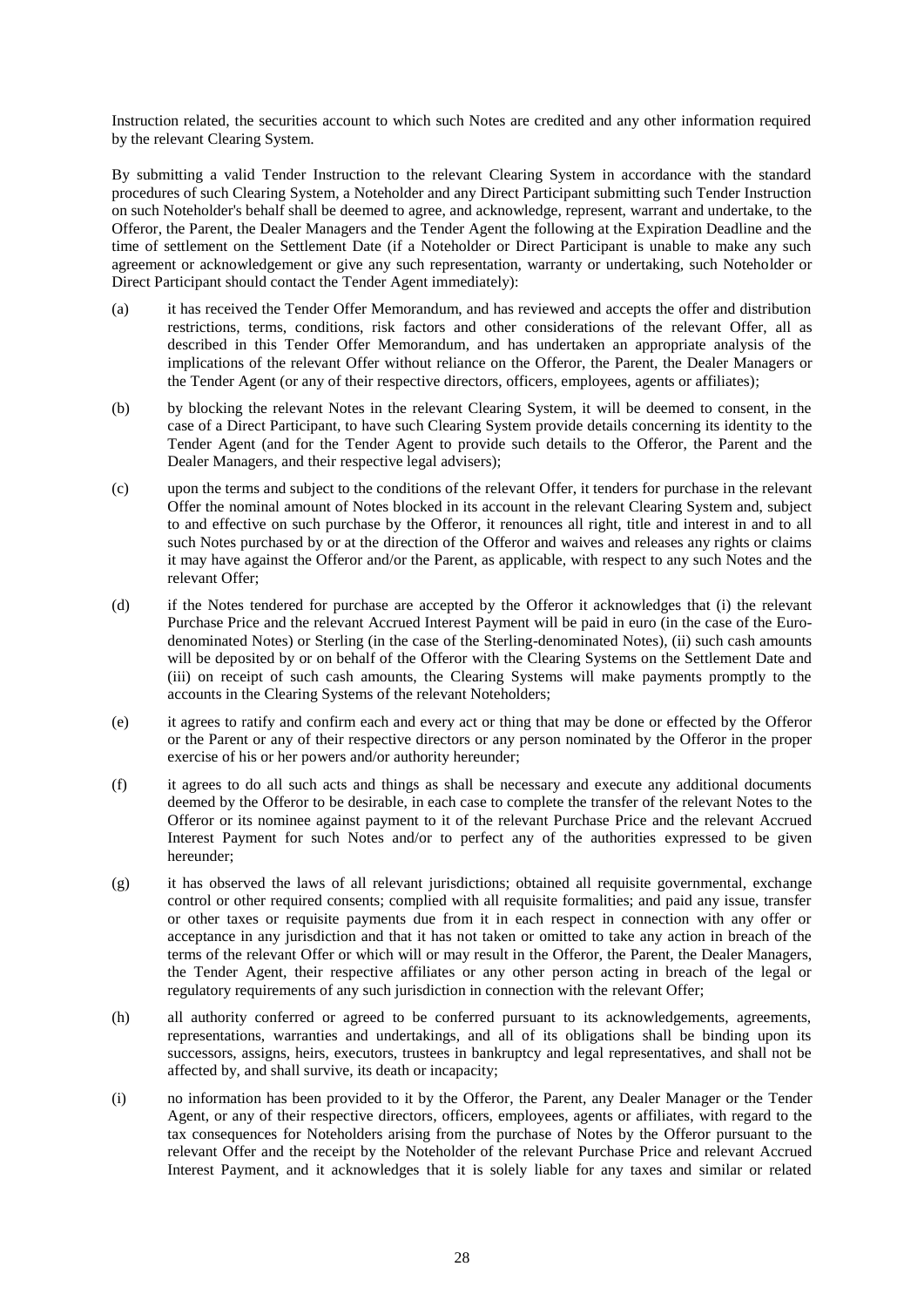Instruction related, the securities account to which such Notes are credited and any other information required by the relevant Clearing System.

By submitting a valid Tender Instruction to the relevant Clearing System in accordance with the standard procedures of such Clearing System, a Noteholder and any Direct Participant submitting such Tender Instruction on such Noteholder's behalf shall be deemed to agree, and acknowledge, represent, warrant and undertake, to the Offeror, the Parent, the Dealer Managers and the Tender Agent the following at the Expiration Deadline and the time of settlement on the Settlement Date (if a Noteholder or Direct Participant is unable to make any such agreement or acknowledgement or give any such representation, warranty or undertaking, such Noteholder or Direct Participant should contact the Tender Agent immediately):

(a) it has received the Tender Offer Memorandum, and has reviewed and accepts the offer and distribution restrictions, terms, conditions, risk factors and other considerations of the relevant Offer, all as described in this Tender Offer Memorandum, and has undertaken an appropriate analysis of the implications of the relevant Offer without reliance on the Offeror, the Parent, the Dealer Managers or the Tender Agent (or any of their respective directors, officers, employees, agents or affiliates);

(b) by blocking the relevant Notes in the relevant Clearing System, it will be deemed to consent, in the case of a Direct Participant, to have such Clearing System provide details concerning its identity to the Tender Agent (and for the Tender Agent to provide such details to the Offeror, the Parent and the Dealer Managers, and their respective legal advisers);

(c) upon the terms and subject to the conditions of the relevant Offer, it tenders for purchase in the relevant Offer the nominal amount of Notes blocked in its account in the relevant Clearing System and, subject to and effective on such purchase by the Offeror, it renounces all right, title and interest in and to all such Notes purchased by or at the direction of the Offeror and waives and releases any rights or claims it may have against the Offeror and/or the Parent, as applicable, with respect to any such Notes and the relevant Offer;

(d) if the Notes tendered for purchase are accepted by the Offeror it acknowledges that (i) the relevant Purchase Price and the relevant Accrued Interest Payment will be paid in euro (in the case of the Euro-denominated Notes) or Sterling (in the case of the Sterling-denominated Notes), (ii) such cash amounts will be deposited by or on behalf of the Offeror with the Clearing Systems on the Settlement Date and (iii) on receipt of such cash amounts, the Clearing Systems will make payments promptly to the accounts in the Clearing Systems of the relevant Noteholders;

(e) it agrees to ratify and confirm each and every act or thing that may be done or effected by the Offeror or the Parent or any of their respective directors or any person nominated by the Offeror in the proper exercise of his or her powers and/or authority hereunder;

(f) it agrees to do all such acts and things as shall be necessary and execute any additional documents deemed by the Offeror to be desirable, in each case to complete the transfer of the relevant Notes to the Offeror or its nominee against payment to it of the relevant Purchase Price and the relevant Accrued Interest Payment for such Notes and/or to perfect any of the authorities expressed to be given hereunder;

(g) it has observed the laws of all relevant jurisdictions; obtained all requisite governmental, exchange control or other required consents; complied with all requisite formalities; and paid any issue, transfer or other taxes or requisite payments due from it in each respect in connection with any offer or acceptance in any jurisdiction and that it has not taken or omitted to take any action in breach of the terms of the relevant Offer or which will or may result in the Offeror, the Parent, the Dealer Managers, the Tender Agent, their respective affiliates or any other person acting in breach of the legal or regulatory requirements of any such jurisdiction in connection with the relevant Offer;

(h) all authority conferred or agreed to be conferred pursuant to its acknowledgements, agreements, representations, warranties and undertakings, and all of its obligations shall be binding upon its successors, assigns, heirs, executors, trustees in bankruptcy and legal representatives, and shall not be affected by, and shall survive, its death or incapacity;

(i) no information has been provided to it by the Offeror, the Parent, any Dealer Manager or the Tender Agent, or any of their respective directors, officers, employees, agents or affiliates, with regard to the tax consequences for Noteholders arising from the purchase of Notes by the Offeror pursuant to the relevant Offer and the receipt by the Noteholder of the relevant Purchase Price and relevant Accrued Interest Payment, and it acknowledges that it is solely liable for any taxes and similar or related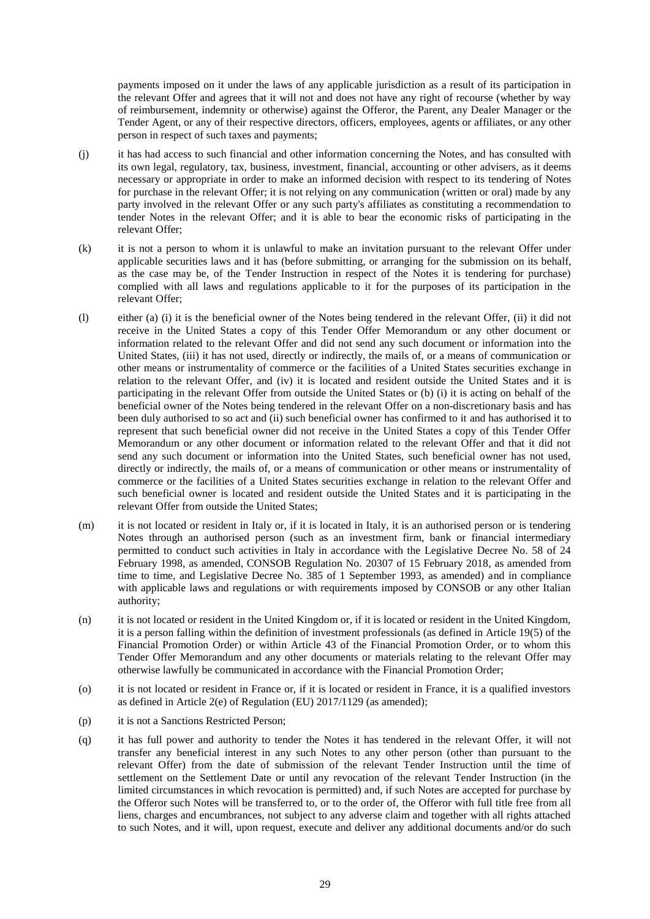payments imposed on it under the laws of any applicable jurisdiction as a result of its participation in the relevant Offer and agrees that it will not and does not have any right of recourse (whether by way of reimbursement, indemnity or otherwise) against the Offeror, the Parent, any Dealer Manager or the Tender Agent, or any of their respective directors, officers, employees, agents or affiliates, or any other person in respect of such taxes and payments;

(j) it has had access to such financial and other information concerning the Notes, and has consulted with its own legal, regulatory, tax, business, investment, financial, accounting or other advisers, as it deems necessary or appropriate in order to make an informed decision with respect to its tendering of Notes for purchase in the relevant Offer; it is not relying on any communication (written or oral) made by any party involved in the relevant Offer or any such party's affiliates as constituting a recommendation to tender Notes in the relevant Offer; and it is able to bear the economic risks of participating in the relevant Offer;

(k) it is not a person to whom it is unlawful to make an invitation pursuant to the relevant Offer under applicable securities laws and it has (before submitting, or arranging for the submission on its behalf, as the case may be, of the Tender Instruction in respect of the Notes it is tendering for purchase) complied with all laws and regulations applicable to it for the purposes of its participation in the relevant Offer;

(l) either (a) (i) it is the beneficial owner of the Notes being tendered in the relevant Offer, (ii) it did not receive in the United States a copy of this Tender Offer Memorandum or any other document or information related to the relevant Offer and did not send any such document or information into the United States, (iii) it has not used, directly or indirectly, the mails of, or a means of communication or other means or instrumentality of commerce or the facilities of a United States securities exchange in relation to the relevant Offer, and (iv) it is located and resident outside the United States and it is participating in the relevant Offer from outside the United States or (b) (i) it is acting on behalf of the beneficial owner of the Notes being tendered in the relevant Offer on a non-discretionary basis and has been duly authorised to so act and (ii) such beneficial owner has confirmed to it and has authorised it to represent that such beneficial owner did not receive in the United States a copy of this Tender Offer Memorandum or any other document or information related to the relevant Offer and that it did not send any such document or information into the United States, such beneficial owner has not used, directly or indirectly, the mails of, or a means of communication or other means or instrumentality of commerce or the facilities of a United States securities exchange in relation to the relevant Offer and such beneficial owner is located and resident outside the United States and it is participating in the relevant Offer from outside the United States;

(m) it is not located or resident in Italy or, if it is located in Italy, it is an authorised person or is tendering Notes through an authorised person (such as an investment firm, bank or financial intermediary permitted to conduct such activities in Italy in accordance with the Legislative Decree No. 58 of 24 February 1998, as amended, CONSOB Regulation No. 20307 of 15 February 2018, as amended from time to time, and Legislative Decree No. 385 of 1 September 1993, as amended) and in compliance with applicable laws and regulations or with requirements imposed by CONSOB or any other Italian authority;

(n) it is not located or resident in the United Kingdom or, if it is located or resident in the United Kingdom, it is a person falling within the definition of investment professionals (as defined in Article 19(5) of the Financial Promotion Order) or within Article 43 of the Financial Promotion Order, or to whom this Tender Offer Memorandum and any other documents or materials relating to the relevant Offer may otherwise lawfully be communicated in accordance with the Financial Promotion Order;

(o) it is not located or resident in France or, if it is located or resident in France, it is a qualified investors as defined in Article 2(e) of Regulation (EU) 2017/1129 (as amended);

(p) it is not a Sanctions Restricted Person;

(q) it has full power and authority to tender the Notes it has tendered in the relevant Offer, it will not transfer any beneficial interest in any such Notes to any other person (other than pursuant to the relevant Offer) from the date of submission of the relevant Tender Instruction until the time of settlement on the Settlement Date or until any revocation of the relevant Tender Instruction (in the limited circumstances in which revocation is permitted) and, if such Notes are accepted for purchase by the Offeror such Notes will be transferred to, or to the order of, the Offeror with full title free from all liens, charges and encumbrances, not subject to any adverse claim and together with all rights attached to such Notes, and it will, upon request, execute and deliver any additional documents and/or do such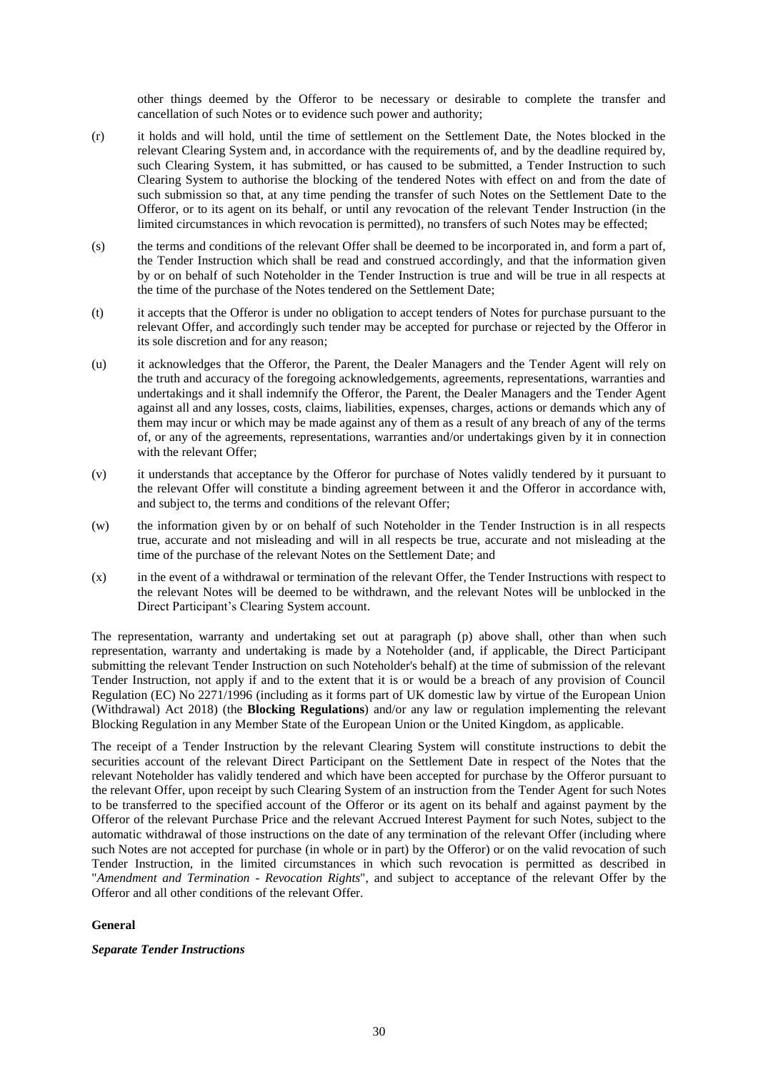other things deemed by the Offeror to be necessary or desirable to complete the transfer and cancellation of such Notes or to evidence such power and authority;

(r) it holds and will hold, until the time of settlement on the Settlement Date, the Notes blocked in the relevant Clearing System and, in accordance with the requirements of, and by the deadline required by, such Clearing System, it has submitted, or has caused to be submitted, a Tender Instruction to such Clearing System to authorise the blocking of the tendered Notes with effect on and from the date of such submission so that, at any time pending the transfer of such Notes on the Settlement Date to the Offeror, or to its agent on its behalf, or until any revocation of the relevant Tender Instruction (in the limited circumstances in which revocation is permitted), no transfers of such Notes may be effected;

(s) the terms and conditions of the relevant Offer shall be deemed to be incorporated in, and form a part of, the Tender Instruction which shall be read and construed accordingly, and that the information given by or on behalf of such Noteholder in the Tender Instruction is true and will be true in all respects at the time of the purchase of the Notes tendered on the Settlement Date;

(t) it accepts that the Offeror is under no obligation to accept tenders of Notes for purchase pursuant to the relevant Offer, and accordingly such tender may be accepted for purchase or rejected by the Offeror in its sole discretion and for any reason;

(u) it acknowledges that the Offeror, the Parent, the Dealer Managers and the Tender Agent will rely on the truth and accuracy of the foregoing acknowledgements, agreements, representations, warranties and undertakings and it shall indemnify the Offeror, the Parent, the Dealer Managers and the Tender Agent against all and any losses, costs, claims, liabilities, expenses, charges, actions or demands which any of them may incur or which may be made against any of them as a result of any breach of any of the terms of, or any of the agreements, representations, warranties and/or undertakings given by it in connection with the relevant Offer;

(v) it understands that acceptance by the Offeror for purchase of Notes validly tendered by it pursuant to the relevant Offer will constitute a binding agreement between it and the Offeror in accordance with, and subject to, the terms and conditions of the relevant Offer;

(w) the information given by or on behalf of such Noteholder in the Tender Instruction is in all respects true, accurate and not misleading and will in all respects be true, accurate and not misleading at the time of the purchase of the relevant Notes on the Settlement Date; and

(x) in the event of a withdrawal or termination of the relevant Offer, the Tender Instructions with respect to the relevant Notes will be deemed to be withdrawn, and the relevant Notes will be unblocked in the Direct Participant's Clearing System account.

The representation, warranty and undertaking set out at paragraph (p) above shall, other than when such representation, warranty and undertaking is made by a Noteholder (and, if applicable, the Direct Participant submitting the relevant Tender Instruction on such Noteholder's behalf) at the time of submission of the relevant Tender Instruction, not apply if and to the extent that it is or would be a breach of any provision of Council Regulation (EC) No 2271/1996 (including as it forms part of UK domestic law by virtue of the European Union (Withdrawal) Act 2018) (the **Blocking Regulations**) and/or any law or regulation implementing the relevant Blocking Regulation in any Member State of the European Union or the United Kingdom, as applicable.

The receipt of a Tender Instruction by the relevant Clearing System will constitute instructions to debit the securities account of the relevant Direct Participant on the Settlement Date in respect of the Notes that the relevant Noteholder has validly tendered and which have been accepted for purchase by the Offeror pursuant to the relevant Offer, upon receipt by such Clearing System of an instruction from the Tender Agent for such Notes to be transferred to the specified account of the Offeror or its agent on its behalf and against payment by the Offeror of the relevant Purchase Price and the relevant Accrued Interest Payment for such Notes, subject to the automatic withdrawal of those instructions on the date of any termination of the relevant Offer (including where such Notes are not accepted for purchase (in whole or in part) by the Offeror) or on the valid revocation of such Tender Instruction, in the limited circumstances in which such revocation is permitted as described in "*Amendment and Termination - Revocation Rights*", and subject to acceptance of the relevant Offer by the Offeror and all other conditions of the relevant Offer.

**General**

***Separate Tender Instructions***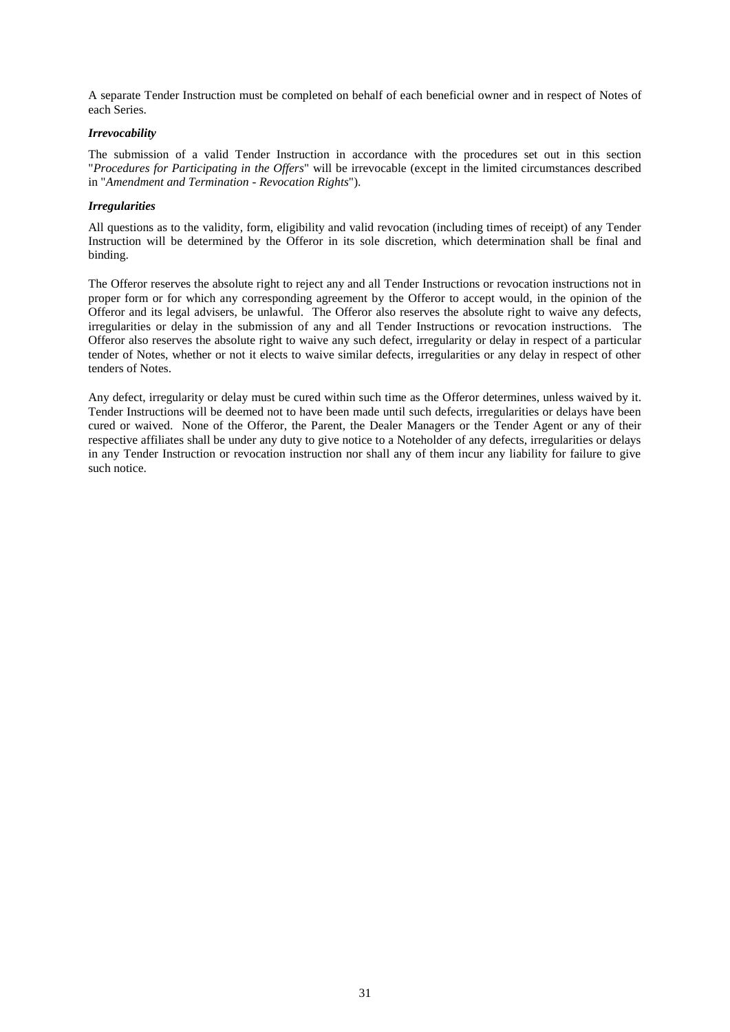A separate Tender Instruction must be completed on behalf of each beneficial owner and in respect of Notes of each Series.

***Irrevocability***

The submission of a valid Tender Instruction in accordance with the procedures set out in this section "*Procedures for Participating in the Offers*" will be irrevocable (except in the limited circumstances described in "*Amendment and Termination - Revocation Rights*").

***Irregularities***

All questions as to the validity, form, eligibility and valid revocation (including times of receipt) of any Tender Instruction will be determined by the Offeror in its sole discretion, which determination shall be final and binding.

The Offeror reserves the absolute right to reject any and all Tender Instructions or revocation instructions not in proper form or for which any corresponding agreement by the Offeror to accept would, in the opinion of the Offeror and its legal advisers, be unlawful. The Offeror also reserves the absolute right to waive any defects, irregularities or delay in the submission of any and all Tender Instructions or revocation instructions. The Offeror also reserves the absolute right to waive any such defect, irregularity or delay in respect of a particular tender of Notes, whether or not it elects to waive similar defects, irregularities or any delay in respect of other tenders of Notes.

Any defect, irregularity or delay must be cured within such time as the Offeror determines, unless waived by it. Tender Instructions will be deemed not to have been made until such defects, irregularities or delays have been cured or waived. None of the Offeror, the Parent, the Dealer Managers or the Tender Agent or any of their respective affiliates shall be under any duty to give notice to a Noteholder of any defects, irregularities or delays in any Tender Instruction or revocation instruction nor shall any of them incur any liability for failure to give such notice.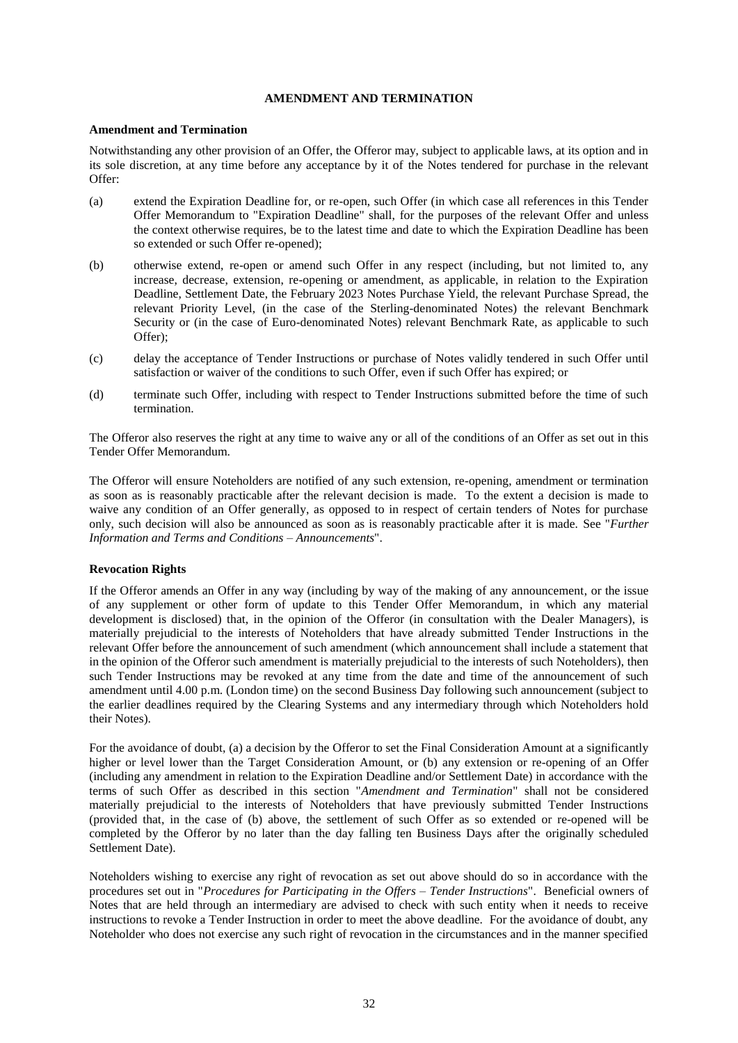# AMENDMENT AND TERMINATION

## Amendment and Termination

Notwithstanding any other provision of an Offer, the Offeror may, subject to applicable laws, at its option and in its sole discretion, at any time before any acceptance by it of the Notes tendered for purchase in the relevant Offer:

(a) extend the Expiration Deadline for, or re-open, such Offer (in which case all references in this Tender Offer Memorandum to "Expiration Deadline" shall, for the purposes of the relevant Offer and unless the context otherwise requires, be to the latest time and date to which the Expiration Deadline has been so extended or such Offer re-opened);

(b) otherwise extend, re-open or amend such Offer in any respect (including, but not limited to, any increase, decrease, extension, re-opening or amendment, as applicable, in relation to the Expiration Deadline, Settlement Date, the February 2023 Notes Purchase Yield, the relevant Purchase Spread, the relevant Priority Level, (in the case of the Sterling-denominated Notes) the relevant Benchmark Security or (in the case of Euro-denominated Notes) relevant Benchmark Rate, as applicable to such Offer);

(c) delay the acceptance of Tender Instructions or purchase of Notes validly tendered in such Offer until satisfaction or waiver of the conditions to such Offer, even if such Offer has expired; or

(d) terminate such Offer, including with respect to Tender Instructions submitted before the time of such termination.

The Offeror also reserves the right at any time to waive any or all of the conditions of an Offer as set out in this Tender Offer Memorandum.

The Offeror will ensure Noteholders are notified of any such extension, re-opening, amendment or termination as soon as is reasonably practicable after the relevant decision is made. To the extent a decision is made to waive any condition of an Offer generally, as opposed to in respect of certain tenders of Notes for purchase only, such decision will also be announced as soon as is reasonably practicable after it is made. See "*Further Information and Terms and Conditions – Announcements*".

## Revocation Rights

If the Offeror amends an Offer in any way (including by way of the making of any announcement, or the issue of any supplement or other form of update to this Tender Offer Memorandum, in which any material development is disclosed) that, in the opinion of the Offeror (in consultation with the Dealer Managers), is materially prejudicial to the interests of Noteholders that have already submitted Tender Instructions in the relevant Offer before the announcement of such amendment (which announcement shall include a statement that in the opinion of the Offeror such amendment is materially prejudicial to the interests of such Noteholders), then such Tender Instructions may be revoked at any time from the date and time of the announcement of such amendment until 4.00 p.m. (London time) on the second Business Day following such announcement (subject to the earlier deadlines required by the Clearing Systems and any intermediary through which Noteholders hold their Notes).

For the avoidance of doubt, (a) a decision by the Offeror to set the Final Consideration Amount at a significantly higher or level lower than the Target Consideration Amount, or (b) any extension or re-opening of an Offer (including any amendment in relation to the Expiration Deadline and/or Settlement Date) in accordance with the terms of such Offer as described in this section "*Amendment and Termination*" shall not be considered materially prejudicial to the interests of Noteholders that have previously submitted Tender Instructions (provided that, in the case of (b) above, the settlement of such Offer as so extended or re-opened will be completed by the Offeror by no later than the day falling ten Business Days after the originally scheduled Settlement Date).

Noteholders wishing to exercise any right of revocation as set out above should do so in accordance with the procedures set out in "*Procedures for Participating in the Offers – Tender Instructions*". Beneficial owners of Notes that are held through an intermediary are advised to check with such entity when it needs to receive instructions to revoke a Tender Instruction in order to meet the above deadline. For the avoidance of doubt, any Noteholder who does not exercise any such right of revocation in the circumstances and in the manner specified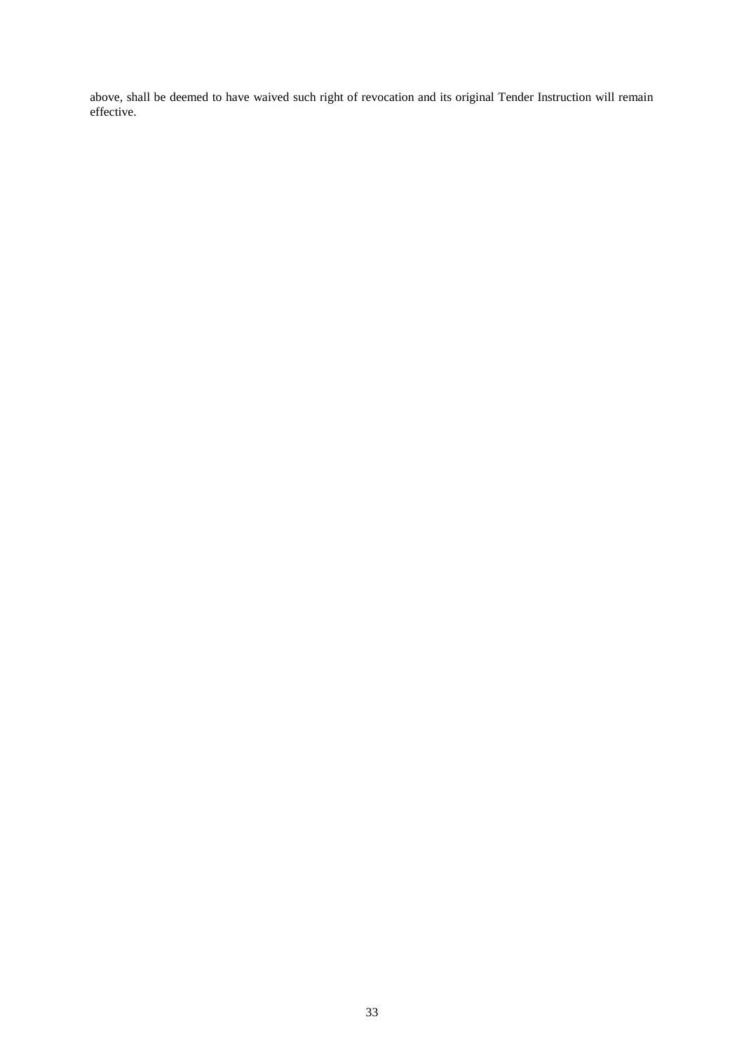above, shall be deemed to have waived such right of revocation and its original Tender Instruction will remain effective.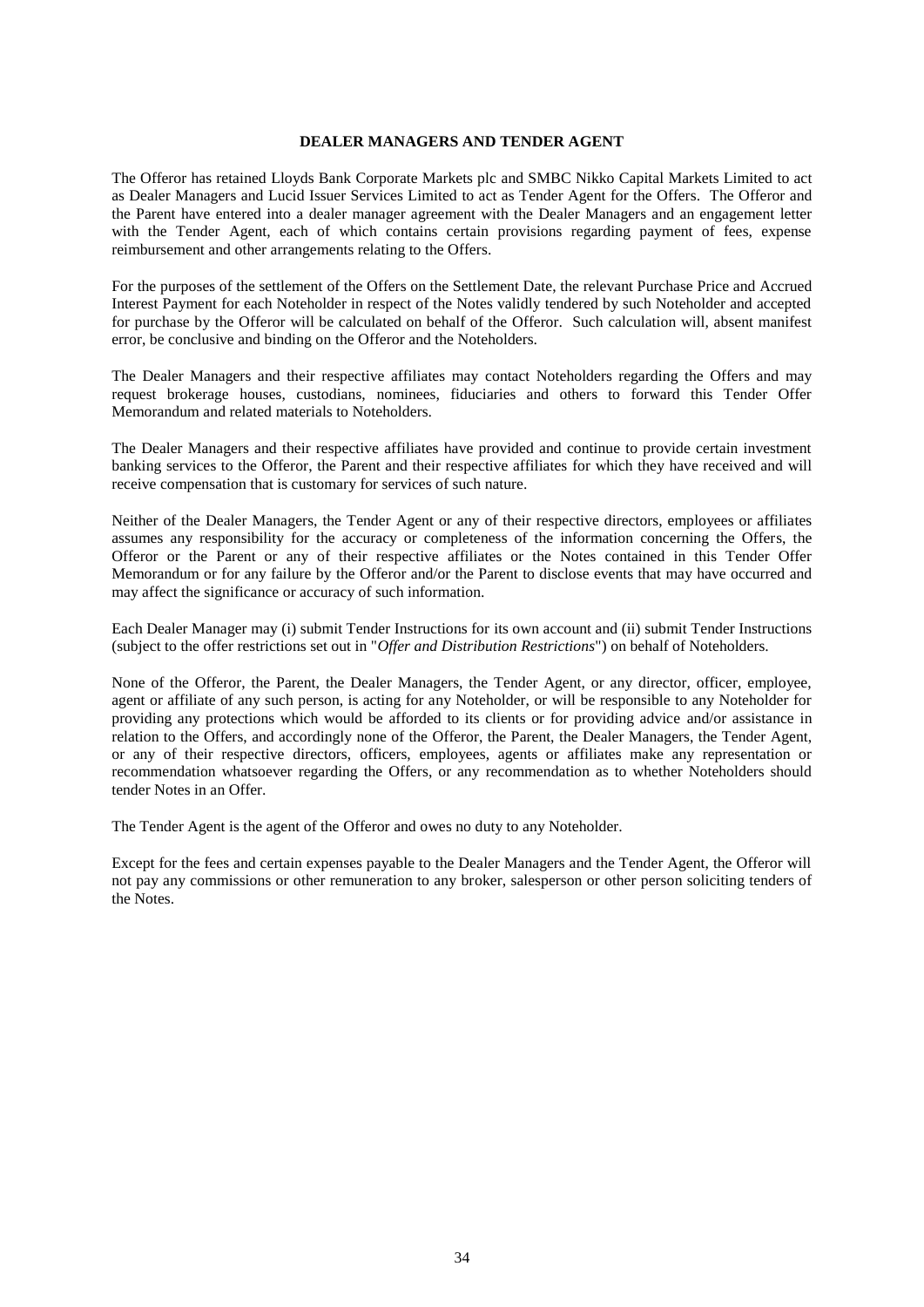## DEALER MANAGERS AND TENDER AGENT

The Offeror has retained Lloyds Bank Corporate Markets plc and SMBC Nikko Capital Markets Limited to act as Dealer Managers and Lucid Issuer Services Limited to act as Tender Agent for the Offers. The Offeror and the Parent have entered into a dealer manager agreement with the Dealer Managers and an engagement letter with the Tender Agent, each of which contains certain provisions regarding payment of fees, expense reimbursement and other arrangements relating to the Offers.

For the purposes of the settlement of the Offers on the Settlement Date, the relevant Purchase Price and Accrued Interest Payment for each Noteholder in respect of the Notes validly tendered by such Noteholder and accepted for purchase by the Offeror will be calculated on behalf of the Offeror. Such calculation will, absent manifest error, be conclusive and binding on the Offeror and the Noteholders.

The Dealer Managers and their respective affiliates may contact Noteholders regarding the Offers and may request brokerage houses, custodians, nominees, fiduciaries and others to forward this Tender Offer Memorandum and related materials to Noteholders.

The Dealer Managers and their respective affiliates have provided and continue to provide certain investment banking services to the Offeror, the Parent and their respective affiliates for which they have received and will receive compensation that is customary for services of such nature.

Neither of the Dealer Managers, the Tender Agent or any of their respective directors, employees or affiliates assumes any responsibility for the accuracy or completeness of the information concerning the Offers, the Offeror or the Parent or any of their respective affiliates or the Notes contained in this Tender Offer Memorandum or for any failure by the Offeror and/or the Parent to disclose events that may have occurred and may affect the significance or accuracy of such information.

Each Dealer Manager may (i) submit Tender Instructions for its own account and (ii) submit Tender Instructions (subject to the offer restrictions set out in "*Offer and Distribution Restrictions*") on behalf of Noteholders.

None of the Offeror, the Parent, the Dealer Managers, the Tender Agent, or any director, officer, employee, agent or affiliate of any such person, is acting for any Noteholder, or will be responsible to any Noteholder for providing any protections which would be afforded to its clients or for providing advice and/or assistance in relation to the Offers, and accordingly none of the Offeror, the Parent, the Dealer Managers, the Tender Agent, or any of their respective directors, officers, employees, agents or affiliates make any representation or recommendation whatsoever regarding the Offers, or any recommendation as to whether Noteholders should tender Notes in an Offer.

The Tender Agent is the agent of the Offeror and owes no duty to any Noteholder.

Except for the fees and certain expenses payable to the Dealer Managers and the Tender Agent, the Offeror will not pay any commissions or other remuneration to any broker, salesperson or other person soliciting tenders of the Notes.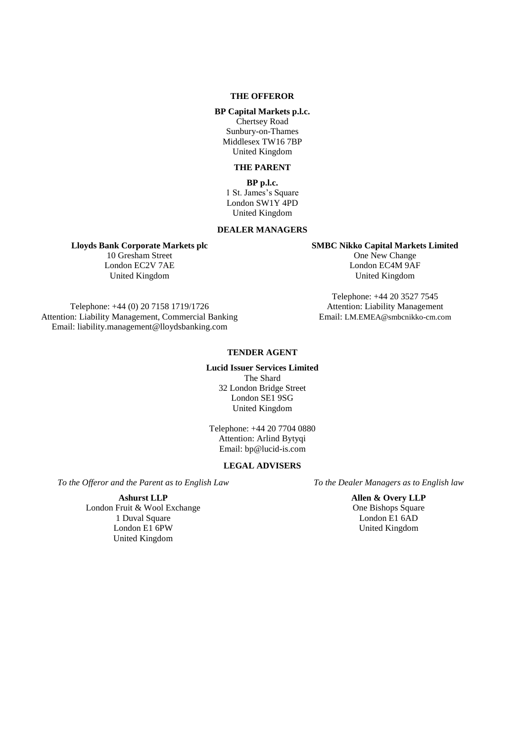**THE OFFEROR**

**BP Capital Markets p.l.c.**
Chertsey Road
Sunbury-on-Thames
Middlesex TW16 7BP
United Kingdom

**THE PARENT**

**BP p.l.c.**
1 St. James's Square
London SW1Y 4PD
United Kingdom

**DEALER MANAGERS**

**Lloyds Bank Corporate Markets plc**
10 Gresham Street
London EC2V 7AE
United Kingdom

Telephone: +44 (0) 20 7158 1719/1726
Attention: Liability Management, Commercial Banking
Email: liability.management@lloydsbanking.com

**SMBC Nikko Capital Markets Limited**
One New Change
London EC4M 9AF
United Kingdom

Telephone: +44 20 3527 7545
Attention: Liability Management
Email: LM.EMEA@smbcnikko-cm.com

**TENDER AGENT**

**Lucid Issuer Services Limited**
The Shard
32 London Bridge Street
London SE1 9SG
United Kingdom

Telephone: +44 20 7704 0880
Attention: Arlind Bytyqi
Email: bp@lucid-is.com

**LEGAL ADVISERS**

*To the Offeror and the Parent as to English Law*

**Ashurst LLP**
London Fruit & Wool Exchange
1 Duval Square
London E1 6PW
United Kingdom

*To the Dealer Managers as to English law*

**Allen & Overy LLP**
One Bishops Square
London E1 6AD
United Kingdom